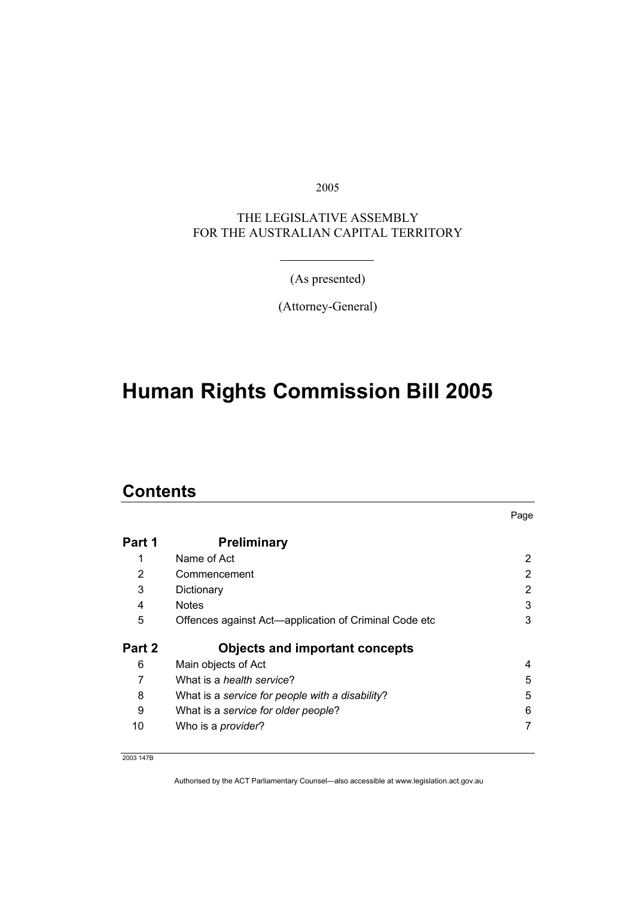2005

THE LEGISLATIVE ASSEMBLY
FOR THE AUSTRALIAN CAPITAL TERRITORY

(As presented)

(Attorney-General)

# Human Rights Commission Bill 2005

## Contents

| | | Page |
|---|---|---|
| **Part 1** | **Preliminary** | |
| 1 | Name of Act | 2 |
| 2 | Commencement | 2 |
| 3 | Dictionary | 2 |
| 4 | Notes | 3 |
| 5 | Offences against Act—application of Criminal Code etc | 3 |
| **Part 2** | **Objects and important concepts** | |
| 6 | Main objects of Act | 4 |
| 7 | What is a *health service*? | 5 |
| 8 | What is a *service for people with a disability*? | 5 |
| 9 | What is a *service for older people*? | 6 |
| 10 | Who is a *provider*? | 7 |

2003 147B

Authorised by the ACT Parliamentary Counsel—also accessible at www.legislation.act.gov.au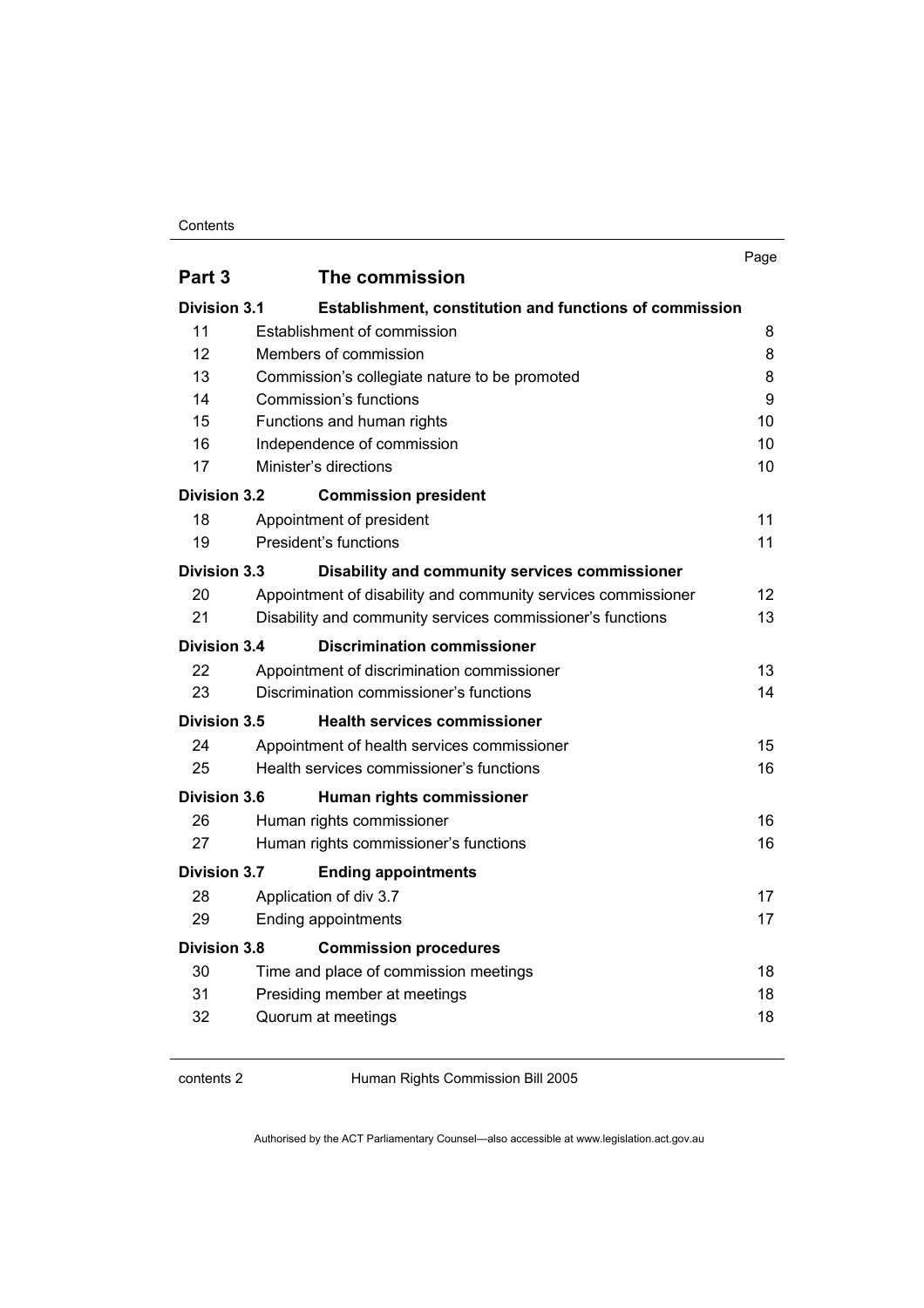| | | Page |
|---|---|---|
| **Part 3** | **The commission** | |
| **Division 3.1** | **Establishment, constitution and functions of commission** | |
| 11 | Establishment of commission | 8 |
| 12 | Members of commission | 8 |
| 13 | Commission's collegiate nature to be promoted | 8 |
| 14 | Commission's functions | 9 |
| 15 | Functions and human rights | 10 |
| 16 | Independence of commission | 10 |
| 17 | Minister's directions | 10 |
| **Division 3.2** | **Commission president** | |
| 18 | Appointment of president | 11 |
| 19 | President's functions | 11 |
| **Division 3.3** | **Disability and community services commissioner** | |
| 20 | Appointment of disability and community services commissioner | 12 |
| 21 | Disability and community services commissioner's functions | 13 |
| **Division 3.4** | **Discrimination commissioner** | |
| 22 | Appointment of discrimination commissioner | 13 |
| 23 | Discrimination commissioner's functions | 14 |
| **Division 3.5** | **Health services commissioner** | |
| 24 | Appointment of health services commissioner | 15 |
| 25 | Health services commissioner's functions | 16 |
| **Division 3.6** | **Human rights commissioner** | |
| 26 | Human rights commissioner | 16 |
| 27 | Human rights commissioner's functions | 16 |
| **Division 3.7** | **Ending appointments** | |
| 28 | Application of div 3.7 | 17 |
| 29 | Ending appointments | 17 |
| **Division 3.8** | **Commission procedures** | |
| 30 | Time and place of commission meetings | 18 |
| 31 | Presiding member at meetings | 18 |
| 32 | Quorum at meetings | 18 |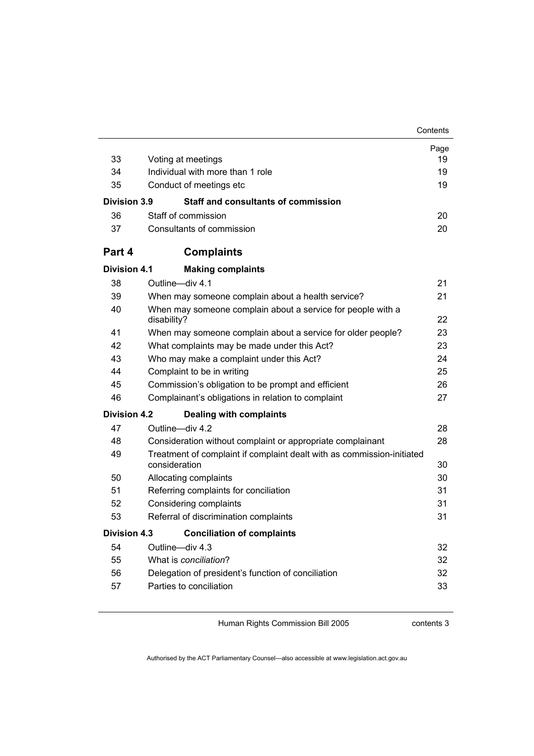| | | Page |
|---|---|---|
| 33 | Voting at meetings | 19 |
| 34 | Individual with more than 1 role | 19 |
| 35 | Conduct of meetings etc | 19 |
| **Division 3.9** | **Staff and consultants of commission** | |
| 36 | Staff of commission | 20 |
| 37 | Consultants of commission | 20 |
| **Part 4** | **Complaints** | |
| **Division 4.1** | **Making complaints** | |
| 38 | Outline—div 4.1 | 21 |
| 39 | When may someone complain about a health service? | 21 |
| 40 | When may someone complain about a service for people with a disability? | 22 |
| 41 | When may someone complain about a service for older people? | 23 |
| 42 | What complaints may be made under this Act? | 23 |
| 43 | Who may make a complaint under this Act? | 24 |
| 44 | Complaint to be in writing | 25 |
| 45 | Commission's obligation to be prompt and efficient | 26 |
| 46 | Complainant's obligations in relation to complaint | 27 |
| **Division 4.2** | **Dealing with complaints** | |
| 47 | Outline—div 4.2 | 28 |
| 48 | Consideration without complaint or appropriate complainant | 28 |
| 49 | Treatment of complaint if complaint dealt with as commission-initiated consideration | 30 |
| 50 | Allocating complaints | 30 |
| 51 | Referring complaints for conciliation | 31 |
| 52 | Considering complaints | 31 |
| 53 | Referral of discrimination complaints | 31 |
| **Division 4.3** | **Conciliation of complaints** | |
| 54 | Outline—div 4.3 | 32 |
| 55 | What is *conciliation*? | 32 |
| 56 | Delegation of president's function of conciliation | 32 |
| 57 | Parties to conciliation | 33 |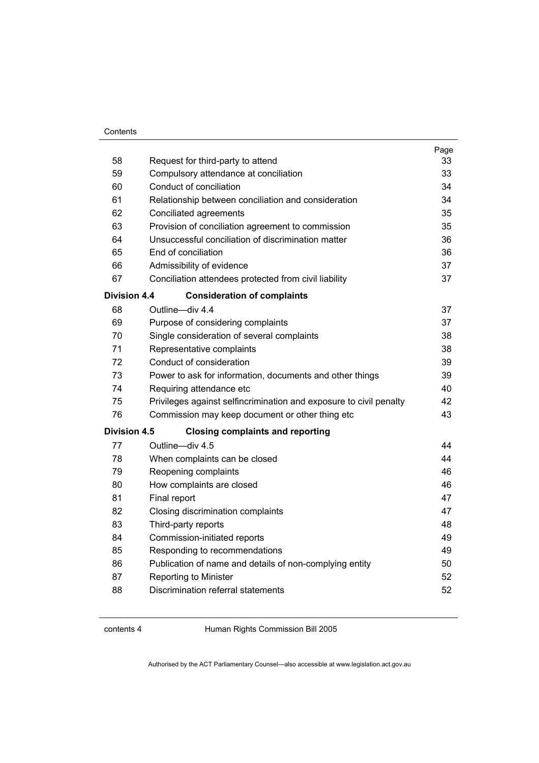| | | Page |
|---|---|---|
| 58 | Request for third-party to attend | 33 |
| 59 | Compulsory attendance at conciliation | 33 |
| 60 | Conduct of conciliation | 34 |
| 61 | Relationship between conciliation and consideration | 34 |
| 62 | Conciliated agreements | 35 |
| 63 | Provision of conciliation agreement to commission | 35 |
| 64 | Unsuccessful conciliation of discrimination matter | 36 |
| 65 | End of conciliation | 36 |
| 66 | Admissibility of evidence | 37 |
| 67 | Conciliation attendees protected from civil liability | 37 |
| **Division 4.4** | **Consideration of complaints** | |
| 68 | Outline—div 4.4 | 37 |
| 69 | Purpose of considering complaints | 37 |
| 70 | Single consideration of several complaints | 38 |
| 71 | Representative complaints | 38 |
| 72 | Conduct of consideration | 39 |
| 73 | Power to ask for information, documents and other things | 39 |
| 74 | Requiring attendance etc | 40 |
| 75 | Privileges against selfincrimination and exposure to civil penalty | 42 |
| 76 | Commission may keep document or other thing etc | 43 |
| **Division 4.5** | **Closing complaints and reporting** | |
| 77 | Outline—div 4.5 | 44 |
| 78 | When complaints can be closed | 44 |
| 79 | Reopening complaints | 46 |
| 80 | How complaints are closed | 46 |
| 81 | Final report | 47 |
| 82 | Closing discrimination complaints | 47 |
| 83 | Third-party reports | 48 |
| 84 | Commission-initiated reports | 49 |
| 85 | Responding to recommendations | 49 |
| 86 | Publication of name and details of non-complying entity | 50 |
| 87 | Reporting to Minister | 52 |
| 88 | Discrimination referral statements | 52 |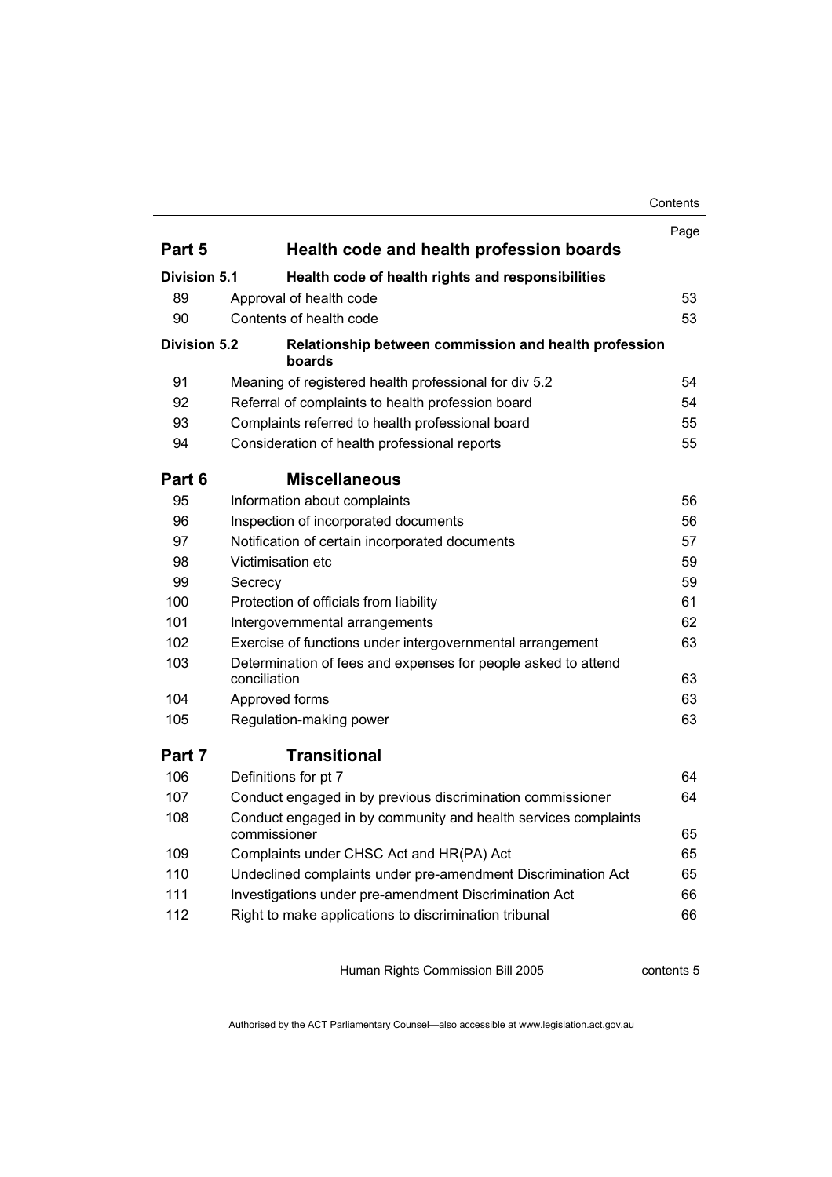| | | Page |
|---|---|---|
| **Part 5** | **Health code and health profession boards** | |
| **Division 5.1** | **Health code of health rights and responsibilities** | |
| 89 | Approval of health code | 53 |
| 90 | Contents of health code | 53 |
| **Division 5.2** | **Relationship between commission and health profession boards** | |
| 91 | Meaning of registered health professional for div 5.2 | 54 |
| 92 | Referral of complaints to health profession board | 54 |
| 93 | Complaints referred to health professional board | 55 |
| 94 | Consideration of health professional reports | 55 |
| **Part 6** | **Miscellaneous** | |
| 95 | Information about complaints | 56 |
| 96 | Inspection of incorporated documents | 56 |
| 97 | Notification of certain incorporated documents | 57 |
| 98 | Victimisation etc | 59 |
| 99 | Secrecy | 59 |
| 100 | Protection of officials from liability | 61 |
| 101 | Intergovernmental arrangements | 62 |
| 102 | Exercise of functions under intergovernmental arrangement | 63 |
| 103 | Determination of fees and expenses for people asked to attend conciliation | 63 |
| 104 | Approved forms | 63 |
| 105 | Regulation-making power | 63 |
| **Part 7** | **Transitional** | |
| 106 | Definitions for pt 7 | 64 |
| 107 | Conduct engaged in by previous discrimination commissioner | 64 |
| 108 | Conduct engaged in by community and health services complaints commissioner | 65 |
| 109 | Complaints under CHSC Act and HR(PA) Act | 65 |
| 110 | Undeclined complaints under pre-amendment Discrimination Act | 65 |
| 111 | Investigations under pre-amendment Discrimination Act | 66 |
| 112 | Right to make applications to discrimination tribunal | 66 |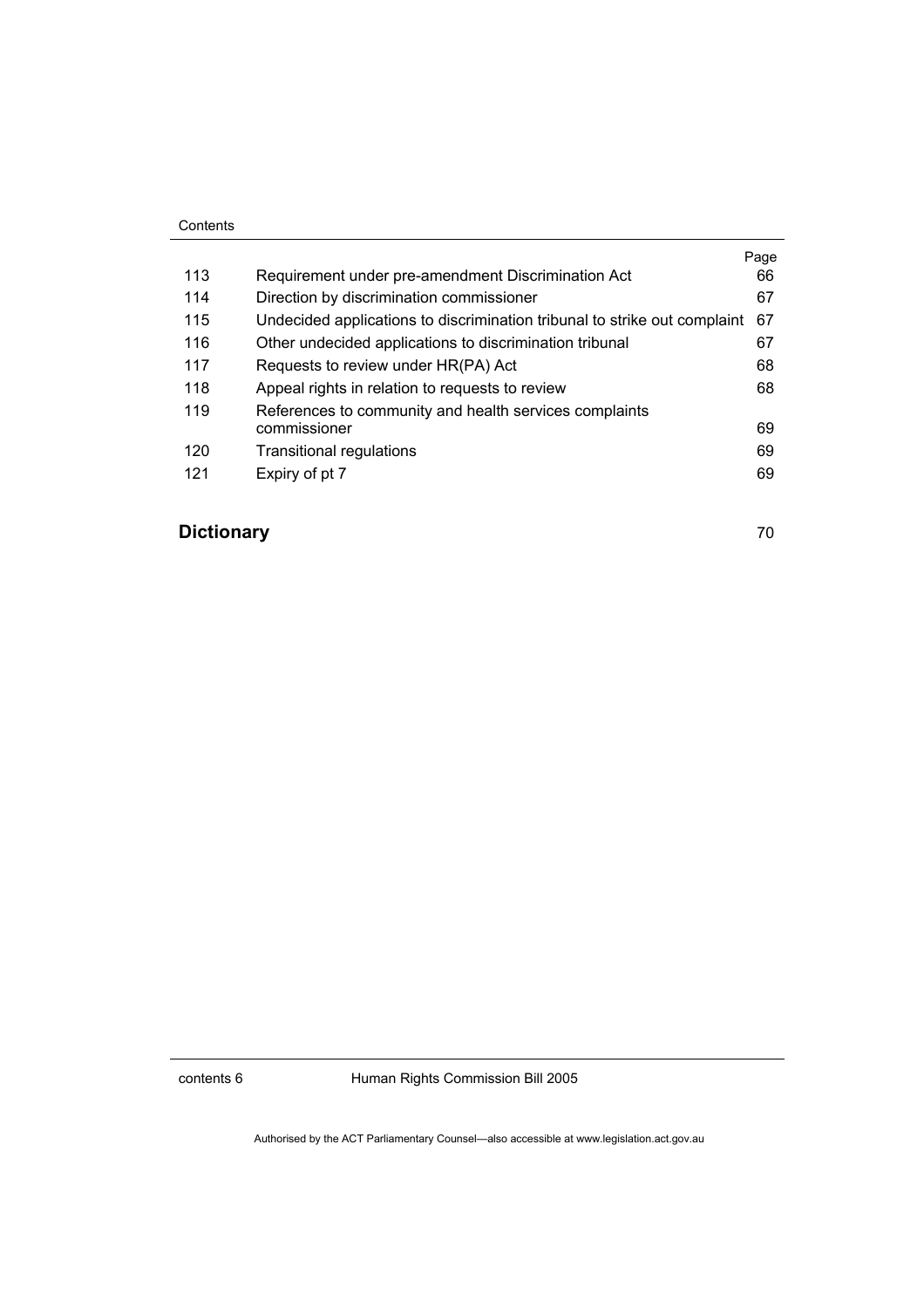| | | Page |
|---|---|---|
| 113 | Requirement under pre-amendment Discrimination Act | 66 |
| 114 | Direction by discrimination commissioner | 67 |
| 115 | Undecided applications to discrimination tribunal to strike out complaint | 67 |
| 116 | Other undecided applications to discrimination tribunal | 67 |
| 117 | Requests to review under HR(PA) Act | 68 |
| 118 | Appeal rights in relation to requests to review | 68 |
| 119 | References to community and health services complaints commissioner | 69 |
| 120 | Transitional regulations | 69 |
| 121 | Expiry of pt 7 | 69 |

**Dictionary** 70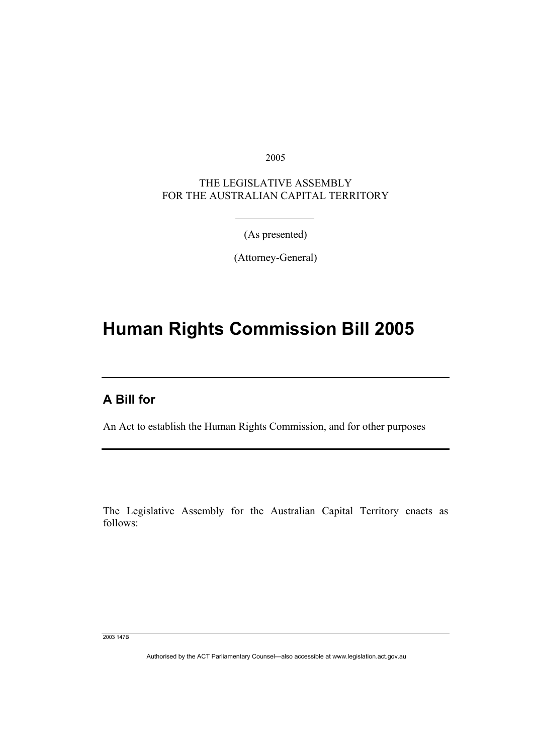2005

THE LEGISLATIVE ASSEMBLY
FOR THE AUSTRALIAN CAPITAL TERRITORY

(As presented)

(Attorney-General)

# Human Rights Commission Bill 2005

## A Bill for

An Act to establish the Human Rights Commission, and for other purposes

The Legislative Assembly for the Australian Capital Territory enacts as follows:

2003 147B

Authorised by the ACT Parliamentary Counsel—also accessible at www.legislation.act.gov.au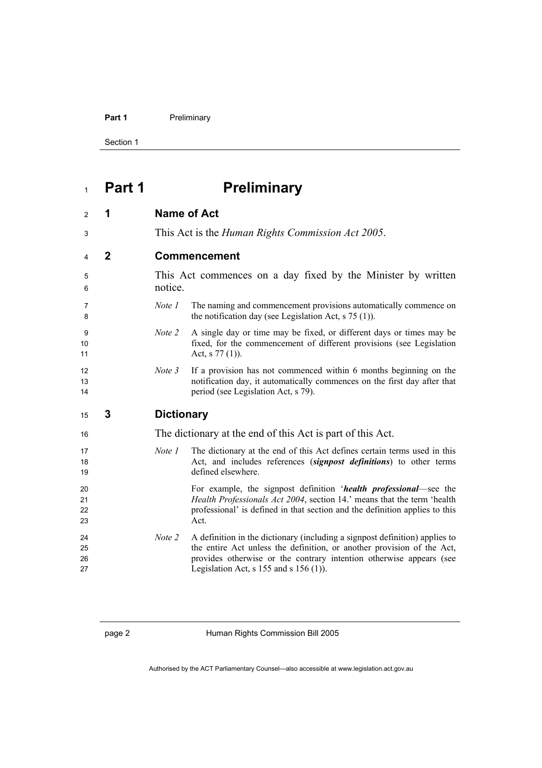# Part 1 Preliminary

## 1 Name of Act

This Act is the *Human Rights Commission Act 2005*.

## 2 Commencement

This Act commences on a day fixed by the Minister by written notice.

*Note 1* The naming and commencement provisions automatically commence on the notification day (see Legislation Act, s 75 (1)).

*Note 2* A single day or time may be fixed, or different days or times may be fixed, for the commencement of different provisions (see Legislation Act, s 77 (1)).

*Note 3* If a provision has not commenced within 6 months beginning on the notification day, it automatically commences on the first day after that period (see Legislation Act, s 79).

## 3 Dictionary

The dictionary at the end of this Act is part of this Act.

*Note 1* The dictionary at the end of this Act defines certain terms used in this Act, and includes references (***signpost definitions***) to other terms defined elsewhere.

For example, the signpost definition '***health professional***—see the *Health Professionals Act 2004*, section 14.' means that the term 'health professional' is defined in that section and the definition applies to this Act.

*Note 2* A definition in the dictionary (including a signpost definition) applies to the entire Act unless the definition, or another provision of the Act, provides otherwise or the contrary intention otherwise appears (see Legislation Act, s 155 and s 156 (1)).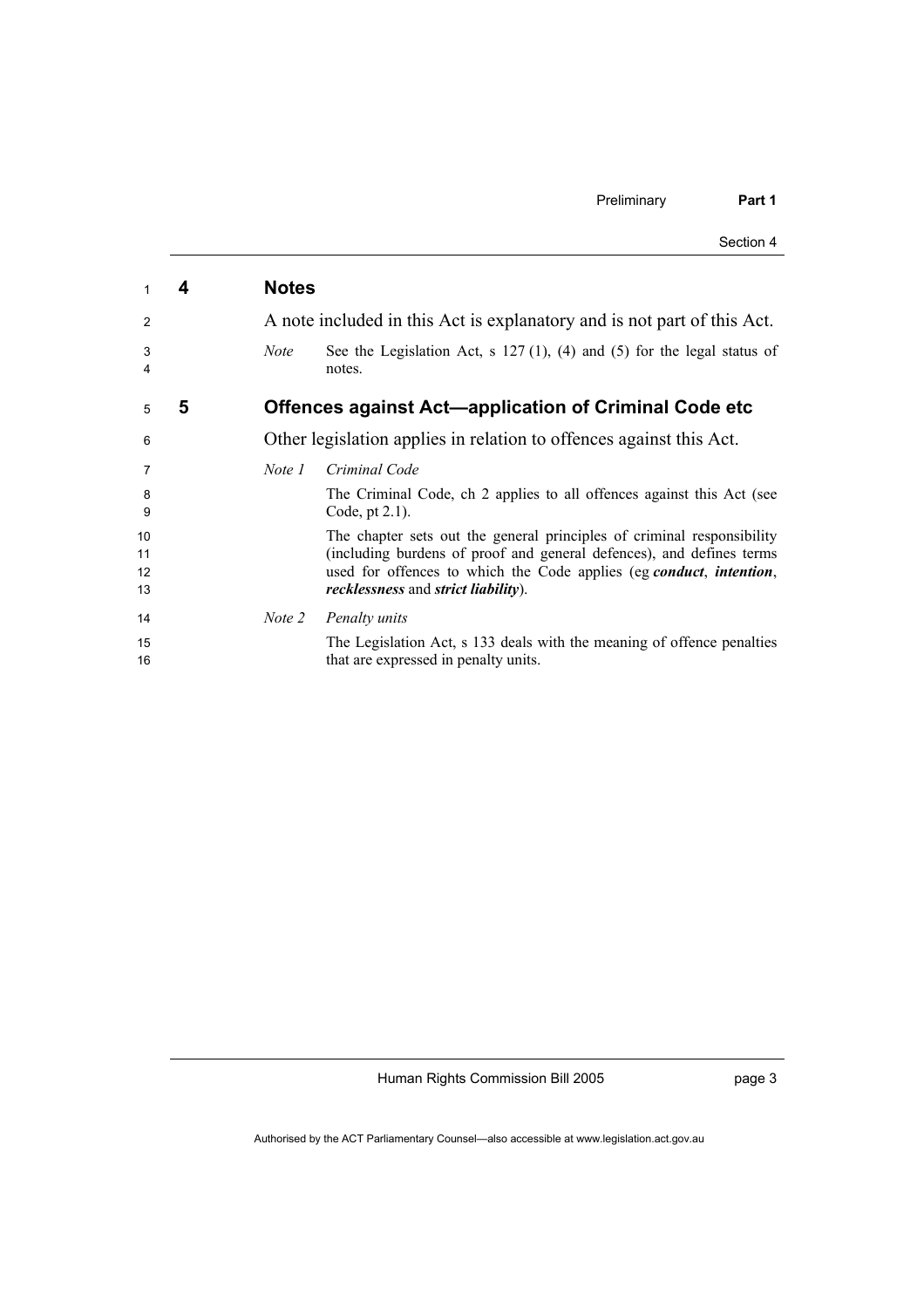## 4 Notes

A note included in this Act is explanatory and is not part of this Act.

*Note* See the Legislation Act, s 127 (1), (4) and (5) for the legal status of notes.

## 5 Offences against Act—application of Criminal Code etc

Other legislation applies in relation to offences against this Act.

*Note 1* *Criminal Code*

The Criminal Code, ch 2 applies to all offences against this Act (see Code, pt 2.1).

The chapter sets out the general principles of criminal responsibility (including burdens of proof and general defences), and defines terms used for offences to which the Code applies (eg ***conduct***, ***intention***, ***recklessness*** and ***strict liability***).

*Note 2* *Penalty units*

The Legislation Act, s 133 deals with the meaning of offence penalties that are expressed in penalty units.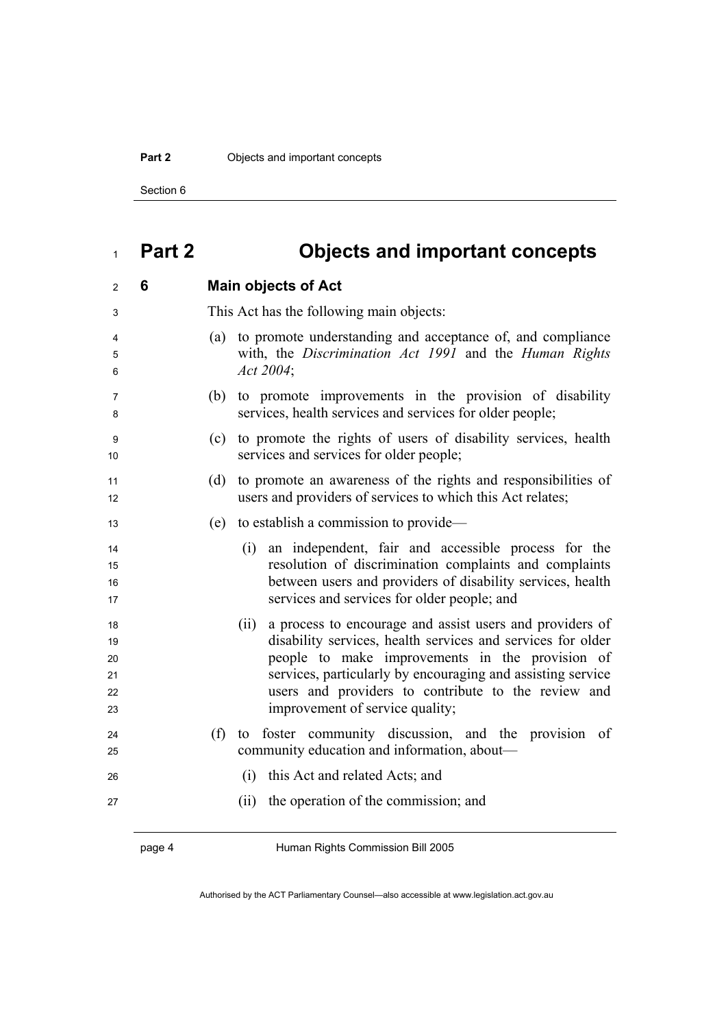# Part 2 Objects and important concepts

## 6 Main objects of Act

This Act has the following main objects:

(a) to promote understanding and acceptance of, and compliance with, the *Discrimination Act 1991* and the *Human Rights Act 2004*;

(b) to promote improvements in the provision of disability services, health services and services for older people;

(c) to promote the rights of users of disability services, health services and services for older people;

(d) to promote an awareness of the rights and responsibilities of users and providers of services to which this Act relates;

(e) to establish a commission to provide—

(i) an independent, fair and accessible process for the resolution of discrimination complaints and complaints between users and providers of disability services, health services and services for older people; and

(ii) a process to encourage and assist users and providers of disability services, health services and services for older people to make improvements in the provision of services, particularly by encouraging and assisting service users and providers to contribute to the review and improvement of service quality;

(f) to foster community discussion, and the provision of community education and information, about—

(i) this Act and related Acts; and

(ii) the operation of the commission; and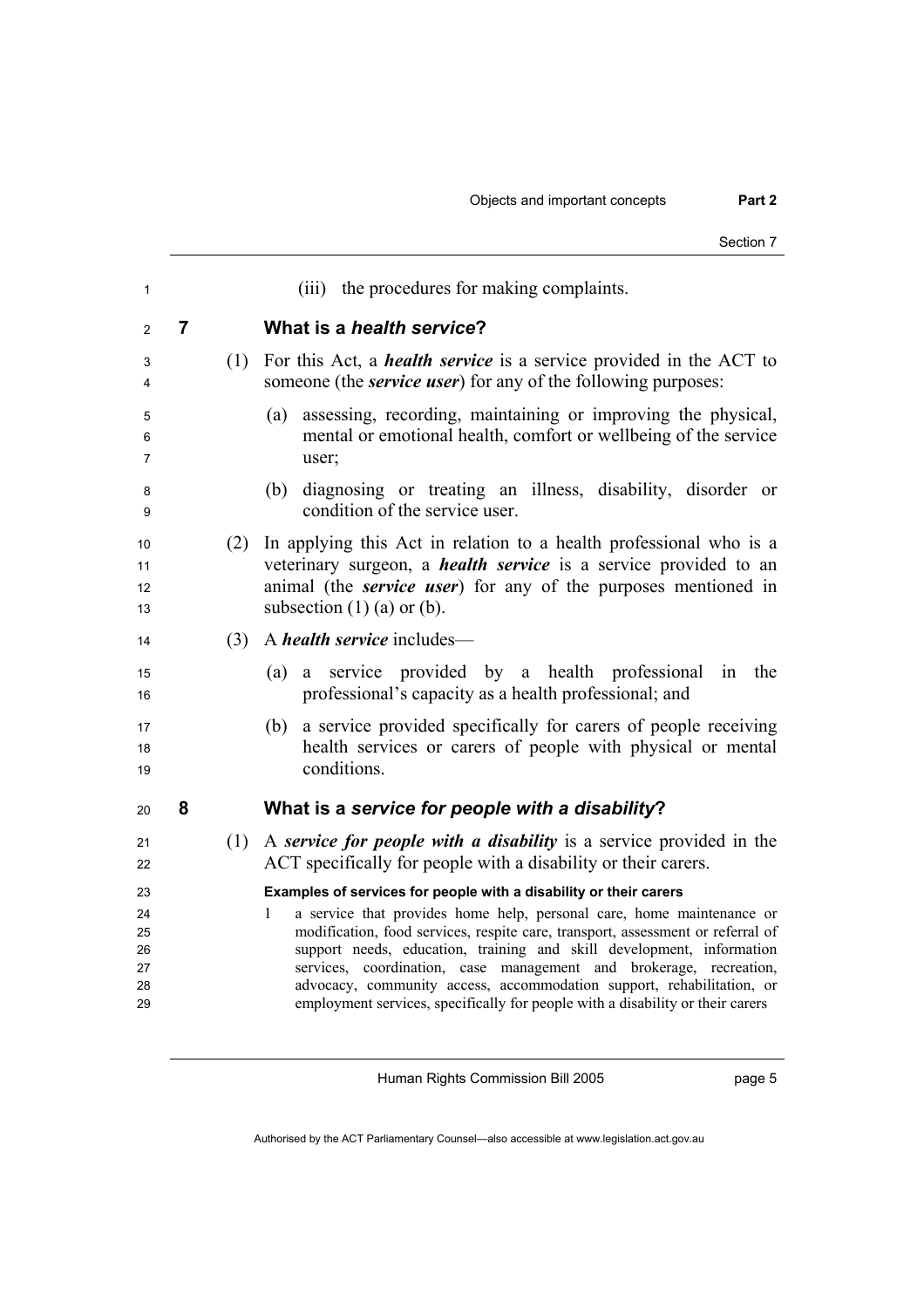(iii) the procedures for making complaints.

## 7 What is a *health service*?

(1) For this Act, a ***health service*** is a service provided in the ACT to someone (the ***service user***) for any of the following purposes:

(a) assessing, recording, maintaining or improving the physical, mental or emotional health, comfort or wellbeing of the service user;

(b) diagnosing or treating an illness, disability, disorder or condition of the service user.

(2) In applying this Act in relation to a health professional who is a veterinary surgeon, a ***health service*** is a service provided to an animal (the ***service user***) for any of the purposes mentioned in subsection (1) (a) or (b).

(3) A ***health service*** includes—

(a) a service provided by a health professional in the professional's capacity as a health professional; and

(b) a service provided specifically for carers of people receiving health services or carers of people with physical or mental conditions.

## 8 What is a *service for people with a disability*?

(1) A ***service for people with a disability*** is a service provided in the ACT specifically for people with a disability or their carers.

**Examples of services for people with a disability or their carers**

1 a service that provides home help, personal care, home maintenance or modification, food services, respite care, transport, assessment or referral of support needs, education, training and skill development, information services, coordination, case management and brokerage, recreation, advocacy, community access, accommodation support, rehabilitation, or employment services, specifically for people with a disability or their carers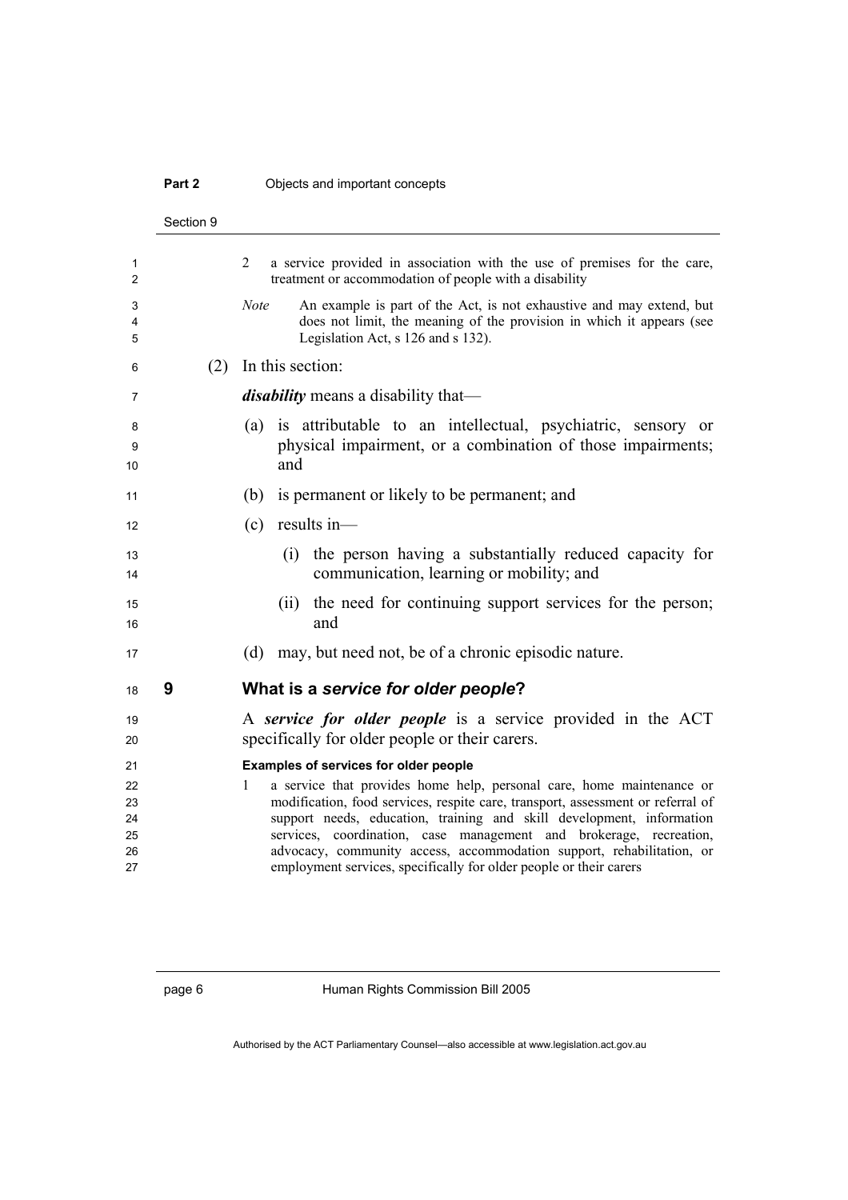2 a service provided in association with the use of premises for the care, treatment or accommodation of people with a disability

*Note* An example is part of the Act, is not exhaustive and may extend, but does not limit, the meaning of the provision in which it appears (see Legislation Act, s 126 and s 132).

(2) In this section:

***disability*** means a disability that—

(a) is attributable to an intellectual, psychiatric, sensory or physical impairment, or a combination of those impairments; and

(b) is permanent or likely to be permanent; and

(c) results in—

(i) the person having a substantially reduced capacity for communication, learning or mobility; and

(ii) the need for continuing support services for the person; and

(d) may, but need not, be of a chronic episodic nature.

## 9 What is a *service for older people*?

A ***service for older people*** is a service provided in the ACT specifically for older people or their carers.

**Examples of services for older people**

1 a service that provides home help, personal care, home maintenance or modification, food services, respite care, transport, assessment or referral of support needs, education, training and skill development, information services, coordination, case management and brokerage, recreation, advocacy, community access, accommodation support, rehabilitation, or employment services, specifically for older people or their carers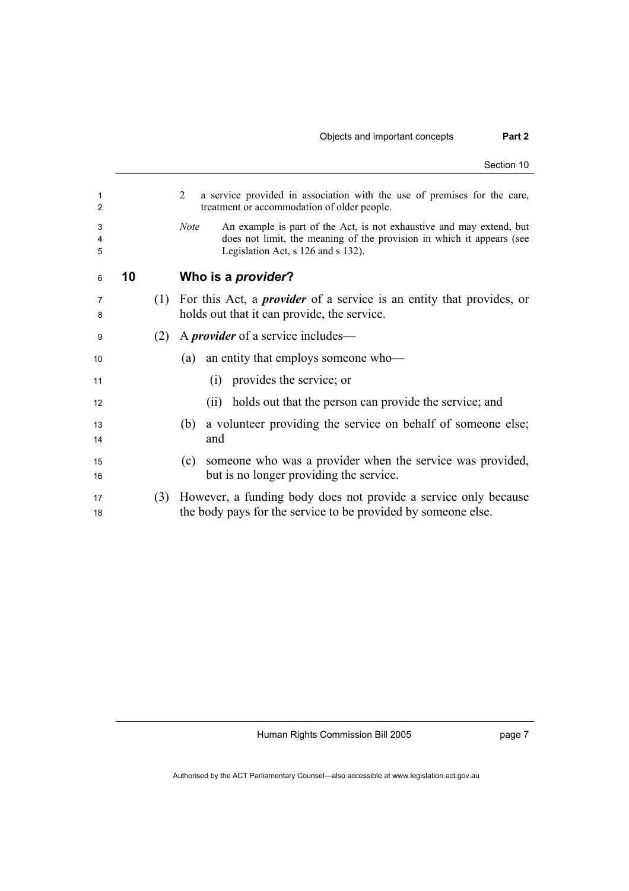2 a service provided in association with the use of premises for the care, treatment or accommodation of older people.

*Note* An example is part of the Act, is not exhaustive and may extend, but does not limit, the meaning of the provision in which it appears (see Legislation Act, s 126 and s 132).

## 10 Who is a *provider*?

(1) For this Act, a ***provider*** of a service is an entity that provides, or holds out that it can provide, the service.

(2) A ***provider*** of a service includes—

(a) an entity that employs someone who—

(i) provides the service; or

(ii) holds out that the person can provide the service; and

(b) a volunteer providing the service on behalf of someone else; and

(c) someone who was a provider when the service was provided, but is no longer providing the service.

(3) However, a funding body does not provide a service only because the body pays for the service to be provided by someone else.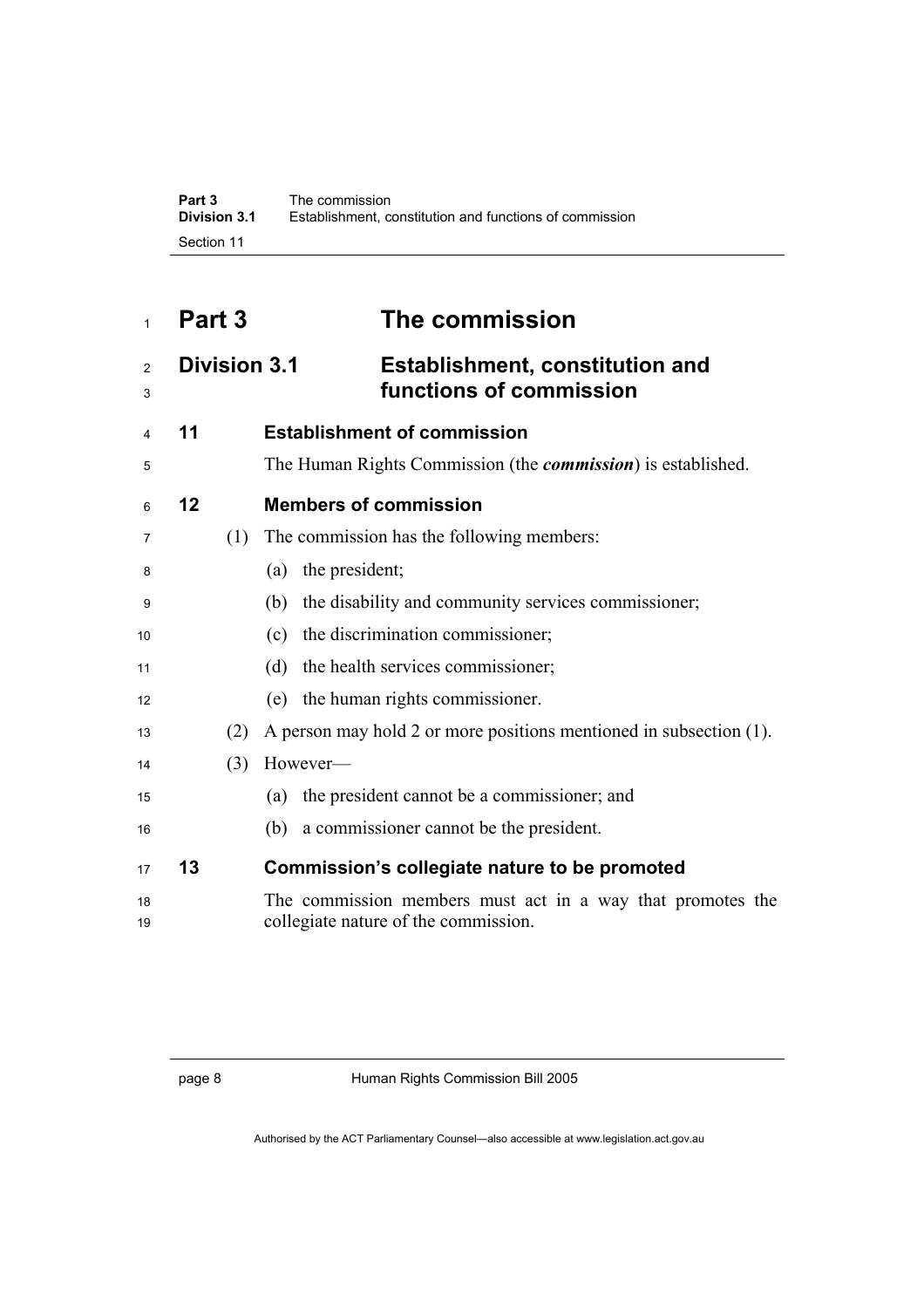# Part 3 The commission

## Division 3.1 Establishment, constitution and functions of commission

### 11 Establishment of commission

The Human Rights Commission (the ***commission***) is established.

### 12 Members of commission

(1) The commission has the following members:

(a) the president;

(b) the disability and community services commissioner;

(c) the discrimination commissioner;

(d) the health services commissioner;

(e) the human rights commissioner.

(2) A person may hold 2 or more positions mentioned in subsection (1).

(3) However—

(a) the president cannot be a commissioner; and

(b) a commissioner cannot be the president.

### 13 Commission's collegiate nature to be promoted

The commission members must act in a way that promotes the collegiate nature of the commission.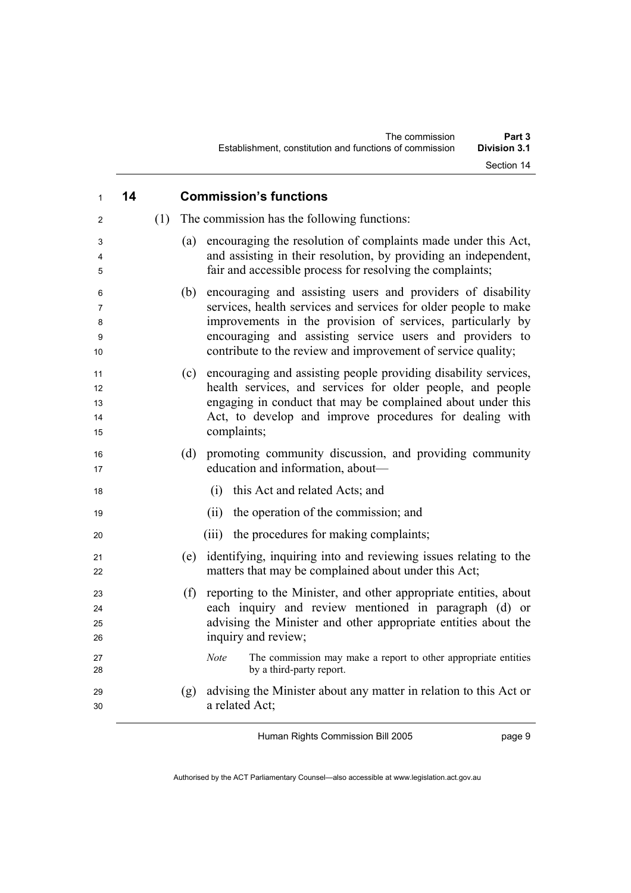## 14 Commission's functions

(1) The commission has the following functions:

(a) encouraging the resolution of complaints made under this Act, and assisting in their resolution, by providing an independent, fair and accessible process for resolving the complaints;

(b) encouraging and assisting users and providers of disability services, health services and services for older people to make improvements in the provision of services, particularly by encouraging and assisting service users and providers to contribute to the review and improvement of service quality;

(c) encouraging and assisting people providing disability services, health services, and services for older people, and people engaging in conduct that may be complained about under this Act, to develop and improve procedures for dealing with complaints;

(d) promoting community discussion, and providing community education and information, about—

(i) this Act and related Acts; and

(ii) the operation of the commission; and

(iii) the procedures for making complaints;

(e) identifying, inquiring into and reviewing issues relating to the matters that may be complained about under this Act;

(f) reporting to the Minister, and other appropriate entities, about each inquiry and review mentioned in paragraph (d) or advising the Minister and other appropriate entities about the inquiry and review;

*Note* The commission may make a report to other appropriate entities by a third-party report.

(g) advising the Minister about any matter in relation to this Act or a related Act;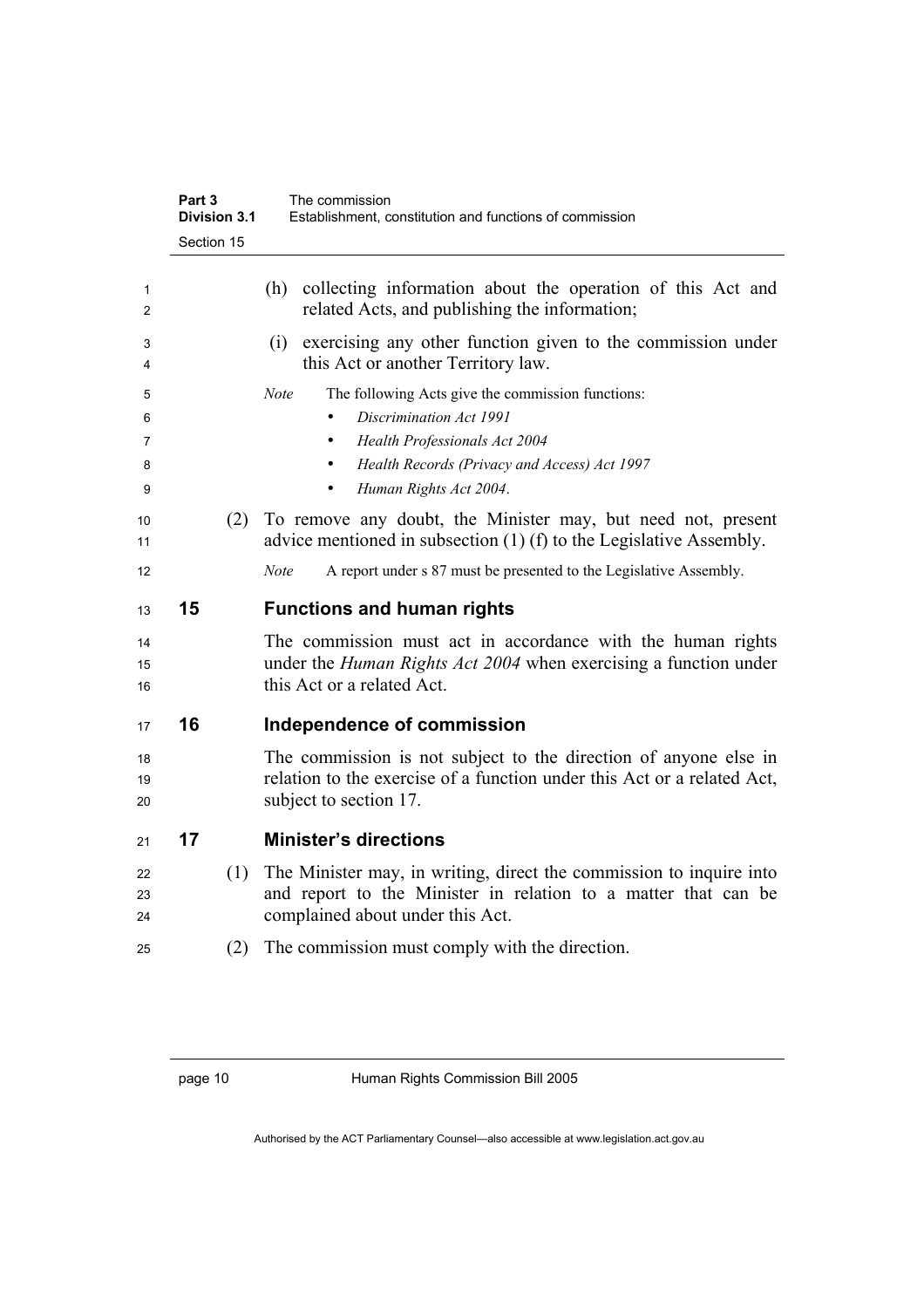(h) collecting information about the operation of this Act and related Acts, and publishing the information;

(i) exercising any other function given to the commission under this Act or another Territory law.

*Note* The following Acts give the commission functions:

- *Discrimination Act 1991*
- *Health Professionals Act 2004*
- *Health Records (Privacy and Access) Act 1997*
- *Human Rights Act 2004*.

(2) To remove any doubt, the Minister may, but need not, present advice mentioned in subsection (1) (f) to the Legislative Assembly.

*Note* A report under s 87 must be presented to the Legislative Assembly.

## 15 Functions and human rights

The commission must act in accordance with the human rights under the *Human Rights Act 2004* when exercising a function under this Act or a related Act.

## 16 Independence of commission

The commission is not subject to the direction of anyone else in relation to the exercise of a function under this Act or a related Act, subject to section 17.

## 17 Minister's directions

(1) The Minister may, in writing, direct the commission to inquire into and report to the Minister in relation to a matter that can be complained about under this Act.

(2) The commission must comply with the direction.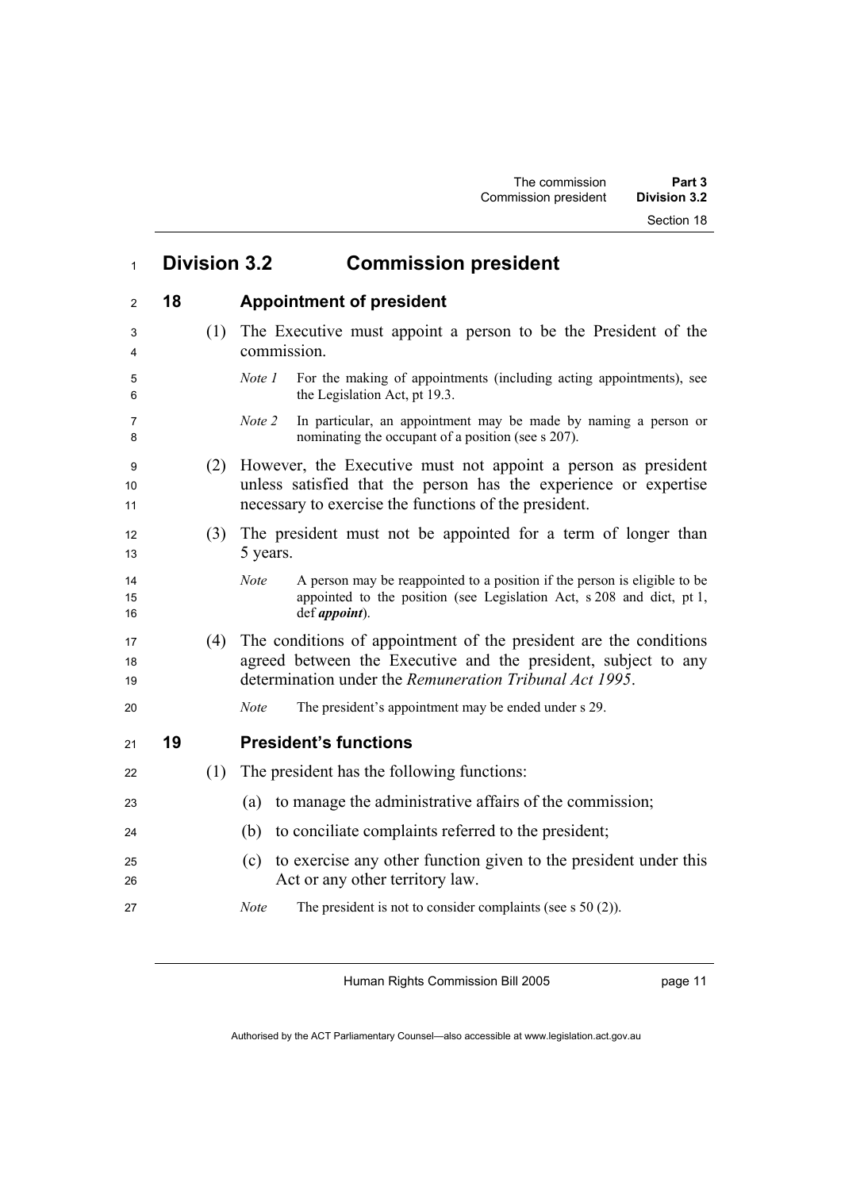## Division 3.2 Commission president

### 18 Appointment of president

(1) The Executive must appoint a person to be the President of the commission.

*Note 1* For the making of appointments (including acting appointments), see the Legislation Act, pt 19.3.

*Note 2* In particular, an appointment may be made by naming a person or nominating the occupant of a position (see s 207).

(2) However, the Executive must not appoint a person as president unless satisfied that the person has the experience or expertise necessary to exercise the functions of the president.

(3) The president must not be appointed for a term of longer than 5 years.

*Note* A person may be reappointed to a position if the person is eligible to be appointed to the position (see Legislation Act, s 208 and dict, pt 1, def ***appoint***).

(4) The conditions of appointment of the president are the conditions agreed between the Executive and the president, subject to any determination under the *Remuneration Tribunal Act 1995*.

*Note* The president's appointment may be ended under s 29.

### 19 President's functions

(1) The president has the following functions:

(a) to manage the administrative affairs of the commission;

(b) to conciliate complaints referred to the president;

(c) to exercise any other function given to the president under this Act or any other territory law.

*Note* The president is not to consider complaints (see s 50 (2)).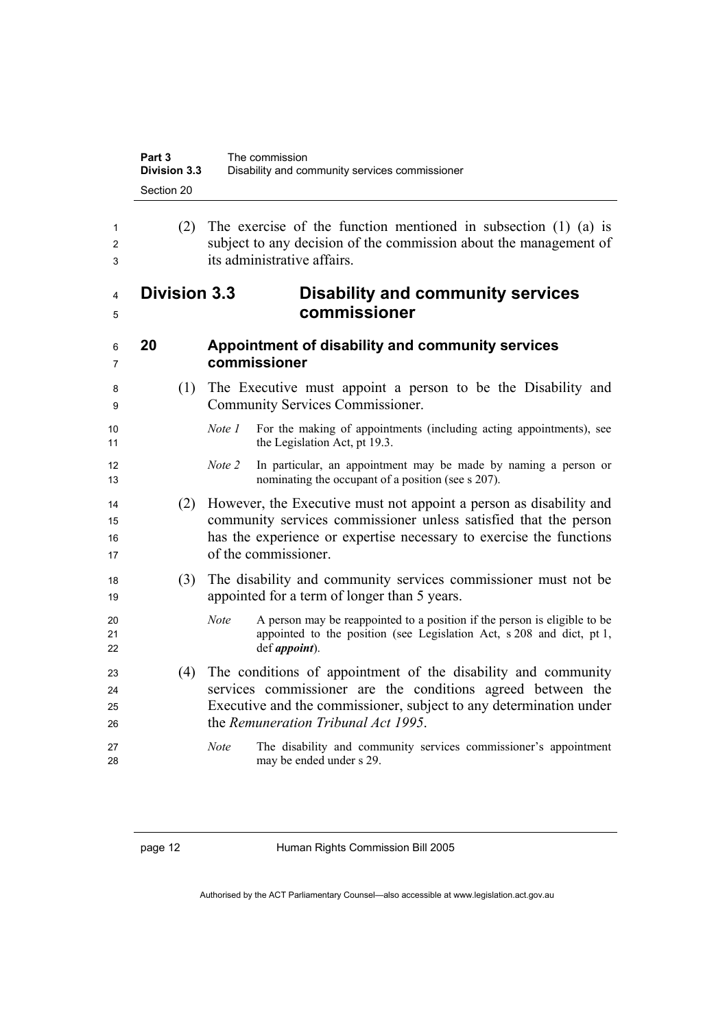(2) The exercise of the function mentioned in subsection (1) (a) is subject to any decision of the commission about the management of its administrative affairs.

## Division 3.3 Disability and community services commissioner

### 20 Appointment of disability and community services commissioner

(1) The Executive must appoint a person to be the Disability and Community Services Commissioner.

*Note 1* For the making of appointments (including acting appointments), see the Legislation Act, pt 19.3.

*Note 2* In particular, an appointment may be made by naming a person or nominating the occupant of a position (see s 207).

(2) However, the Executive must not appoint a person as disability and community services commissioner unless satisfied that the person has the experience or expertise necessary to exercise the functions of the commissioner.

(3) The disability and community services commissioner must not be appointed for a term of longer than 5 years.

*Note* A person may be reappointed to a position if the person is eligible to be appointed to the position (see Legislation Act, s 208 and dict, pt 1, def ***appoint***).

(4) The conditions of appointment of the disability and community services commissioner are the conditions agreed between the Executive and the commissioner, subject to any determination under the *Remuneration Tribunal Act 1995*.

*Note* The disability and community services commissioner's appointment may be ended under s 29.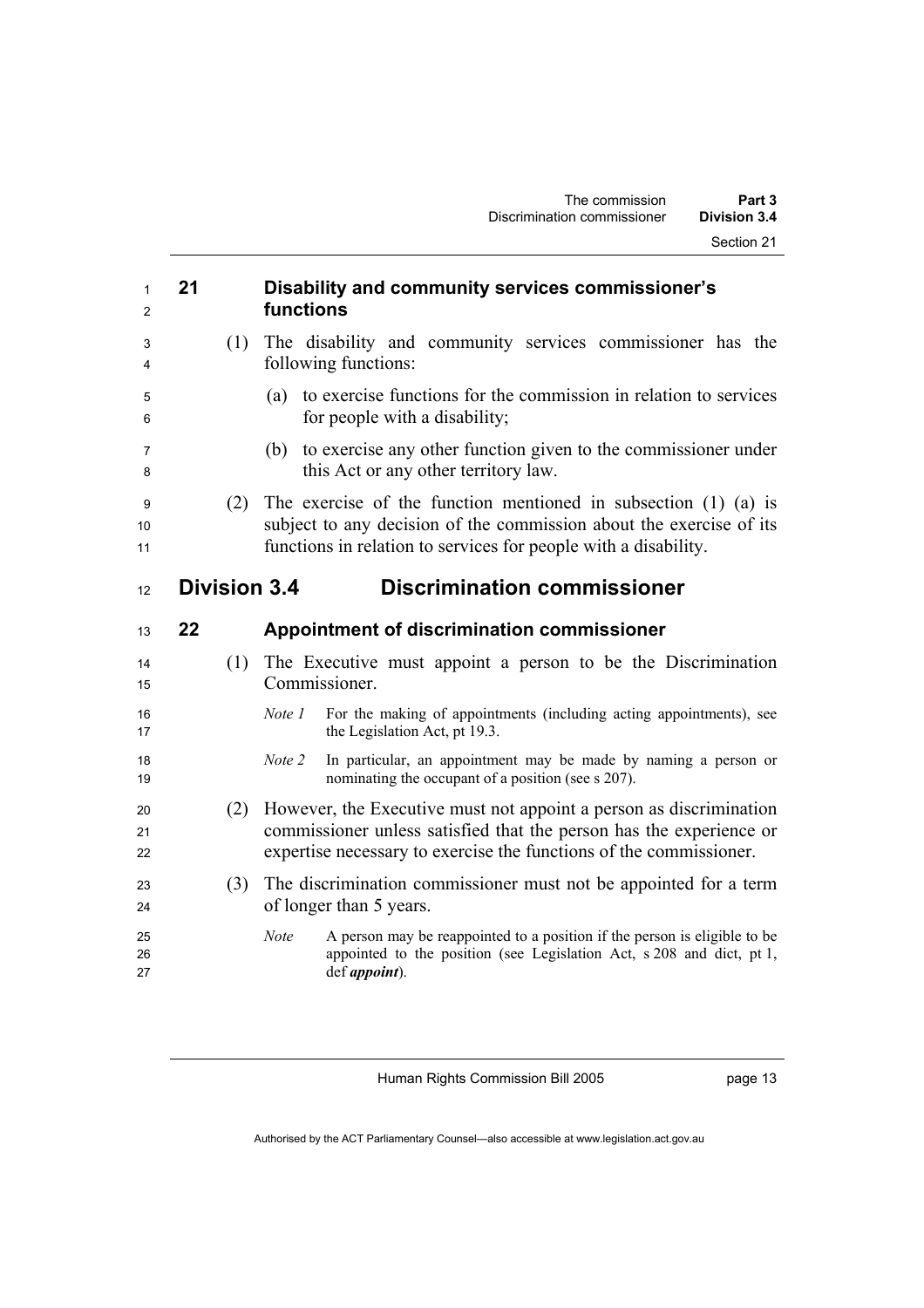### 21 Disability and community services commissioner's functions

(1) The disability and community services commissioner has the following functions:

(a) to exercise functions for the commission in relation to services for people with a disability;

(b) to exercise any other function given to the commissioner under this Act or any other territory law.

(2) The exercise of the function mentioned in subsection (1) (a) is subject to any decision of the commission about the exercise of its functions in relation to services for people with a disability.

## Division 3.4 Discrimination commissioner

### 22 Appointment of discrimination commissioner

(1) The Executive must appoint a person to be the Discrimination Commissioner.

*Note 1* For the making of appointments (including acting appointments), see the Legislation Act, pt 19.3.

*Note 2* In particular, an appointment may be made by naming a person or nominating the occupant of a position (see s 207).

(2) However, the Executive must not appoint a person as discrimination commissioner unless satisfied that the person has the experience or expertise necessary to exercise the functions of the commissioner.

(3) The discrimination commissioner must not be appointed for a term of longer than 5 years.

*Note* A person may be reappointed to a position if the person is eligible to be appointed to the position (see Legislation Act, s 208 and dict, pt 1, def ***appoint***).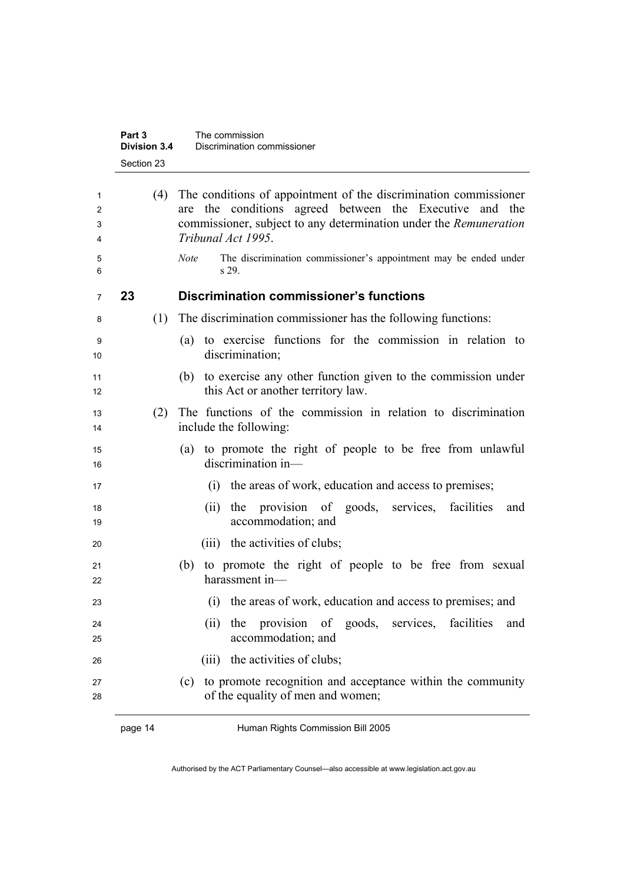(4) The conditions of appointment of the discrimination commissioner are the conditions agreed between the Executive and the commissioner, subject to any determination under the *Remuneration Tribunal Act 1995*.

*Note* The discrimination commissioner's appointment may be ended under s 29.

### 23 Discrimination commissioner's functions

(1) The discrimination commissioner has the following functions:

(a) to exercise functions for the commission in relation to discrimination;

(b) to exercise any other function given to the commission under this Act or another territory law.

(2) The functions of the commission in relation to discrimination include the following:

(a) to promote the right of people to be free from unlawful discrimination in—

(i) the areas of work, education and access to premises;

(ii) the provision of goods, services, facilities and accommodation; and

(iii) the activities of clubs;

(b) to promote the right of people to be free from sexual harassment in—

(i) the areas of work, education and access to premises; and

(ii) the provision of goods, services, facilities and accommodation; and

(iii) the activities of clubs;

(c) to promote recognition and acceptance within the community of the equality of men and women;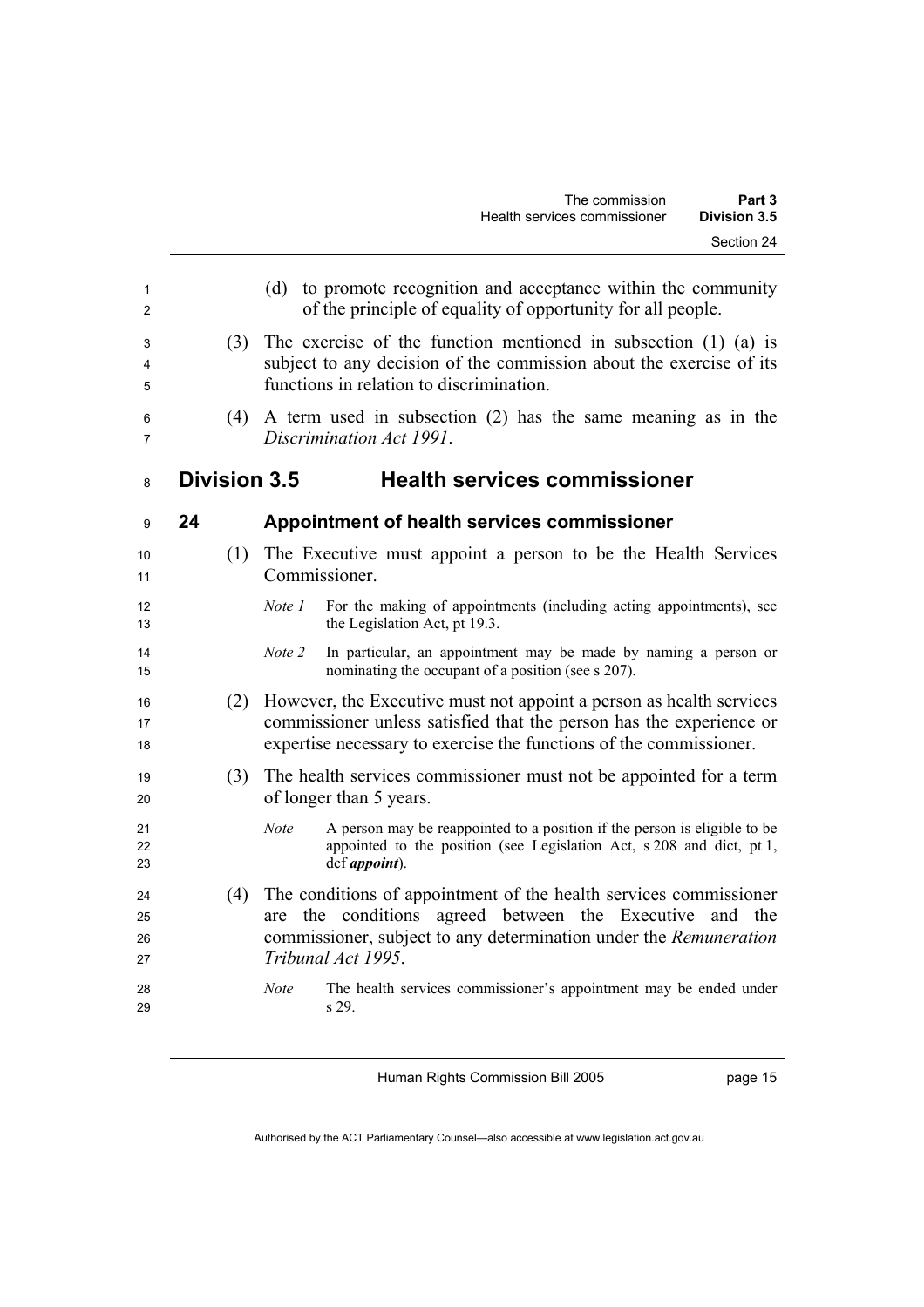(d) to promote recognition and acceptance within the community of the principle of equality of opportunity for all people.

(3) The exercise of the function mentioned in subsection (1) (a) is subject to any decision of the commission about the exercise of its functions in relation to discrimination.

(4) A term used in subsection (2) has the same meaning as in the *Discrimination Act 1991*.

## Division 3.5 Health services commissioner

### 24 Appointment of health services commissioner

(1) The Executive must appoint a person to be the Health Services Commissioner.

*Note 1* For the making of appointments (including acting appointments), see the Legislation Act, pt 19.3.

*Note 2* In particular, an appointment may be made by naming a person or nominating the occupant of a position (see s 207).

(2) However, the Executive must not appoint a person as health services commissioner unless satisfied that the person has the experience or expertise necessary to exercise the functions of the commissioner.

(3) The health services commissioner must not be appointed for a term of longer than 5 years.

*Note* A person may be reappointed to a position if the person is eligible to be appointed to the position (see Legislation Act, s 208 and dict, pt 1, def ***appoint***).

(4) The conditions of appointment of the health services commissioner are the conditions agreed between the Executive and the commissioner, subject to any determination under the *Remuneration Tribunal Act 1995*.

*Note* The health services commissioner's appointment may be ended under s 29.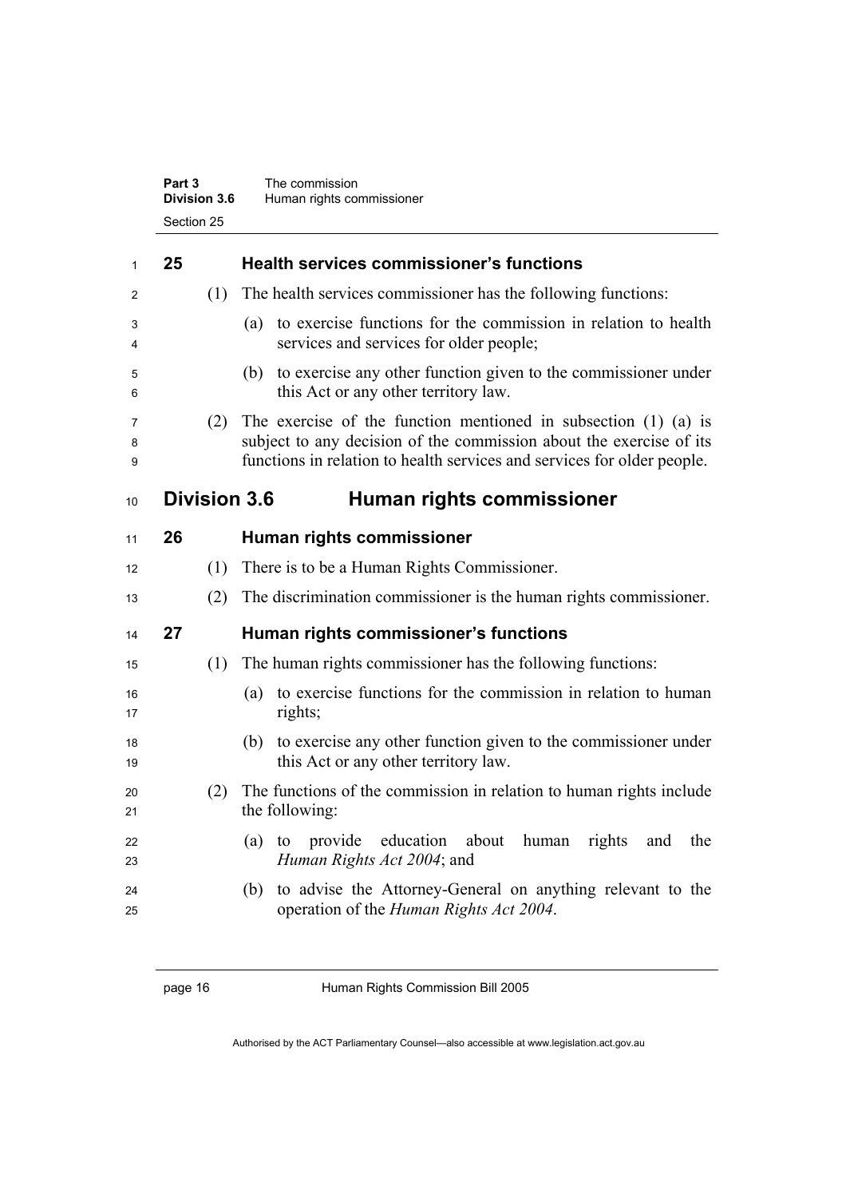**25 Health services commissioner's functions**

(1) The health services commissioner has the following functions:

(a) to exercise functions for the commission in relation to health services and services for older people;

(b) to exercise any other function given to the commissioner under this Act or any other territory law.

(2) The exercise of the function mentioned in subsection (1) (a) is subject to any decision of the commission about the exercise of its functions in relation to health services and services for older people.

## Division 3.6 Human rights commissioner

**26 Human rights commissioner**

(1) There is to be a Human Rights Commissioner.

(2) The discrimination commissioner is the human rights commissioner.

**27 Human rights commissioner's functions**

(1) The human rights commissioner has the following functions:

(a) to exercise functions for the commission in relation to human rights;

(b) to exercise any other function given to the commissioner under this Act or any other territory law.

(2) The functions of the commission in relation to human rights include the following:

(a) to provide education about human rights and the *Human Rights Act 2004*; and

(b) to advise the Attorney-General on anything relevant to the operation of the *Human Rights Act 2004*.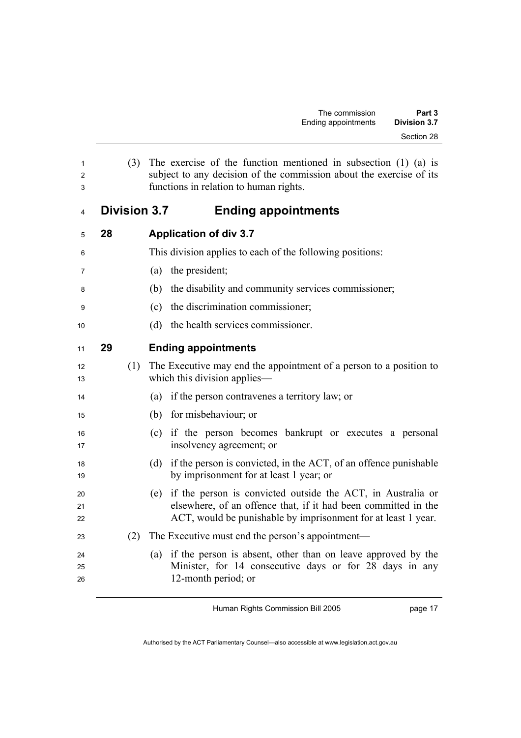(3) The exercise of the function mentioned in subsection (1) (a) is subject to any decision of the commission about the exercise of its functions in relation to human rights.

## Division 3.7 Ending appointments

### 28 Application of div 3.7

This division applies to each of the following positions:

(a) the president;

(b) the disability and community services commissioner;

(c) the discrimination commissioner;

(d) the health services commissioner.

### 29 Ending appointments

(1) The Executive may end the appointment of a person to a position to which this division applies—

(a) if the person contravenes a territory law; or

(b) for misbehaviour; or

(c) if the person becomes bankrupt or executes a personal insolvency agreement; or

(d) if the person is convicted, in the ACT, of an offence punishable by imprisonment for at least 1 year; or

(e) if the person is convicted outside the ACT, in Australia or elsewhere, of an offence that, if it had been committed in the ACT, would be punishable by imprisonment for at least 1 year.

(2) The Executive must end the person's appointment—

(a) if the person is absent, other than on leave approved by the Minister, for 14 consecutive days or for 28 days in any 12-month period; or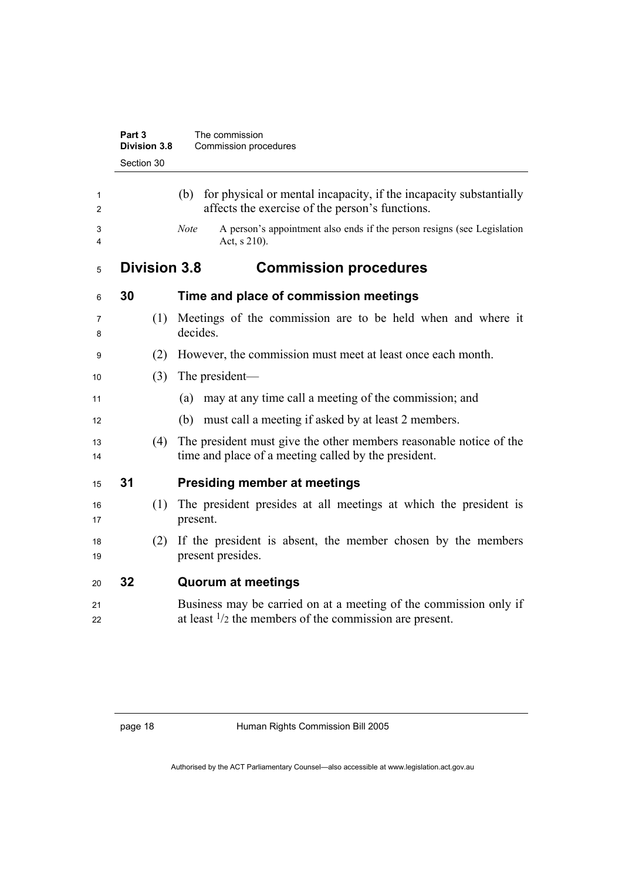(b) for physical or mental incapacity, if the incapacity substantially affects the exercise of the person's functions.

*Note* A person's appointment also ends if the person resigns (see Legislation Act, s 210).

## Division 3.8 Commission procedures

### 30 Time and place of commission meetings

(1) Meetings of the commission are to be held when and where it decides.

(2) However, the commission must meet at least once each month.

(3) The president—

(a) may at any time call a meeting of the commission; and

(b) must call a meeting if asked by at least 2 members.

(4) The president must give the other members reasonable notice of the time and place of a meeting called by the president.

### 31 Presiding member at meetings

(1) The president presides at all meetings at which the president is present.

(2) If the president is absent, the member chosen by the members present presides.

### 32 Quorum at meetings

Business may be carried on at a meeting of the commission only if at least $^1/_2$ the members of the commission are present.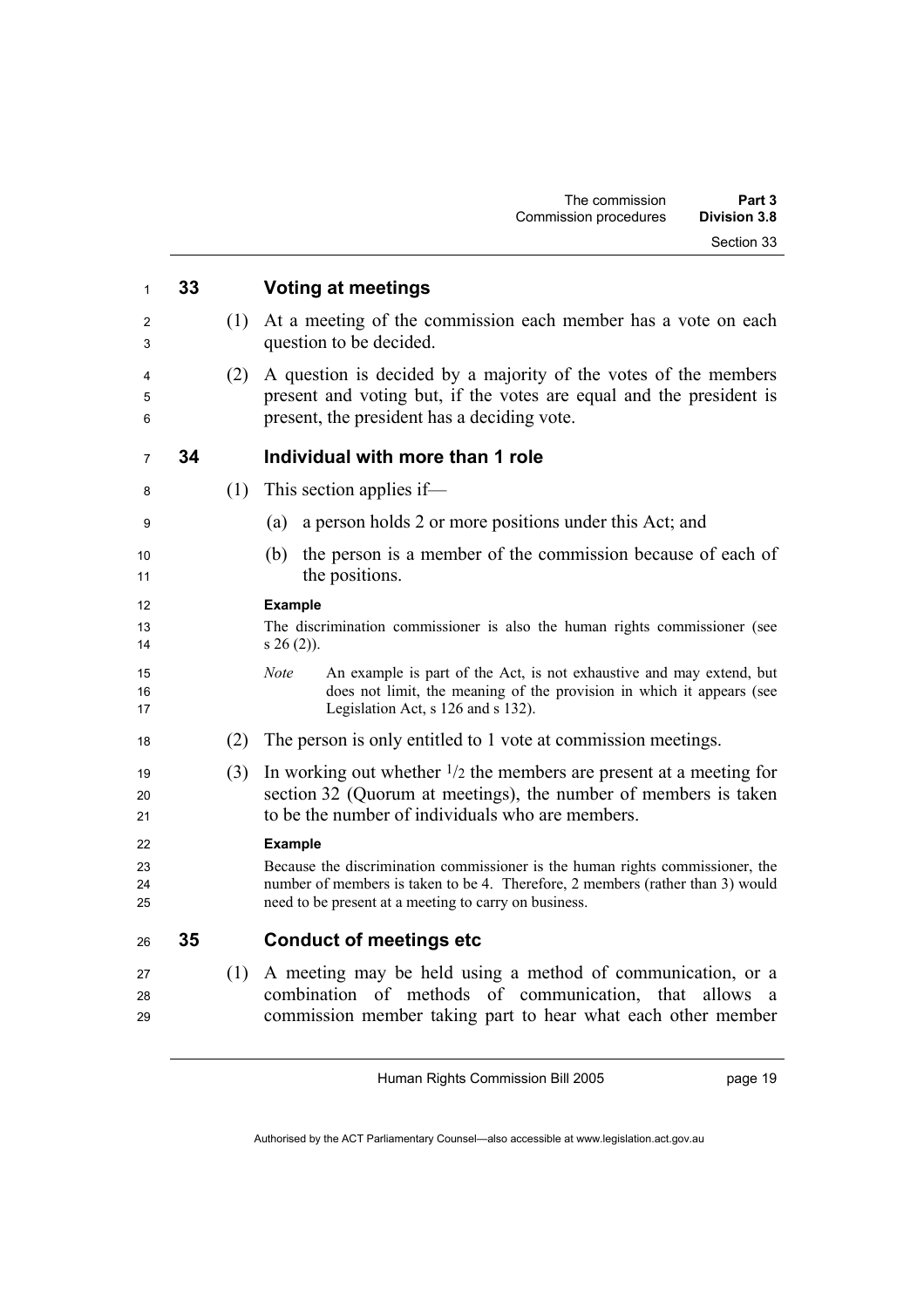## 33 Voting at meetings

(1) At a meeting of the commission each member has a vote on each question to be decided.

(2) A question is decided by a majority of the votes of the members present and voting but, if the votes are equal and the president is present, the president has a deciding vote.

## 34 Individual with more than 1 role

(1) This section applies if—

(a) a person holds 2 or more positions under this Act; and

(b) the person is a member of the commission because of each of the positions.

**Example**

The discrimination commissioner is also the human rights commissioner (see s 26 (2)).

*Note* An example is part of the Act, is not exhaustive and may extend, but does not limit, the meaning of the provision in which it appears (see Legislation Act, s 126 and s 132).

(2) The person is only entitled to 1 vote at commission meetings.

(3) In working out whether $1/2$ the members are present at a meeting for section 32 (Quorum at meetings), the number of members is taken to be the number of individuals who are members.

**Example**

Because the discrimination commissioner is the human rights commissioner, the number of members is taken to be 4. Therefore, 2 members (rather than 3) would need to be present at a meeting to carry on business.

## 35 Conduct of meetings etc

(1) A meeting may be held using a method of communication, or a combination of methods of communication, that allows a commission member taking part to hear what each other member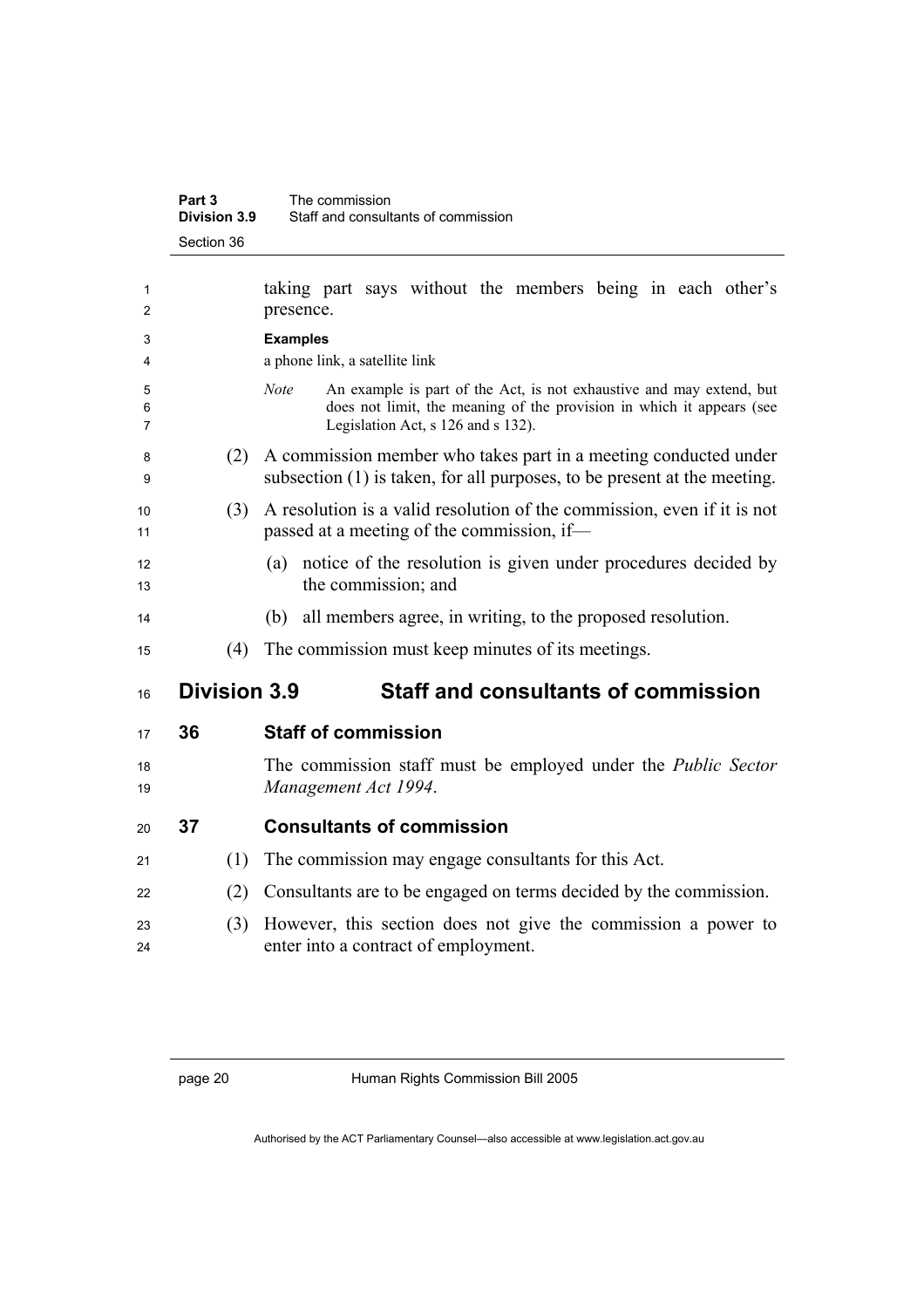taking part says without the members being in each other's presence.

**Examples**

a phone link, a satellite link

*Note* An example is part of the Act, is not exhaustive and may extend, but does not limit, the meaning of the provision in which it appears (see Legislation Act, s 126 and s 132).

(2) A commission member who takes part in a meeting conducted under subsection (1) is taken, for all purposes, to be present at the meeting.

(3) A resolution is a valid resolution of the commission, even if it is not passed at a meeting of the commission, if—

(a) notice of the resolution is given under procedures decided by the commission; and

(b) all members agree, in writing, to the proposed resolution.

(4) The commission must keep minutes of its meetings.

## Division 3.9 Staff and consultants of commission

### 36 Staff of commission

The commission staff must be employed under the *Public Sector Management Act 1994*.

### 37 Consultants of commission

(1) The commission may engage consultants for this Act.

(2) Consultants are to be engaged on terms decided by the commission.

(3) However, this section does not give the commission a power to enter into a contract of employment.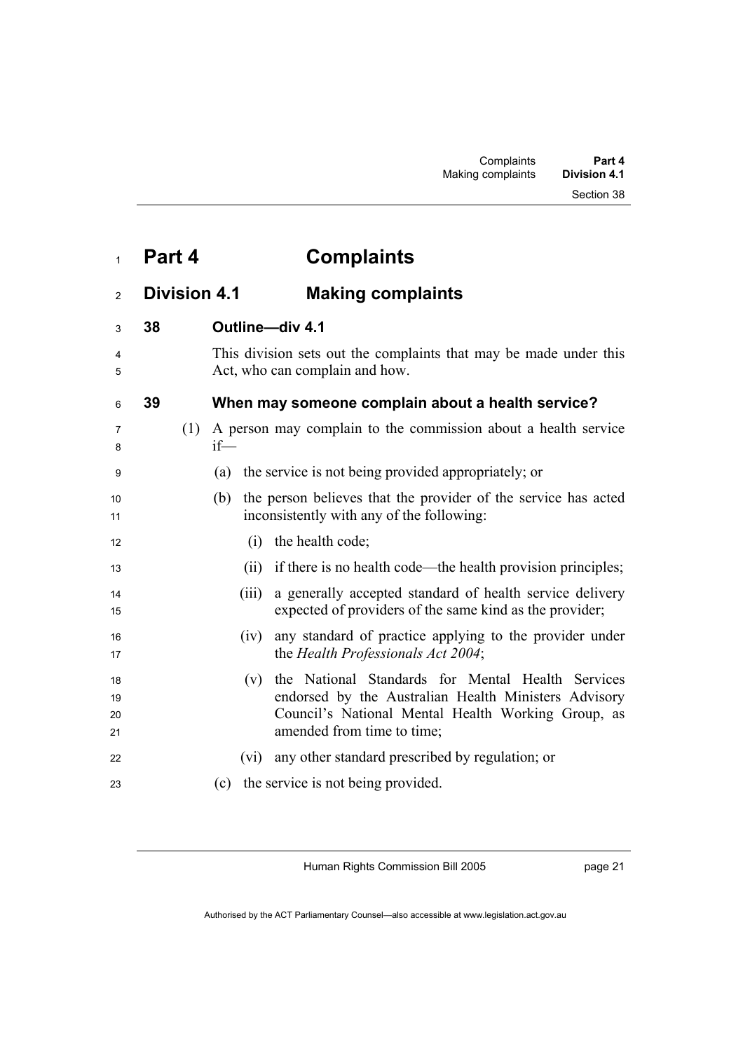# Part 4 Complaints

## Division 4.1 Making complaints

### 38 Outline—div 4.1

This division sets out the complaints that may be made under this Act, who can complain and how.

### 39 When may someone complain about a health service?

(1) A person may complain to the commission about a health service if—

(a) the service is not being provided appropriately; or

(b) the person believes that the provider of the service has acted inconsistently with any of the following:

(i) the health code;

(ii) if there is no health code—the health provision principles;

(iii) a generally accepted standard of health service delivery expected of providers of the same kind as the provider;

(iv) any standard of practice applying to the provider under the *Health Professionals Act 2004*;

(v) the National Standards for Mental Health Services endorsed by the Australian Health Ministers Advisory Council's National Mental Health Working Group, as amended from time to time;

(vi) any other standard prescribed by regulation; or

(c) the service is not being provided.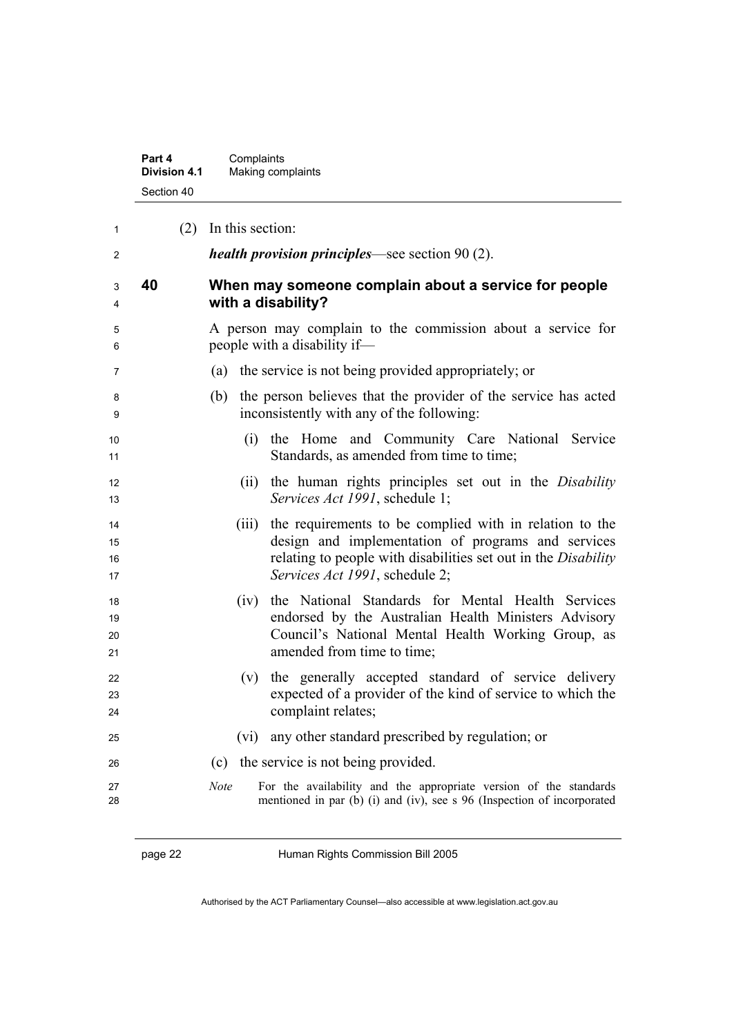(2) In this section:

***health provision principles***—see section 90 (2).

## 40 When may someone complain about a service for people with a disability?

A person may complain to the commission about a service for people with a disability if—

(a) the service is not being provided appropriately; or

(b) the person believes that the provider of the service has acted inconsistently with any of the following:

(i) the Home and Community Care National Service Standards, as amended from time to time;

(ii) the human rights principles set out in the *Disability Services Act 1991*, schedule 1;

(iii) the requirements to be complied with in relation to the design and implementation of programs and services relating to people with disabilities set out in the *Disability Services Act 1991*, schedule 2;

(iv) the National Standards for Mental Health Services endorsed by the Australian Health Ministers Advisory Council's National Mental Health Working Group, as amended from time to time;

(v) the generally accepted standard of service delivery expected of a provider of the kind of service to which the complaint relates;

(vi) any other standard prescribed by regulation; or

(c) the service is not being provided.

*Note* For the availability and the appropriate version of the standards mentioned in par (b) (i) and (iv), see s 96 (Inspection of incorporated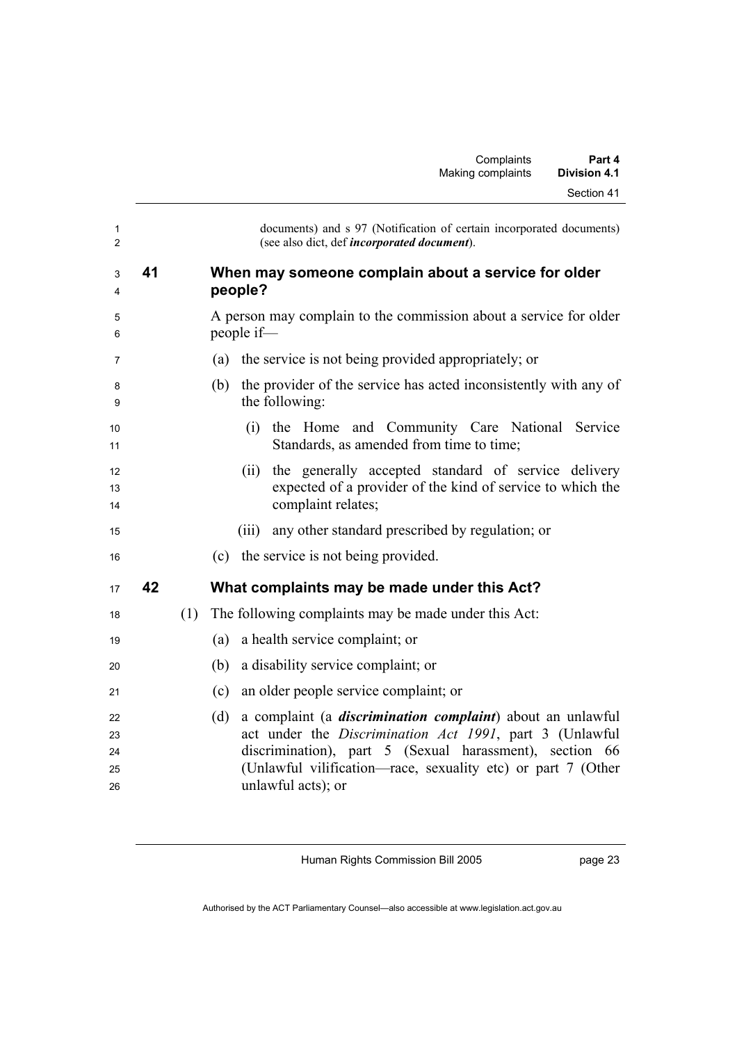documents) and s 97 (Notification of certain incorporated documents) (see also dict, def ***incorporated document***).

### 41 When may someone complain about a service for older people?

A person may complain to the commission about a service for older people if—

(a) the service is not being provided appropriately; or

(b) the provider of the service has acted inconsistently with any of the following:

(i) the Home and Community Care National Service Standards, as amended from time to time;

(ii) the generally accepted standard of service delivery expected of a provider of the kind of service to which the complaint relates;

(iii) any other standard prescribed by regulation; or

(c) the service is not being provided.

### 42 What complaints may be made under this Act?

(1) The following complaints may be made under this Act:

(a) a health service complaint; or

(b) a disability service complaint; or

(c) an older people service complaint; or

(d) a complaint (a ***discrimination complaint***) about an unlawful act under the *Discrimination Act 1991*, part 3 (Unlawful discrimination), part 5 (Sexual harassment), section 66 (Unlawful vilification—race, sexuality etc) or part 7 (Other unlawful acts); or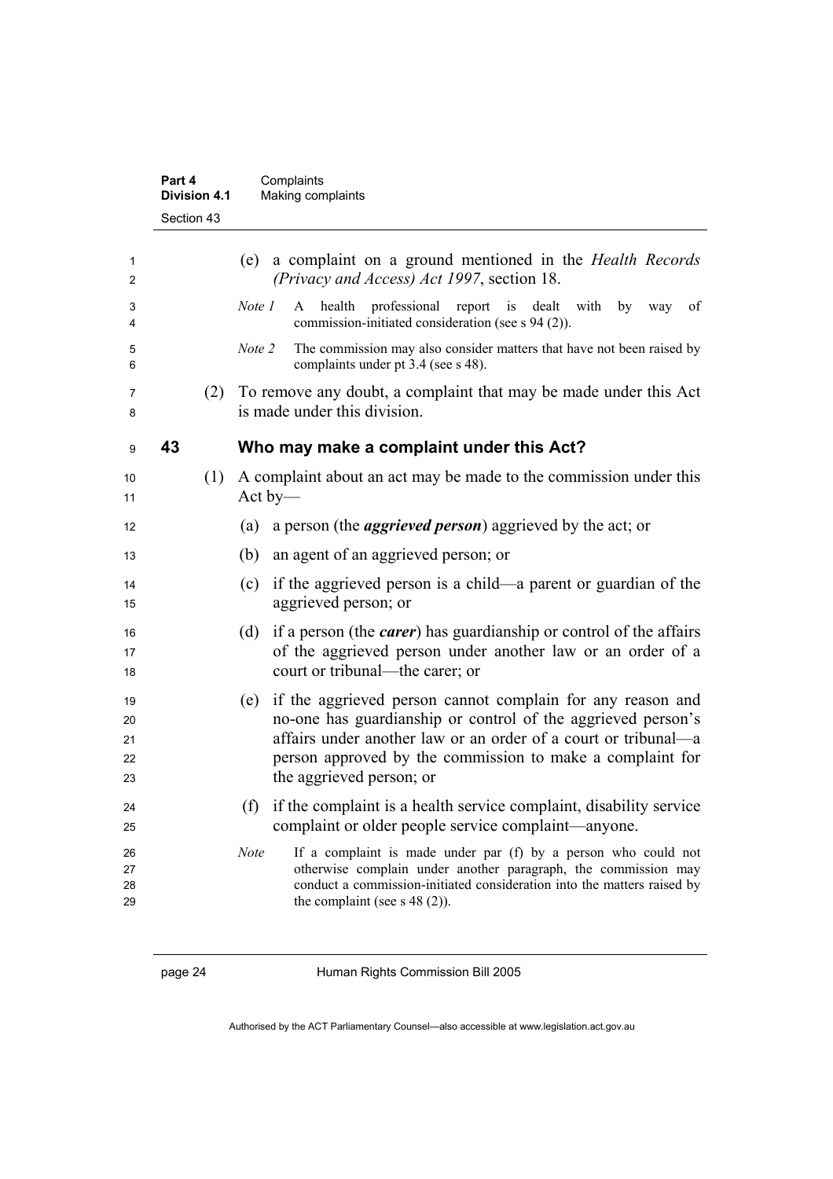(e) a complaint on a ground mentioned in the *Health Records (Privacy and Access) Act 1997*, section 18.

*Note 1* A health professional report is dealt with by way of commission-initiated consideration (see s 94 (2)).

*Note 2* The commission may also consider matters that have not been raised by complaints under pt 3.4 (see s 48).

(2) To remove any doubt, a complaint that may be made under this Act is made under this division.

### 43 Who may make a complaint under this Act?

(1) A complaint about an act may be made to the commission under this Act by—

(a) a person (the ***aggrieved person***) aggrieved by the act; or

(b) an agent of an aggrieved person; or

(c) if the aggrieved person is a child—a parent or guardian of the aggrieved person; or

(d) if a person (the ***carer***) has guardianship or control of the affairs of the aggrieved person under another law or an order of a court or tribunal—the carer; or

(e) if the aggrieved person cannot complain for any reason and no-one has guardianship or control of the aggrieved person's affairs under another law or an order of a court or tribunal—a person approved by the commission to make a complaint for the aggrieved person; or

(f) if the complaint is a health service complaint, disability service complaint or older people service complaint—anyone.

*Note* If a complaint is made under par (f) by a person who could not otherwise complain under another paragraph, the commission may conduct a commission-initiated consideration into the matters raised by the complaint (see s 48 (2)).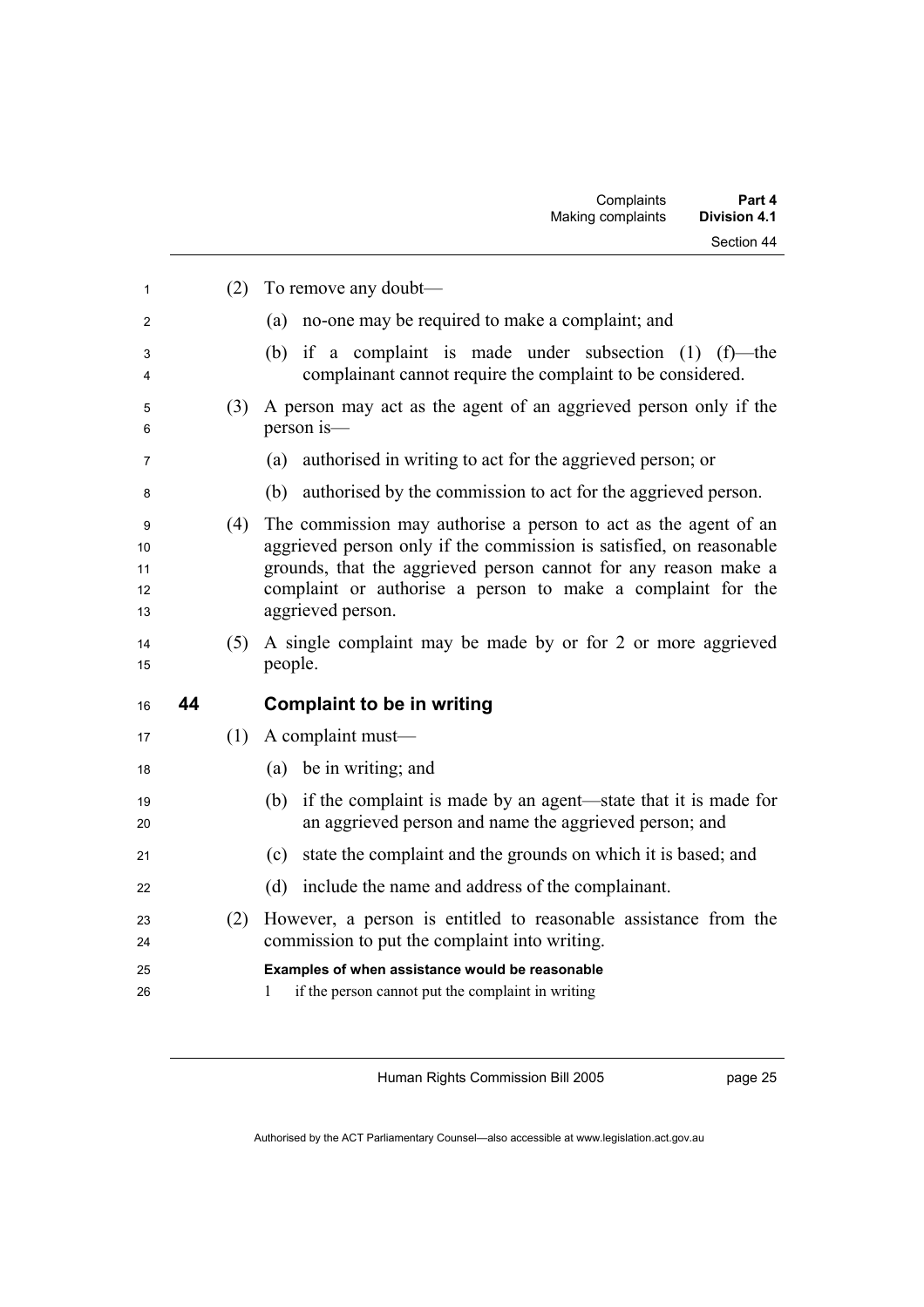(2) To remove any doubt—

(a) no-one may be required to make a complaint; and

(b) if a complaint is made under subsection (1) (f)—the complainant cannot require the complaint to be considered.

(3) A person may act as the agent of an aggrieved person only if the person is—

(a) authorised in writing to act for the aggrieved person; or

(b) authorised by the commission to act for the aggrieved person.

(4) The commission may authorise a person to act as the agent of an aggrieved person only if the commission is satisfied, on reasonable grounds, that the aggrieved person cannot for any reason make a complaint or authorise a person to make a complaint for the aggrieved person.

(5) A single complaint may be made by or for 2 or more aggrieved people.

## 44 Complaint to be in writing

(1) A complaint must—

(a) be in writing; and

(b) if the complaint is made by an agent—state that it is made for an aggrieved person and name the aggrieved person; and

(c) state the complaint and the grounds on which it is based; and

(d) include the name and address of the complainant.

(2) However, a person is entitled to reasonable assistance from the commission to put the complaint into writing.

**Examples of when assistance would be reasonable**

1 if the person cannot put the complaint in writing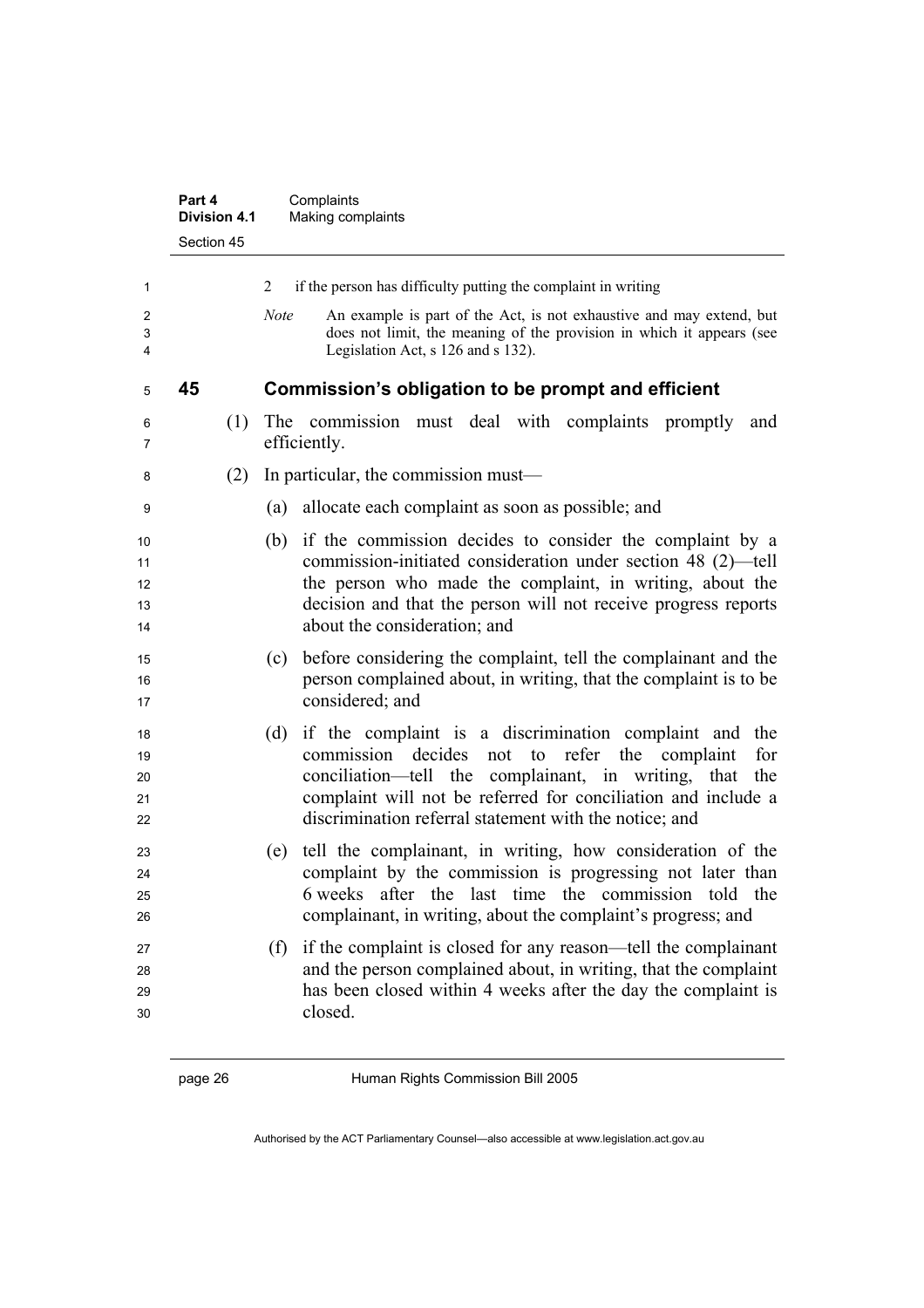2 if the person has difficulty putting the complaint in writing

*Note* An example is part of the Act, is not exhaustive and may extend, but does not limit, the meaning of the provision in which it appears (see Legislation Act, s 126 and s 132).

## 45 Commission's obligation to be prompt and efficient

(1) The commission must deal with complaints promptly and efficiently.

(2) In particular, the commission must—

(a) allocate each complaint as soon as possible; and

(b) if the commission decides to consider the complaint by a commission-initiated consideration under section 48 (2)—tell the person who made the complaint, in writing, about the decision and that the person will not receive progress reports about the consideration; and

(c) before considering the complaint, tell the complainant and the person complained about, in writing, that the complaint is to be considered; and

(d) if the complaint is a discrimination complaint and the commission decides not to refer the complaint for conciliation—tell the complainant, in writing, that the complaint will not be referred for conciliation and include a discrimination referral statement with the notice; and

(e) tell the complainant, in writing, how consideration of the complaint by the commission is progressing not later than 6 weeks after the last time the commission told the complainant, in writing, about the complaint's progress; and

(f) if the complaint is closed for any reason—tell the complainant and the person complained about, in writing, that the complaint has been closed within 4 weeks after the day the complaint is closed.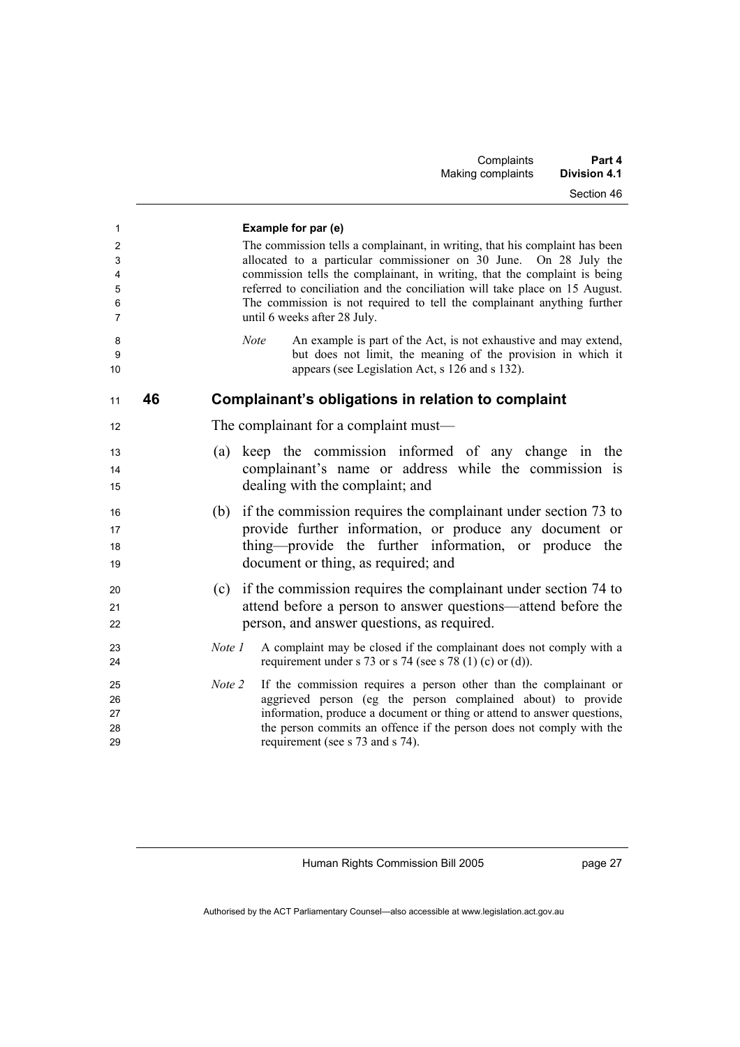**Example for par (e)**

The commission tells a complainant, in writing, that his complaint has been allocated to a particular commissioner on 30 June. On 28 July the commission tells the complainant, in writing, that the complaint is being referred to conciliation and the conciliation will take place on 15 August. The commission is not required to tell the complainant anything further until 6 weeks after 28 July.

*Note* An example is part of the Act, is not exhaustive and may extend, but does not limit, the meaning of the provision in which it appears (see Legislation Act, s 126 and s 132).

## 46 Complainant's obligations in relation to complaint

The complainant for a complaint must—

(a) keep the commission informed of any change in the complainant's name or address while the commission is dealing with the complaint; and

(b) if the commission requires the complainant under section 73 to provide further information, or produce any document or thing—provide the further information, or produce the document or thing, as required; and

(c) if the commission requires the complainant under section 74 to attend before a person to answer questions—attend before the person, and answer questions, as required.

*Note 1* A complaint may be closed if the complainant does not comply with a requirement under s 73 or s 74 (see s 78 (1) (c) or (d)).

*Note 2* If the commission requires a person other than the complainant or aggrieved person (eg the person complained about) to provide information, produce a document or thing or attend to answer questions, the person commits an offence if the person does not comply with the requirement (see s 73 and s 74).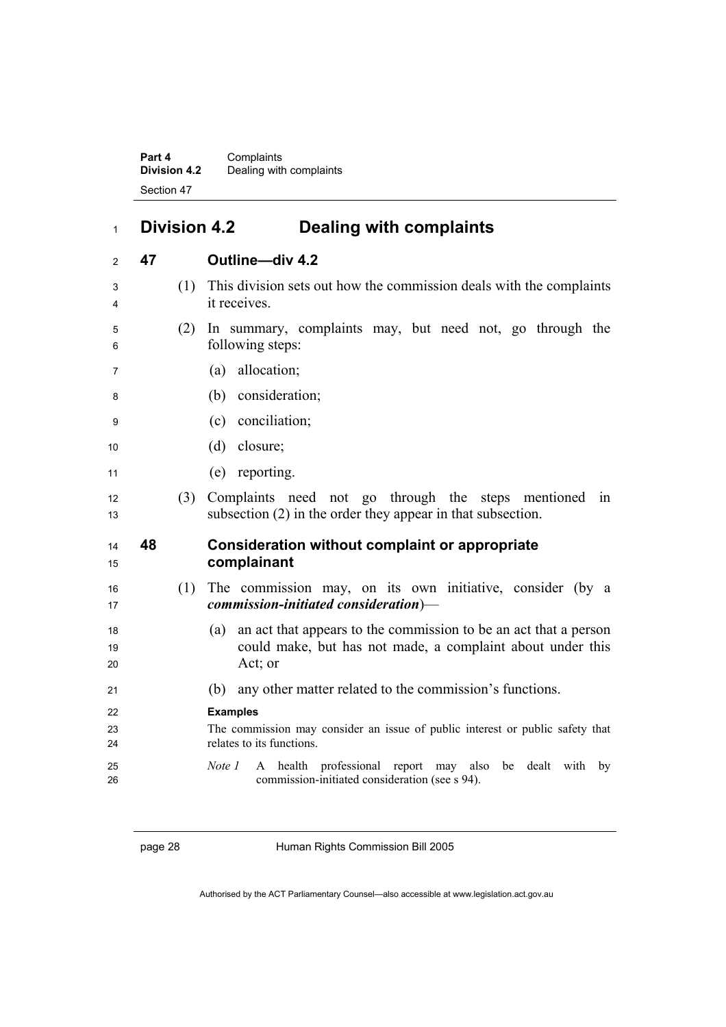## Division 4.2 Dealing with complaints

### 47 Outline—div 4.2

(1) This division sets out how the commission deals with the complaints it receives.

(2) In summary, complaints may, but need not, go through the following steps:

(a) allocation;

(b) consideration;

(c) conciliation;

(d) closure;

(e) reporting.

(3) Complaints need not go through the steps mentioned in subsection (2) in the order they appear in that subsection.

### 48 Consideration without complaint or appropriate complainant

(1) The commission may, on its own initiative, consider (by a ***commission-initiated consideration***)—

(a) an act that appears to the commission to be an act that a person could make, but has not made, a complaint about under this Act; or

(b) any other matter related to the commission's functions.

**Examples**

The commission may consider an issue of public interest or public safety that relates to its functions.

*Note 1* A health professional report may also be dealt with by commission-initiated consideration (see s 94).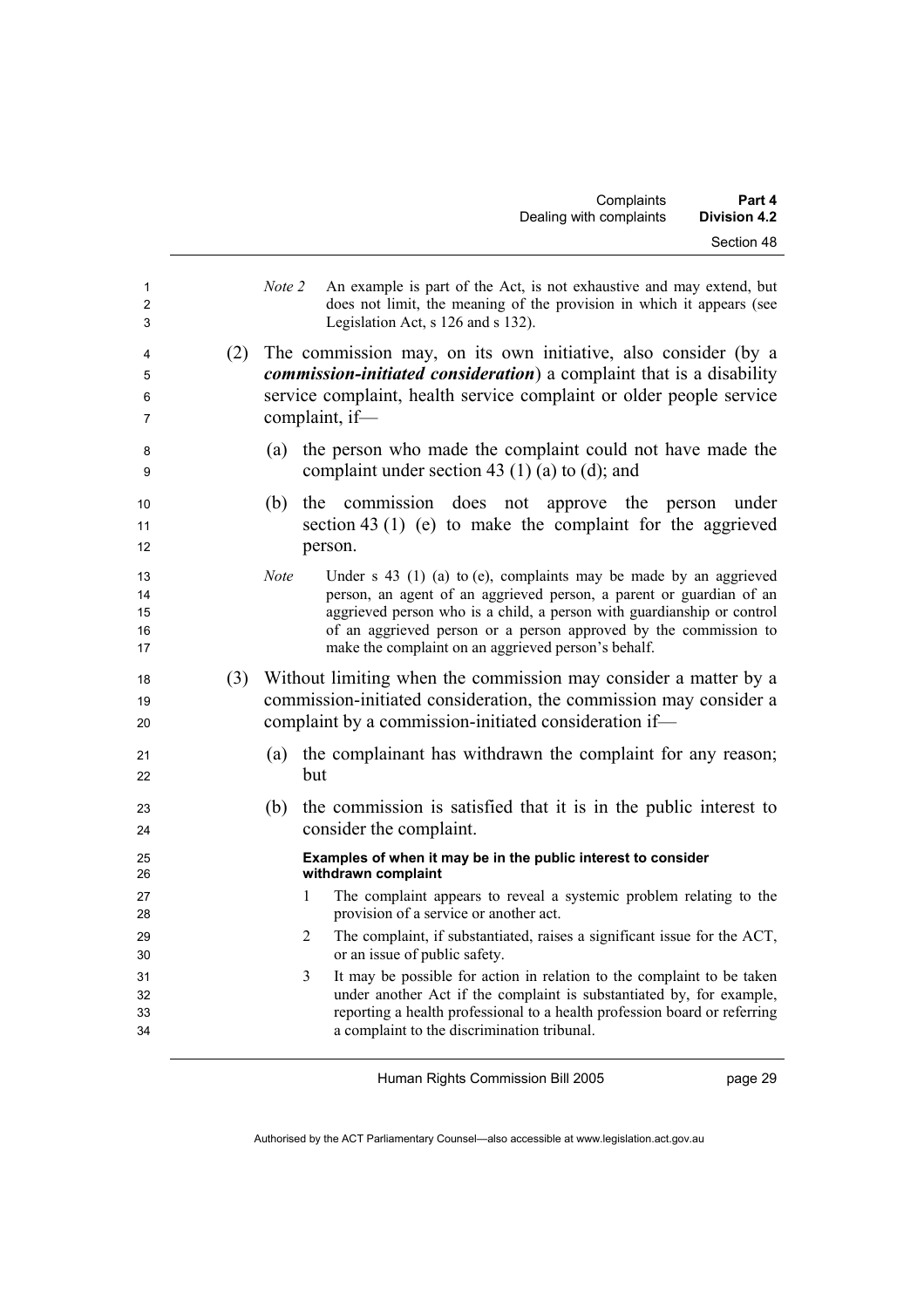*Note 2* An example is part of the Act, is not exhaustive and may extend, but does not limit, the meaning of the provision in which it appears (see Legislation Act, s 126 and s 132).

(2) The commission may, on its own initiative, also consider (by a ***commission-initiated consideration***) a complaint that is a disability service complaint, health service complaint or older people service complaint, if—

(a) the person who made the complaint could not have made the complaint under section 43 (1) (a) to (d); and

(b) the commission does not approve the person under section 43 (1) (e) to make the complaint for the aggrieved person.

*Note* Under s 43 (1) (a) to (e), complaints may be made by an aggrieved person, an agent of an aggrieved person, a parent or guardian of an aggrieved person who is a child, a person with guardianship or control of an aggrieved person or a person approved by the commission to make the complaint on an aggrieved person's behalf.

(3) Without limiting when the commission may consider a matter by a commission-initiated consideration, the commission may consider a complaint by a commission-initiated consideration if—

(a) the complainant has withdrawn the complaint for any reason; but

(b) the commission is satisfied that it is in the public interest to consider the complaint.

**Examples of when it may be in the public interest to consider withdrawn complaint**

1 The complaint appears to reveal a systemic problem relating to the provision of a service or another act.

2 The complaint, if substantiated, raises a significant issue for the ACT, or an issue of public safety.

3 It may be possible for action in relation to the complaint to be taken under another Act if the complaint is substantiated by, for example, reporting a health professional to a health profession board or referring a complaint to the discrimination tribunal.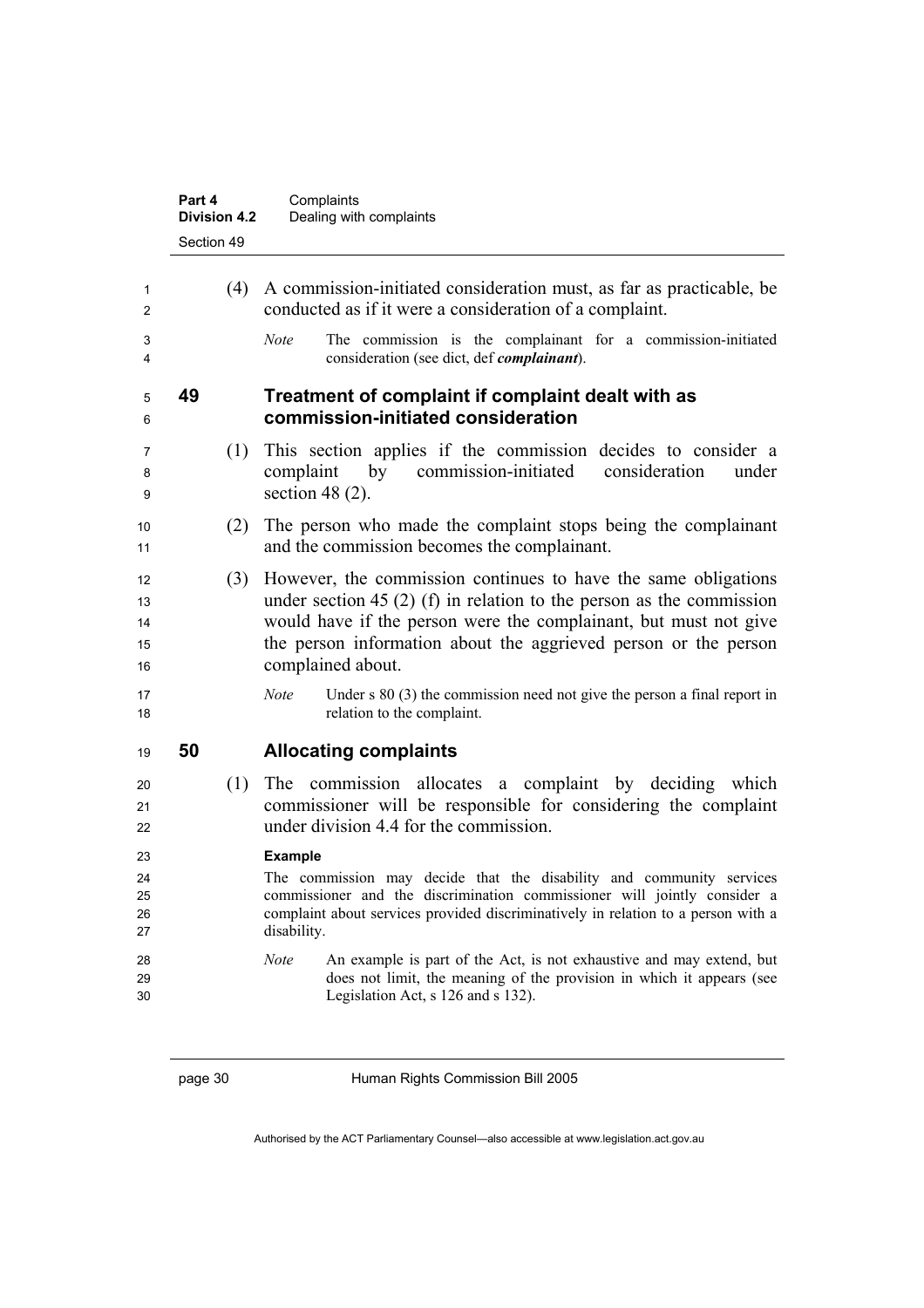(4) A commission-initiated consideration must, as far as practicable, be conducted as if it were a consideration of a complaint.

*Note* The commission is the complainant for a commission-initiated consideration (see dict, def ***complainant***).

## 49 Treatment of complaint if complaint dealt with as commission-initiated consideration

(1) This section applies if the commission decides to consider a complaint by commission-initiated consideration under section 48 (2).

(2) The person who made the complaint stops being the complainant and the commission becomes the complainant.

(3) However, the commission continues to have the same obligations under section 45 (2) (f) in relation to the person as the commission would have if the person were the complainant, but must not give the person information about the aggrieved person or the person complained about.

*Note* Under s 80 (3) the commission need not give the person a final report in relation to the complaint.

## 50 Allocating complaints

(1) The commission allocates a complaint by deciding which commissioner will be responsible for considering the complaint under division 4.4 for the commission.

**Example**

The commission may decide that the disability and community services commissioner and the discrimination commissioner will jointly consider a complaint about services provided discriminatively in relation to a person with a disability.

*Note* An example is part of the Act, is not exhaustive and may extend, but does not limit, the meaning of the provision in which it appears (see Legislation Act, s 126 and s 132).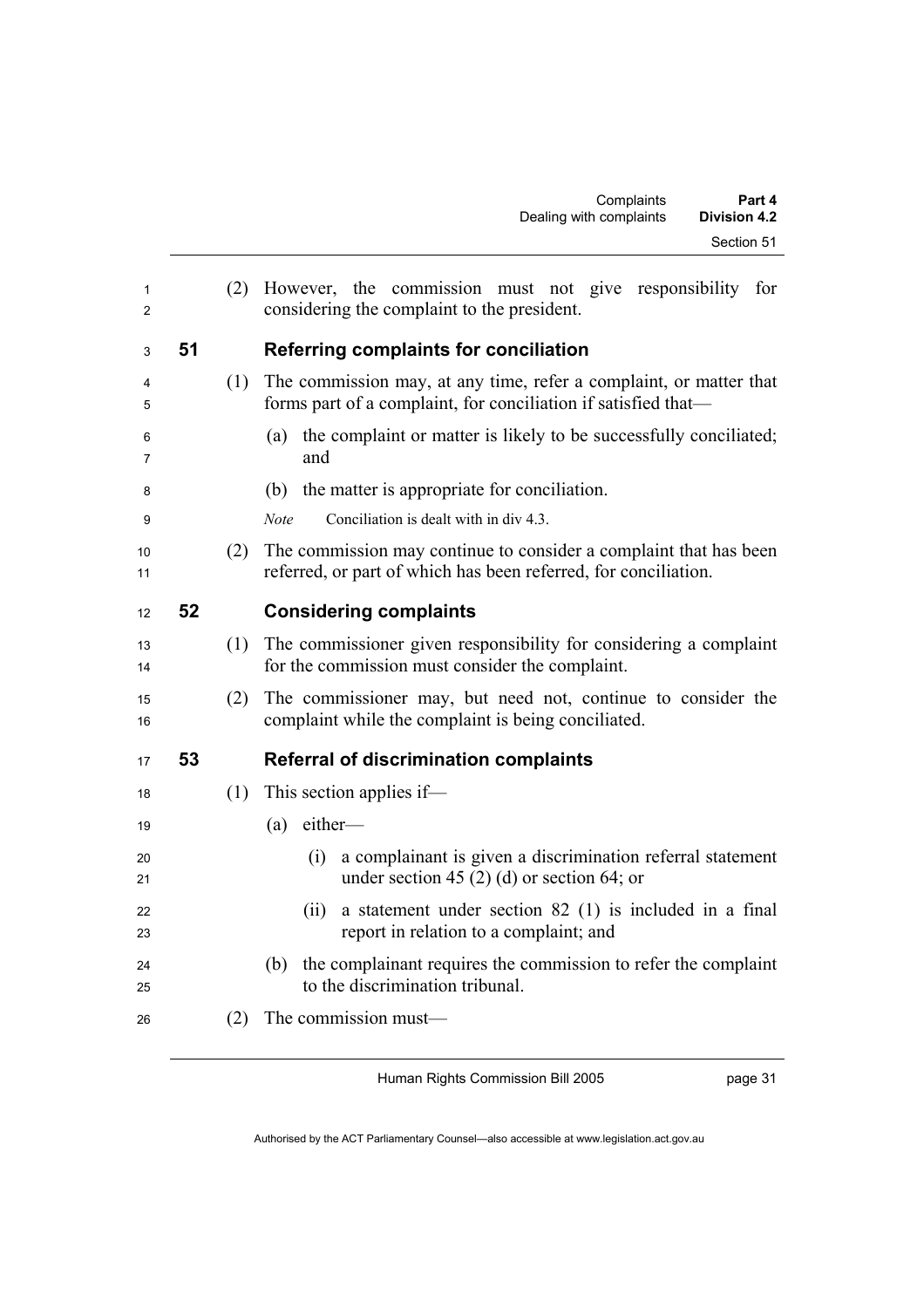(2) However, the commission must not give responsibility for considering the complaint to the president.

## 51 Referring complaints for conciliation

(1) The commission may, at any time, refer a complaint, or matter that forms part of a complaint, for conciliation if satisfied that—

(a) the complaint or matter is likely to be successfully conciliated; and

(b) the matter is appropriate for conciliation.

*Note* Conciliation is dealt with in div 4.3.

(2) The commission may continue to consider a complaint that has been referred, or part of which has been referred, for conciliation.

## 52 Considering complaints

(1) The commissioner given responsibility for considering a complaint for the commission must consider the complaint.

(2) The commissioner may, but need not, continue to consider the complaint while the complaint is being conciliated.

## 53 Referral of discrimination complaints

(1) This section applies if—

(a) either—

(i) a complainant is given a discrimination referral statement under section 45 (2) (d) or section 64; or

(ii) a statement under section 82 (1) is included in a final report in relation to a complaint; and

(b) the complainant requires the commission to refer the complaint to the discrimination tribunal.

(2) The commission must—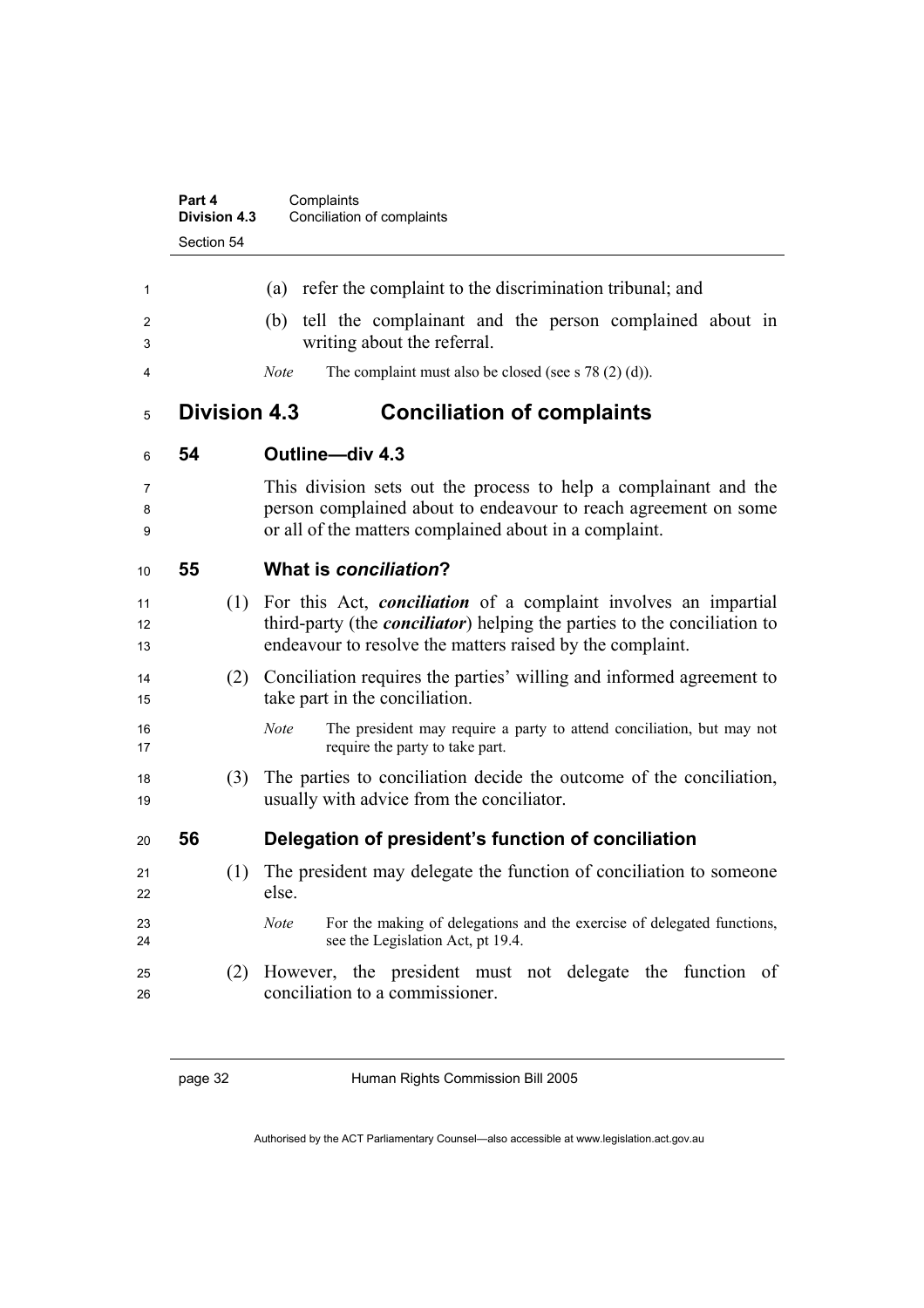(a) refer the complaint to the discrimination tribunal; and

(b) tell the complainant and the person complained about in writing about the referral.

*Note* The complaint must also be closed (see s 78 (2) (d)).

## Division 4.3 Conciliation of complaints

### 54 Outline—div 4.3

This division sets out the process to help a complainant and the person complained about to endeavour to reach agreement on some or all of the matters complained about in a complaint.

### 55 What is *conciliation*?

(1) For this Act, ***conciliation*** of a complaint involves an impartial third-party (the ***conciliator***) helping the parties to the conciliation to endeavour to resolve the matters raised by the complaint.

(2) Conciliation requires the parties' willing and informed agreement to take part in the conciliation.

*Note* The president may require a party to attend conciliation, but may not require the party to take part.

(3) The parties to conciliation decide the outcome of the conciliation, usually with advice from the conciliator.

### 56 Delegation of president's function of conciliation

(1) The president may delegate the function of conciliation to someone else.

*Note* For the making of delegations and the exercise of delegated functions, see the Legislation Act, pt 19.4.

(2) However, the president must not delegate the function of conciliation to a commissioner.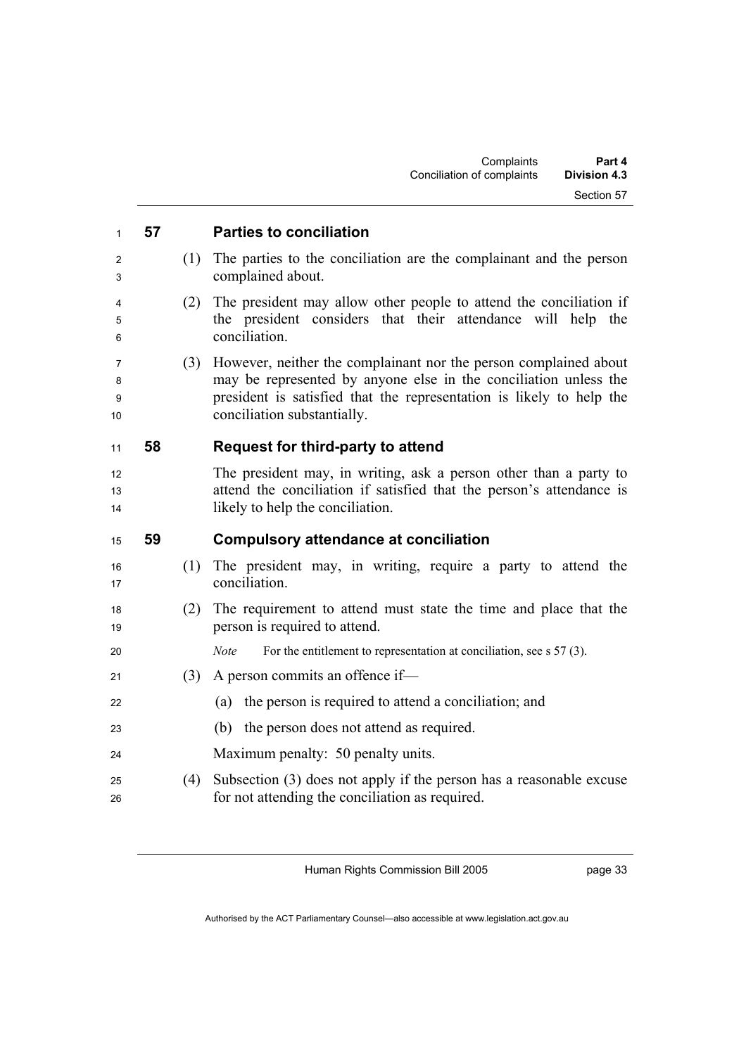## 57 Parties to conciliation

(1) The parties to the conciliation are the complainant and the person complained about.

(2) The president may allow other people to attend the conciliation if the president considers that their attendance will help the conciliation.

(3) However, neither the complainant nor the person complained about may be represented by anyone else in the conciliation unless the president is satisfied that the representation is likely to help the conciliation substantially.

## 58 Request for third-party to attend

The president may, in writing, ask a person other than a party to attend the conciliation if satisfied that the person's attendance is likely to help the conciliation.

## 59 Compulsory attendance at conciliation

(1) The president may, in writing, require a party to attend the conciliation.

(2) The requirement to attend must state the time and place that the person is required to attend.

*Note* For the entitlement to representation at conciliation, see s 57 (3).

(3) A person commits an offence if—

(a) the person is required to attend a conciliation; and

(b) the person does not attend as required.

Maximum penalty: 50 penalty units.

(4) Subsection (3) does not apply if the person has a reasonable excuse for not attending the conciliation as required.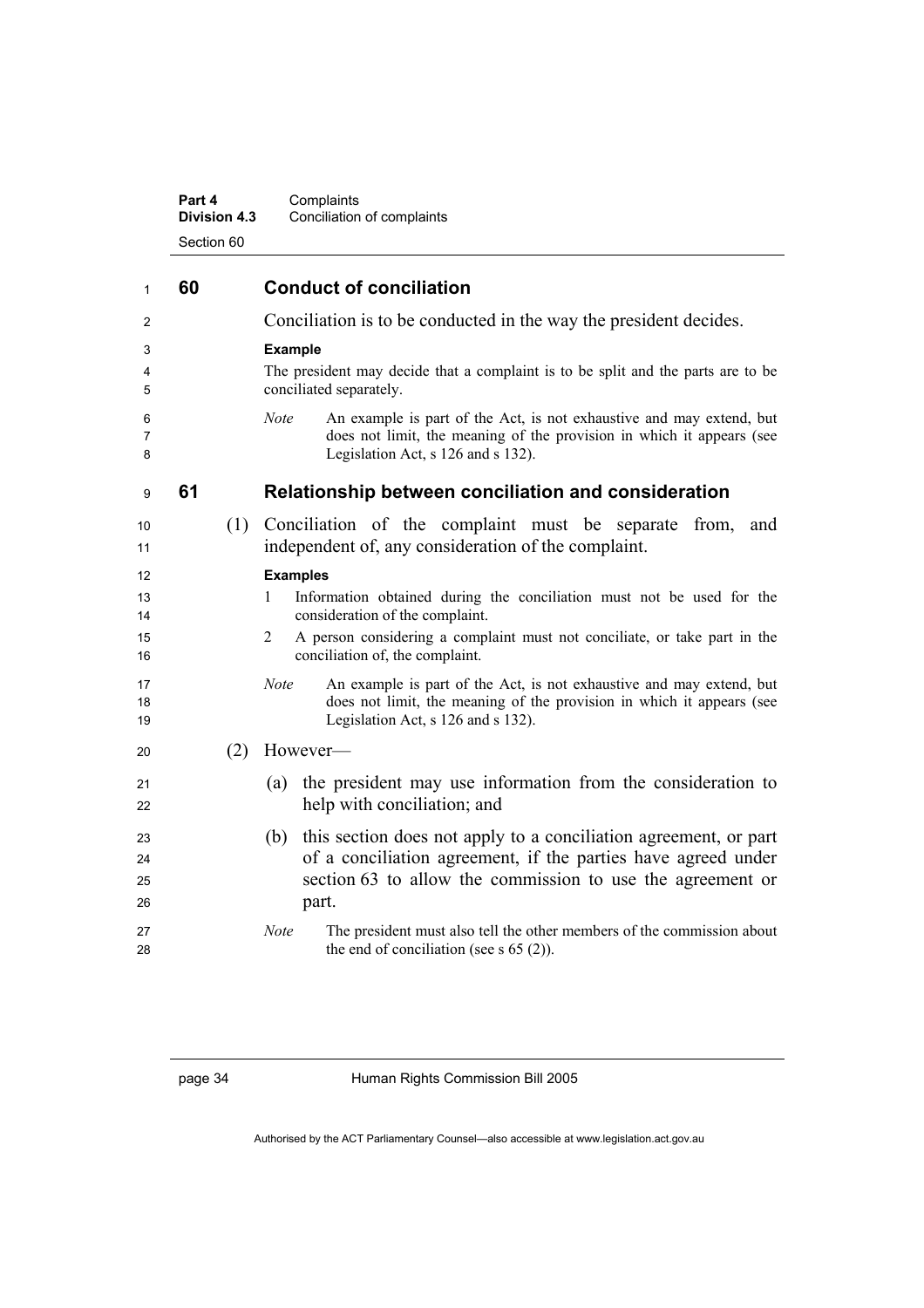## 60 Conduct of conciliation

Conciliation is to be conducted in the way the president decides.

**Example**

The president may decide that a complaint is to be split and the parts are to be conciliated separately.

*Note* An example is part of the Act, is not exhaustive and may extend, but does not limit, the meaning of the provision in which it appears (see Legislation Act, s 126 and s 132).

## 61 Relationship between conciliation and consideration

(1) Conciliation of the complaint must be separate from, and independent of, any consideration of the complaint.

**Examples**

1 Information obtained during the conciliation must not be used for the consideration of the complaint.

2 A person considering a complaint must not conciliate, or take part in the conciliation of, the complaint.

*Note* An example is part of the Act, is not exhaustive and may extend, but does not limit, the meaning of the provision in which it appears (see Legislation Act, s 126 and s 132).

(2) However—

(a) the president may use information from the consideration to help with conciliation; and

(b) this section does not apply to a conciliation agreement, or part of a conciliation agreement, if the parties have agreed under section 63 to allow the commission to use the agreement or part.

*Note* The president must also tell the other members of the commission about the end of conciliation (see s 65 (2)).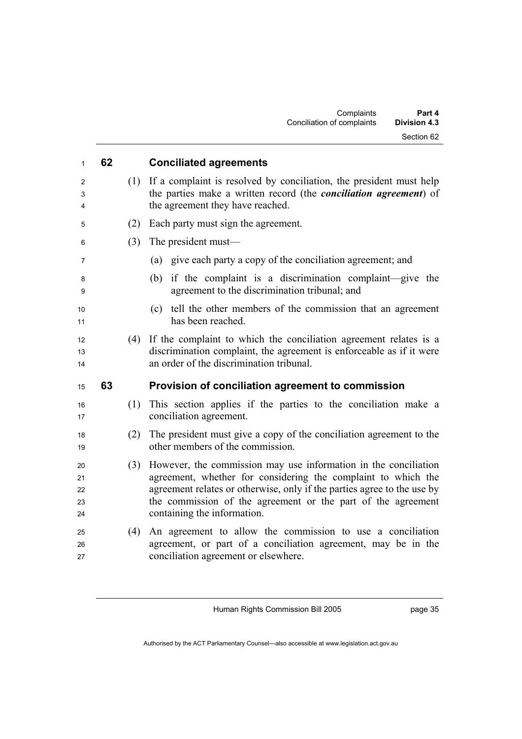## 62 Conciliated agreements

(1) If a complaint is resolved by conciliation, the president must help the parties make a written record (the ***conciliation agreement***) of the agreement they have reached.

(2) Each party must sign the agreement.

(3) The president must—

(a) give each party a copy of the conciliation agreement; and

(b) if the complaint is a discrimination complaint—give the agreement to the discrimination tribunal; and

(c) tell the other members of the commission that an agreement has been reached.

(4) If the complaint to which the conciliation agreement relates is a discrimination complaint, the agreement is enforceable as if it were an order of the discrimination tribunal.

## 63 Provision of conciliation agreement to commission

(1) This section applies if the parties to the conciliation make a conciliation agreement.

(2) The president must give a copy of the conciliation agreement to the other members of the commission.

(3) However, the commission may use information in the conciliation agreement, whether for considering the complaint to which the agreement relates or otherwise, only if the parties agree to the use by the commission of the agreement or the part of the agreement containing the information.

(4) An agreement to allow the commission to use a conciliation agreement, or part of a conciliation agreement, may be in the conciliation agreement or elsewhere.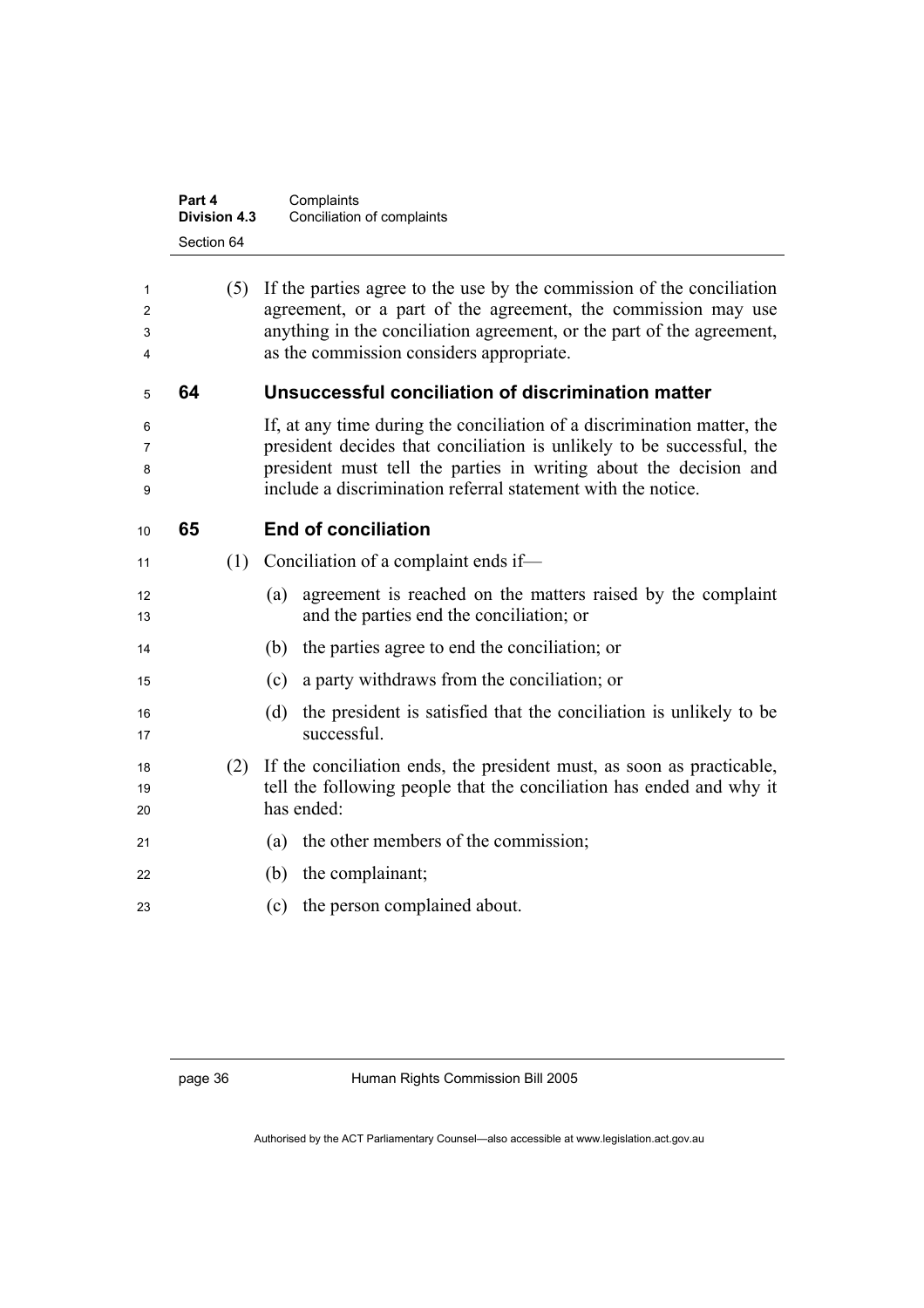(5) If the parties agree to the use by the commission of the conciliation agreement, or a part of the agreement, the commission may use anything in the conciliation agreement, or the part of the agreement, as the commission considers appropriate.

## 64 Unsuccessful conciliation of discrimination matter

If, at any time during the conciliation of a discrimination matter, the president decides that conciliation is unlikely to be successful, the president must tell the parties in writing about the decision and include a discrimination referral statement with the notice.

## 65 End of conciliation

(1) Conciliation of a complaint ends if—

(a) agreement is reached on the matters raised by the complaint and the parties end the conciliation; or

(b) the parties agree to end the conciliation; or

(c) a party withdraws from the conciliation; or

(d) the president is satisfied that the conciliation is unlikely to be successful.

(2) If the conciliation ends, the president must, as soon as practicable, tell the following people that the conciliation has ended and why it has ended:

(a) the other members of the commission;

(b) the complainant;

(c) the person complained about.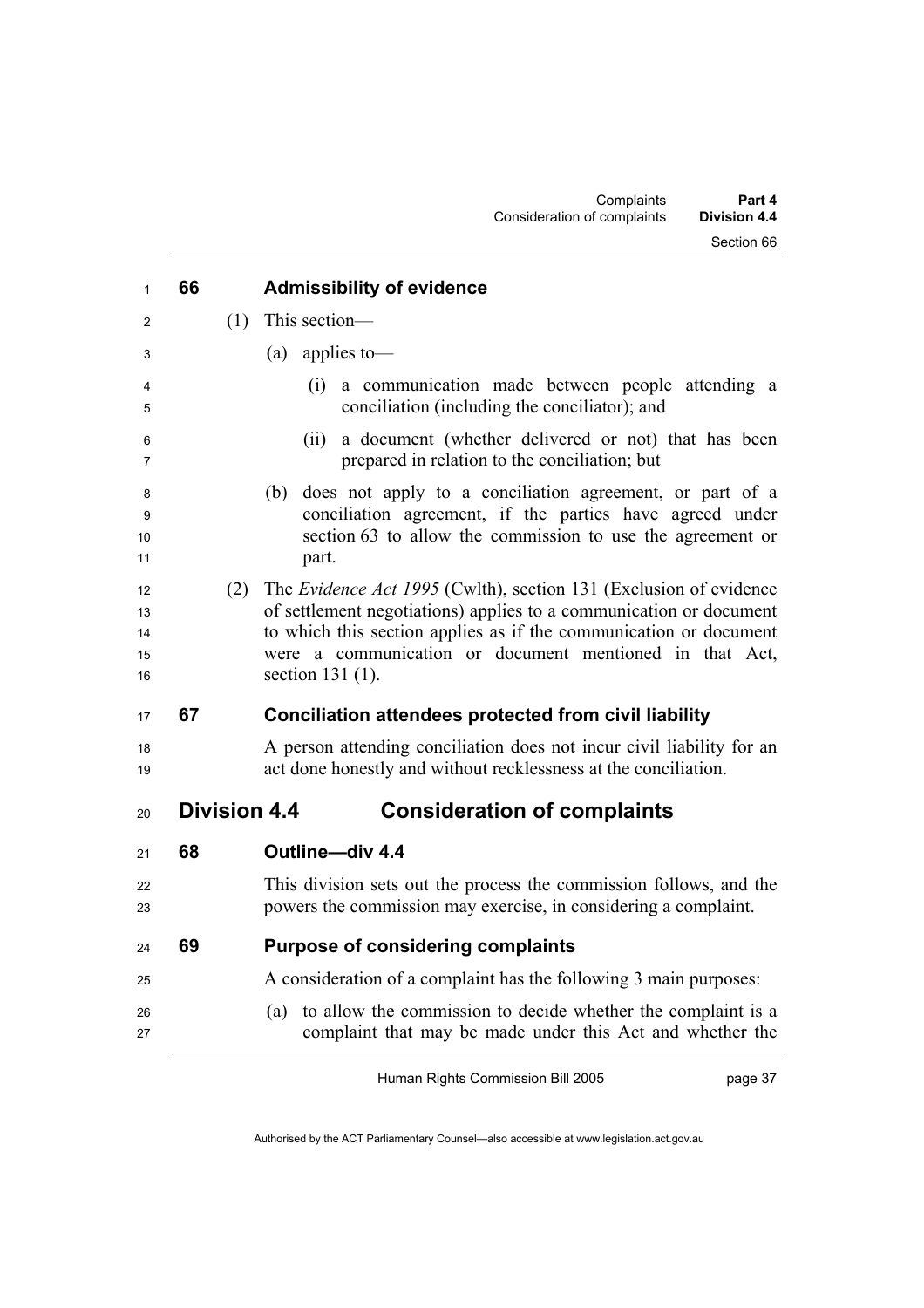### 66 Admissibility of evidence

(1) This section—

(a) applies to—

(i) a communication made between people attending a conciliation (including the conciliator); and

(ii) a document (whether delivered or not) that has been prepared in relation to the conciliation; but

(b) does not apply to a conciliation agreement, or part of a conciliation agreement, if the parties have agreed under section 63 to allow the commission to use the agreement or part.

(2) The *Evidence Act 1995* (Cwlth), section 131 (Exclusion of evidence of settlement negotiations) applies to a communication or document to which this section applies as if the communication or document were a communication or document mentioned in that Act, section 131 (1).

### 67 Conciliation attendees protected from civil liability

A person attending conciliation does not incur civil liability for an act done honestly and without recklessness at the conciliation.

## Division 4.4 Consideration of complaints

### 68 Outline—div 4.4

This division sets out the process the commission follows, and the powers the commission may exercise, in considering a complaint.

### 69 Purpose of considering complaints

A consideration of a complaint has the following 3 main purposes:

(a) to allow the commission to decide whether the complaint is a complaint that may be made under this Act and whether the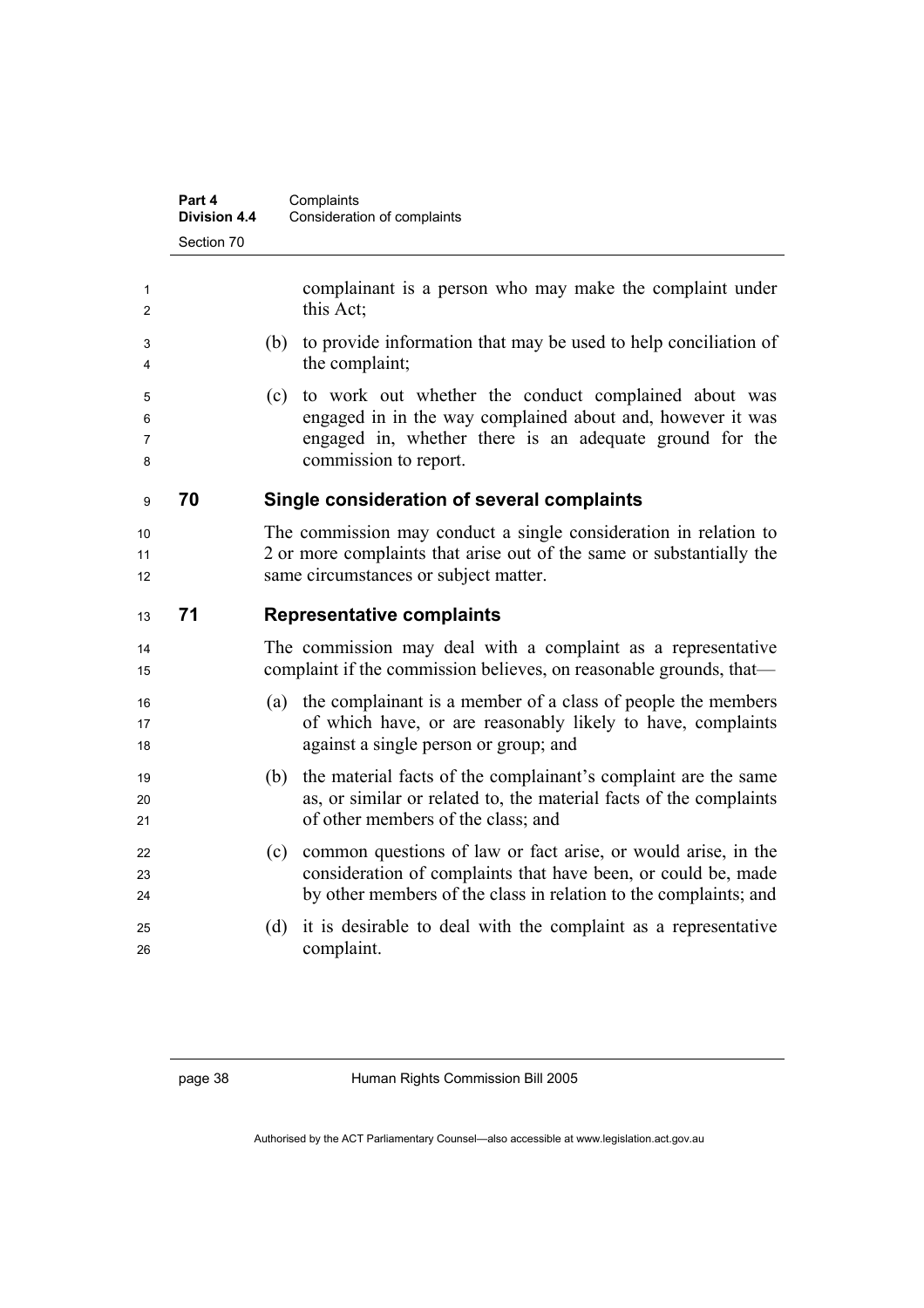complainant is a person who may make the complaint under this Act;

(b) to provide information that may be used to help conciliation of the complaint;

(c) to work out whether the conduct complained about was engaged in in the way complained about and, however it was engaged in, whether there is an adequate ground for the commission to report.

## 70 Single consideration of several complaints

The commission may conduct a single consideration in relation to 2 or more complaints that arise out of the same or substantially the same circumstances or subject matter.

## 71 Representative complaints

The commission may deal with a complaint as a representative complaint if the commission believes, on reasonable grounds, that—

(a) the complainant is a member of a class of people the members of which have, or are reasonably likely to have, complaints against a single person or group; and

(b) the material facts of the complainant's complaint are the same as, or similar or related to, the material facts of the complaints of other members of the class; and

(c) common questions of law or fact arise, or would arise, in the consideration of complaints that have been, or could be, made by other members of the class in relation to the complaints; and

(d) it is desirable to deal with the complaint as a representative complaint.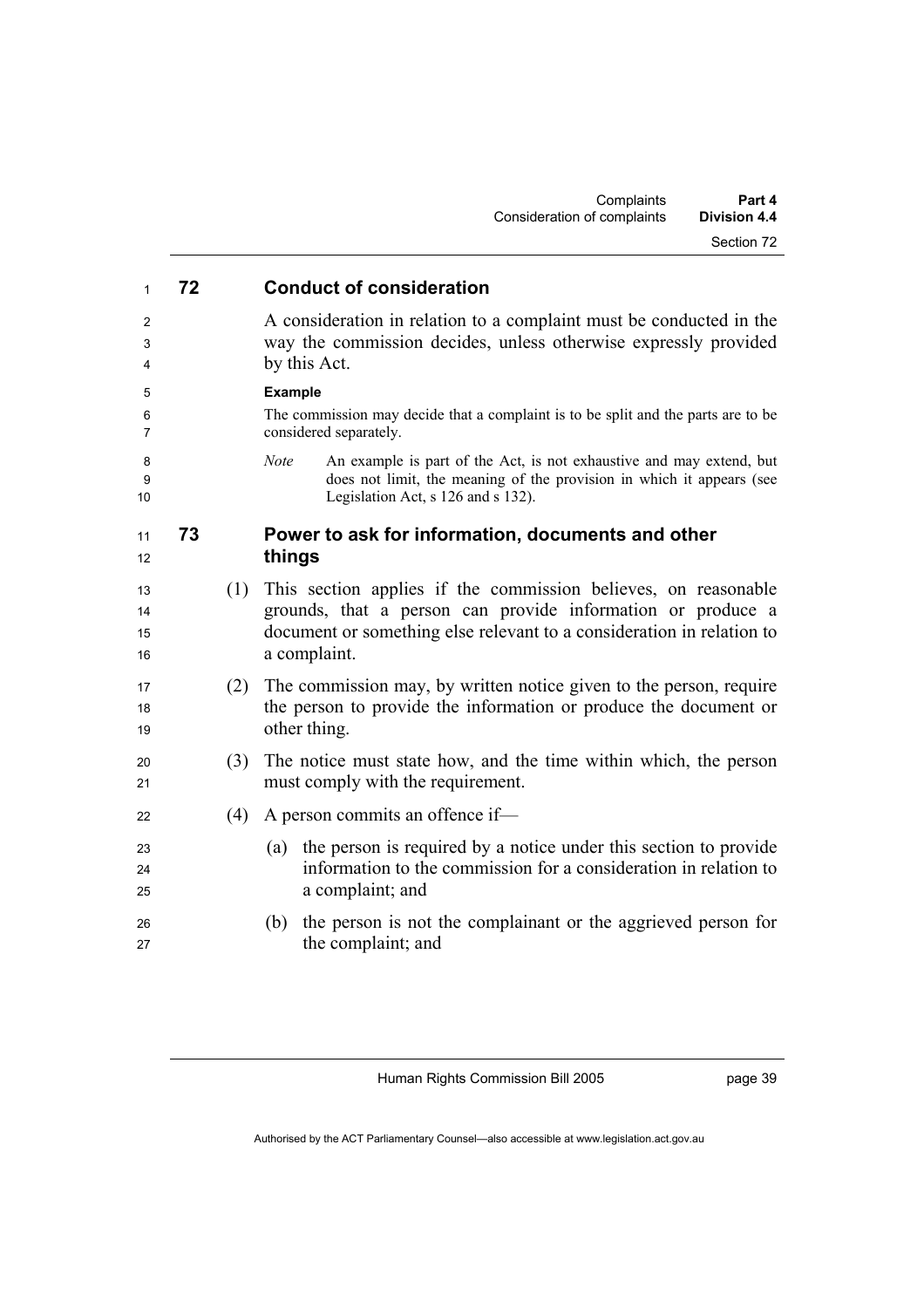### 72 Conduct of consideration

A consideration in relation to a complaint must be conducted in the way the commission decides, unless otherwise expressly provided by this Act.

**Example**

The commission may decide that a complaint is to be split and the parts are to be considered separately.

*Note* An example is part of the Act, is not exhaustive and may extend, but does not limit, the meaning of the provision in which it appears (see Legislation Act, s 126 and s 132).

### 73 Power to ask for information, documents and other things

(1) This section applies if the commission believes, on reasonable grounds, that a person can provide information or produce a document or something else relevant to a consideration in relation to a complaint.

(2) The commission may, by written notice given to the person, require the person to provide the information or produce the document or other thing.

(3) The notice must state how, and the time within which, the person must comply with the requirement.

(4) A person commits an offence if—

(a) the person is required by a notice under this section to provide information to the commission for a consideration in relation to a complaint; and

(b) the person is not the complainant or the aggrieved person for the complaint; and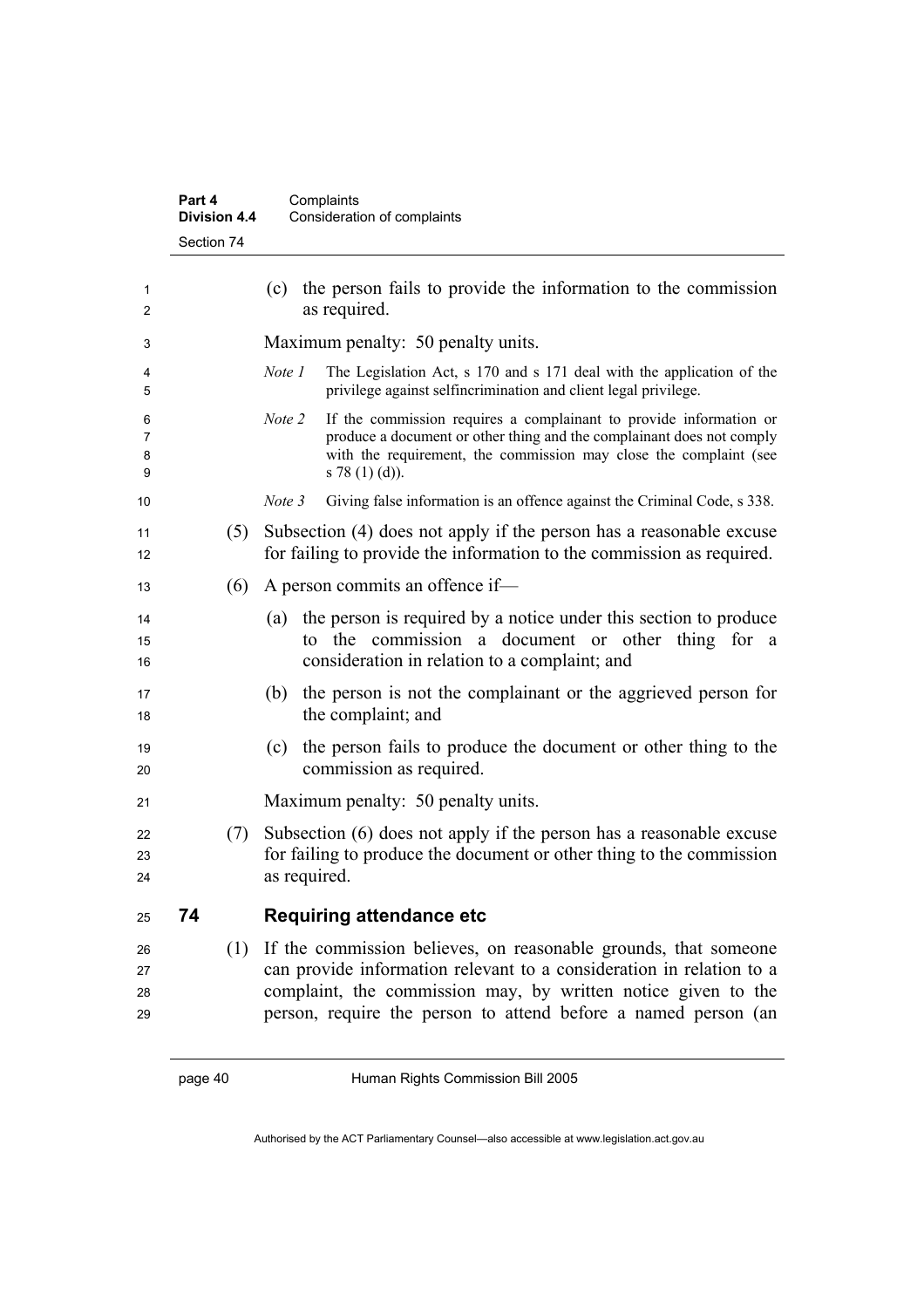(c) the person fails to provide the information to the commission as required.

Maximum penalty: 50 penalty units.

*Note 1* The Legislation Act, s 170 and s 171 deal with the application of the privilege against selfincrimination and client legal privilege.

*Note 2* If the commission requires a complainant to provide information or produce a document or other thing and the complainant does not comply with the requirement, the commission may close the complaint (see s 78 (1) (d)).

*Note 3* Giving false information is an offence against the Criminal Code, s 338.

(5) Subsection (4) does not apply if the person has a reasonable excuse for failing to provide the information to the commission as required.

(6) A person commits an offence if—

(a) the person is required by a notice under this section to produce to the commission a document or other thing for a consideration in relation to a complaint; and

(b) the person is not the complainant or the aggrieved person for the complaint; and

(c) the person fails to produce the document or other thing to the commission as required.

Maximum penalty: 50 penalty units.

(7) Subsection (6) does not apply if the person has a reasonable excuse for failing to produce the document or other thing to the commission as required.

## 74 Requiring attendance etc

(1) If the commission believes, on reasonable grounds, that someone can provide information relevant to a consideration in relation to a complaint, the commission may, by written notice given to the person, require the person to attend before a named person (an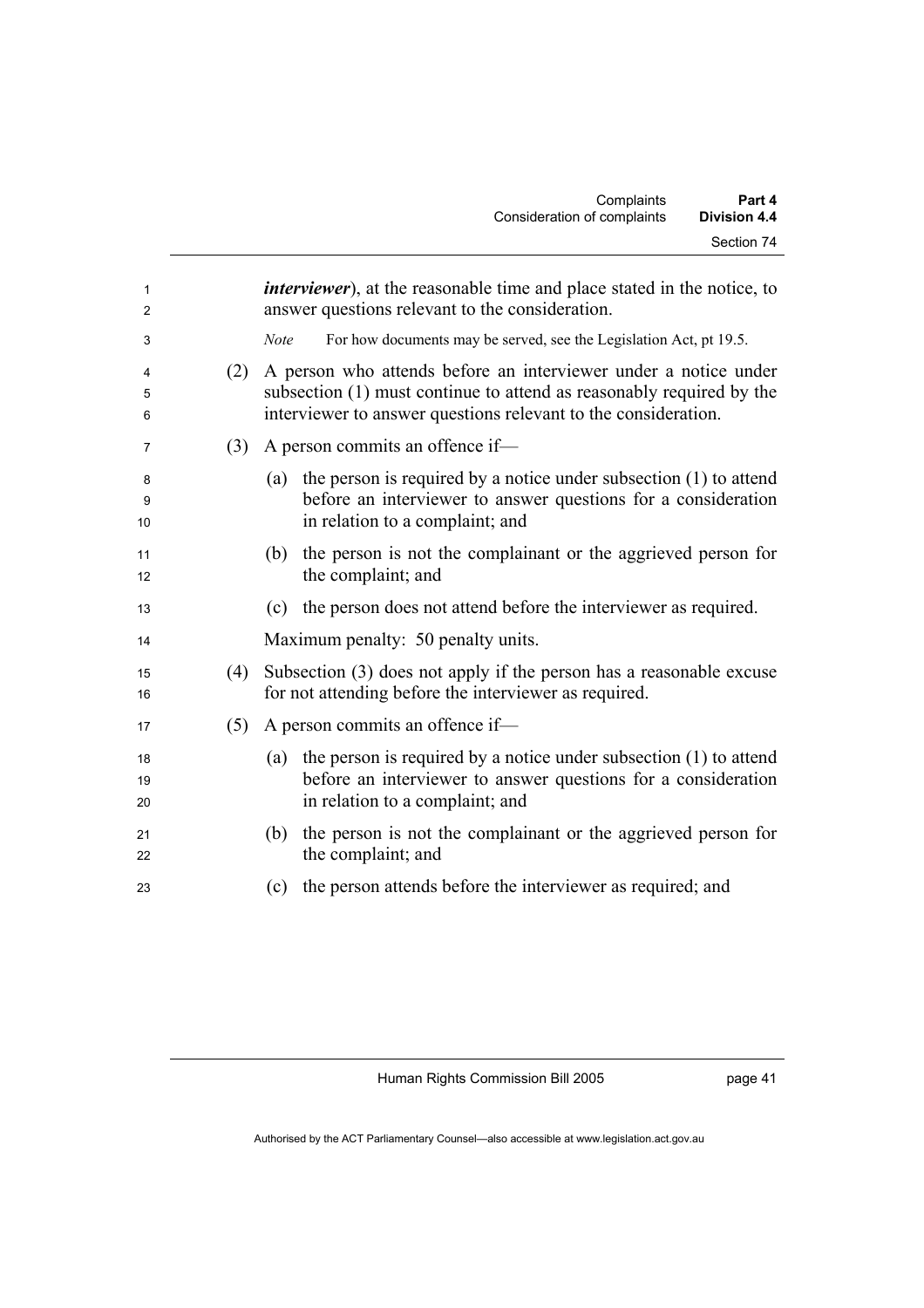***interviewer***), at the reasonable time and place stated in the notice, to answer questions relevant to the consideration.

*Note* For how documents may be served, see the Legislation Act, pt 19.5.

(2) A person who attends before an interviewer under a notice under subsection (1) must continue to attend as reasonably required by the interviewer to answer questions relevant to the consideration.

(3) A person commits an offence if—

(a) the person is required by a notice under subsection (1) to attend before an interviewer to answer questions for a consideration in relation to a complaint; and

(b) the person is not the complainant or the aggrieved person for the complaint; and

(c) the person does not attend before the interviewer as required.

Maximum penalty: 50 penalty units.

(4) Subsection (3) does not apply if the person has a reasonable excuse for not attending before the interviewer as required.

(5) A person commits an offence if—

(a) the person is required by a notice under subsection (1) to attend before an interviewer to answer questions for a consideration in relation to a complaint; and

(b) the person is not the complainant or the aggrieved person for the complaint; and

(c) the person attends before the interviewer as required; and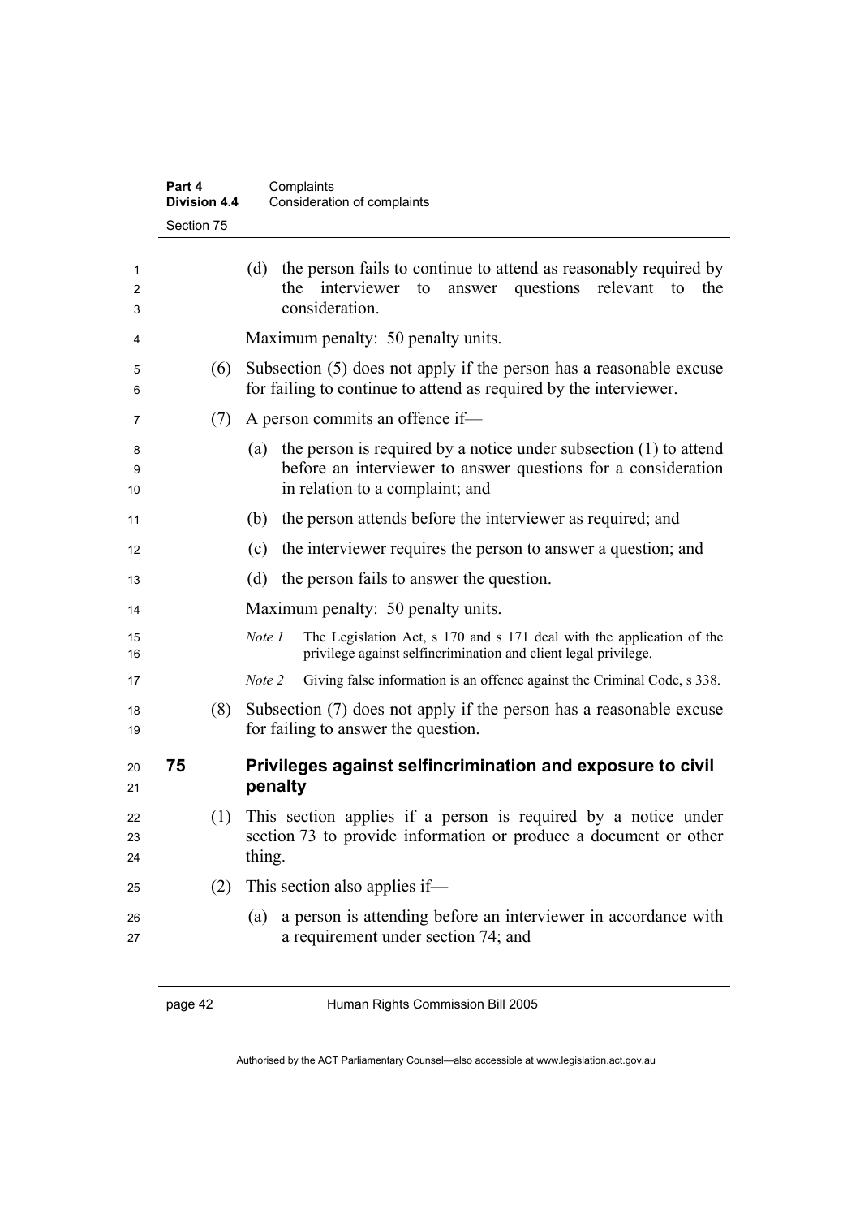(d) the person fails to continue to attend as reasonably required by the interviewer to answer questions relevant to the consideration.

Maximum penalty: 50 penalty units.

(6) Subsection (5) does not apply if the person has a reasonable excuse for failing to continue to attend as required by the interviewer.

(7) A person commits an offence if—

(a) the person is required by a notice under subsection (1) to attend before an interviewer to answer questions for a consideration in relation to a complaint; and

(b) the person attends before the interviewer as required; and

(c) the interviewer requires the person to answer a question; and

(d) the person fails to answer the question.

Maximum penalty: 50 penalty units.

*Note 1* The Legislation Act, s 170 and s 171 deal with the application of the privilege against selfincrimination and client legal privilege.

*Note 2* Giving false information is an offence against the Criminal Code, s 338.

(8) Subsection (7) does not apply if the person has a reasonable excuse for failing to answer the question.

## 75 Privileges against selfincrimination and exposure to civil penalty

(1) This section applies if a person is required by a notice under section 73 to provide information or produce a document or other thing.

(2) This section also applies if—

(a) a person is attending before an interviewer in accordance with a requirement under section 74; and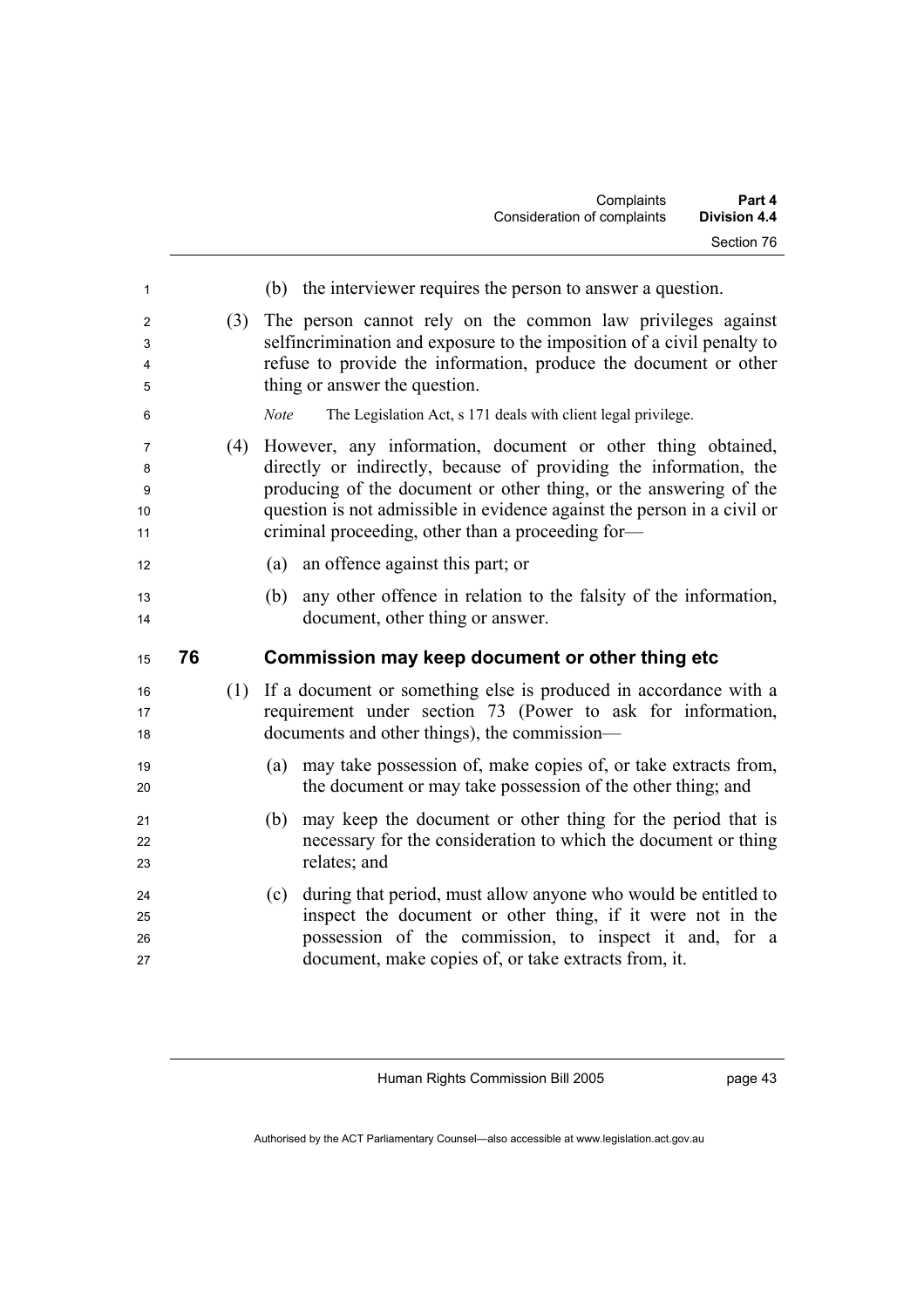(b) the interviewer requires the person to answer a question.

(3) The person cannot rely on the common law privileges against selfincrimination and exposure to the imposition of a civil penalty to refuse to provide the information, produce the document or other thing or answer the question.

*Note* The Legislation Act, s 171 deals with client legal privilege.

(4) However, any information, document or other thing obtained, directly or indirectly, because of providing the information, the producing of the document or other thing, or the answering of the question is not admissible in evidence against the person in a civil or criminal proceeding, other than a proceeding for—

(a) an offence against this part; or

(b) any other offence in relation to the falsity of the information, document, other thing or answer.

### 76 Commission may keep document or other thing etc

(1) If a document or something else is produced in accordance with a requirement under section 73 (Power to ask for information, documents and other things), the commission—

(a) may take possession of, make copies of, or take extracts from, the document or may take possession of the other thing; and

(b) may keep the document or other thing for the period that is necessary for the consideration to which the document or thing relates; and

(c) during that period, must allow anyone who would be entitled to inspect the document or other thing, if it were not in the possession of the commission, to inspect it and, for a document, make copies of, or take extracts from, it.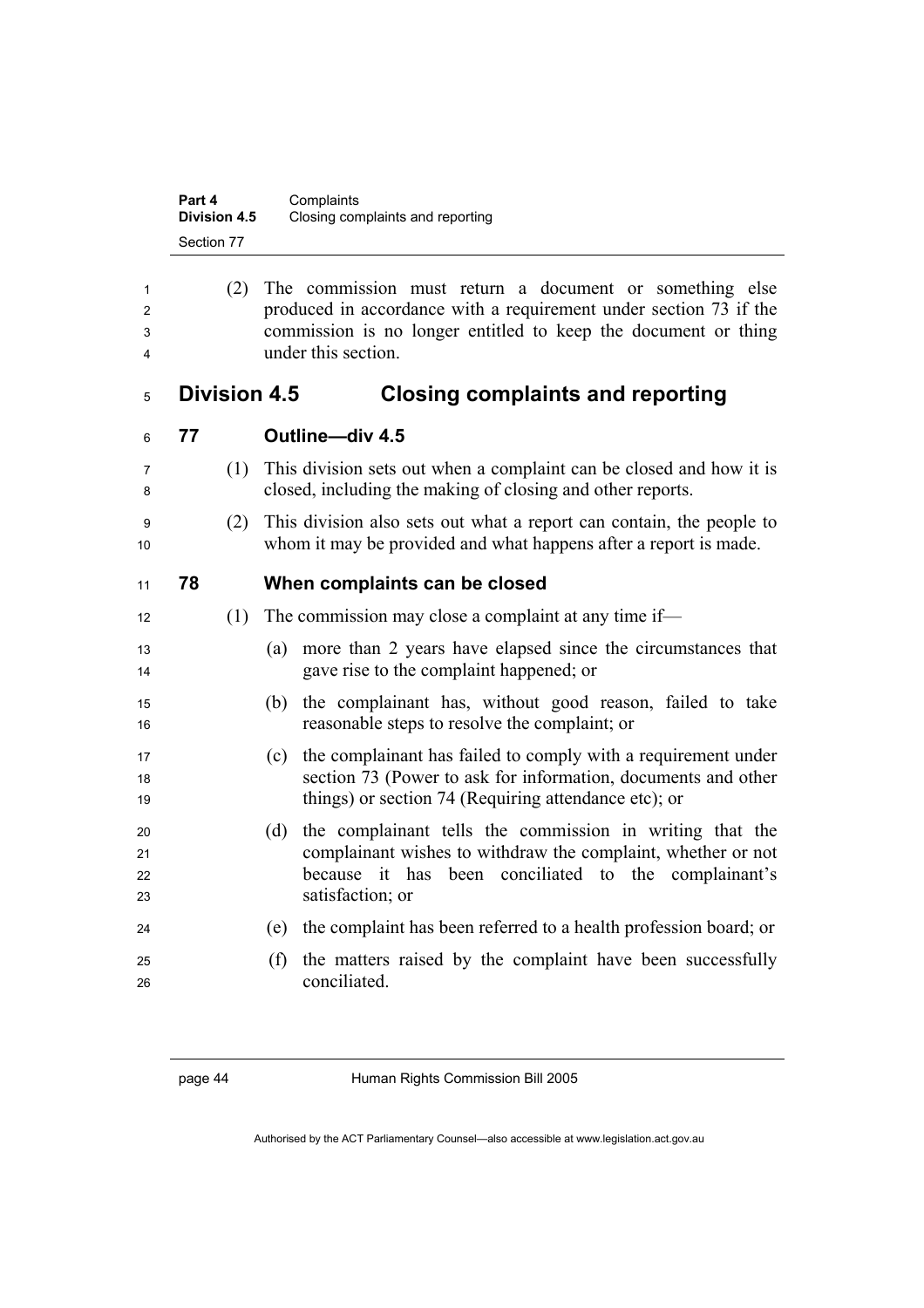(2) The commission must return a document or something else produced in accordance with a requirement under section 73 if the commission is no longer entitled to keep the document or thing under this section.

## Division 4.5 Closing complaints and reporting

### 77 Outline—div 4.5

(1) This division sets out when a complaint can be closed and how it is closed, including the making of closing and other reports.

(2) This division also sets out what a report can contain, the people to whom it may be provided and what happens after a report is made.

### 78 When complaints can be closed

(1) The commission may close a complaint at any time if—

(a) more than 2 years have elapsed since the circumstances that gave rise to the complaint happened; or

(b) the complainant has, without good reason, failed to take reasonable steps to resolve the complaint; or

(c) the complainant has failed to comply with a requirement under section 73 (Power to ask for information, documents and other things) or section 74 (Requiring attendance etc); or

(d) the complainant tells the commission in writing that the complainant wishes to withdraw the complaint, whether or not because it has been conciliated to the complainant's satisfaction; or

(e) the complaint has been referred to a health profession board; or

(f) the matters raised by the complaint have been successfully conciliated.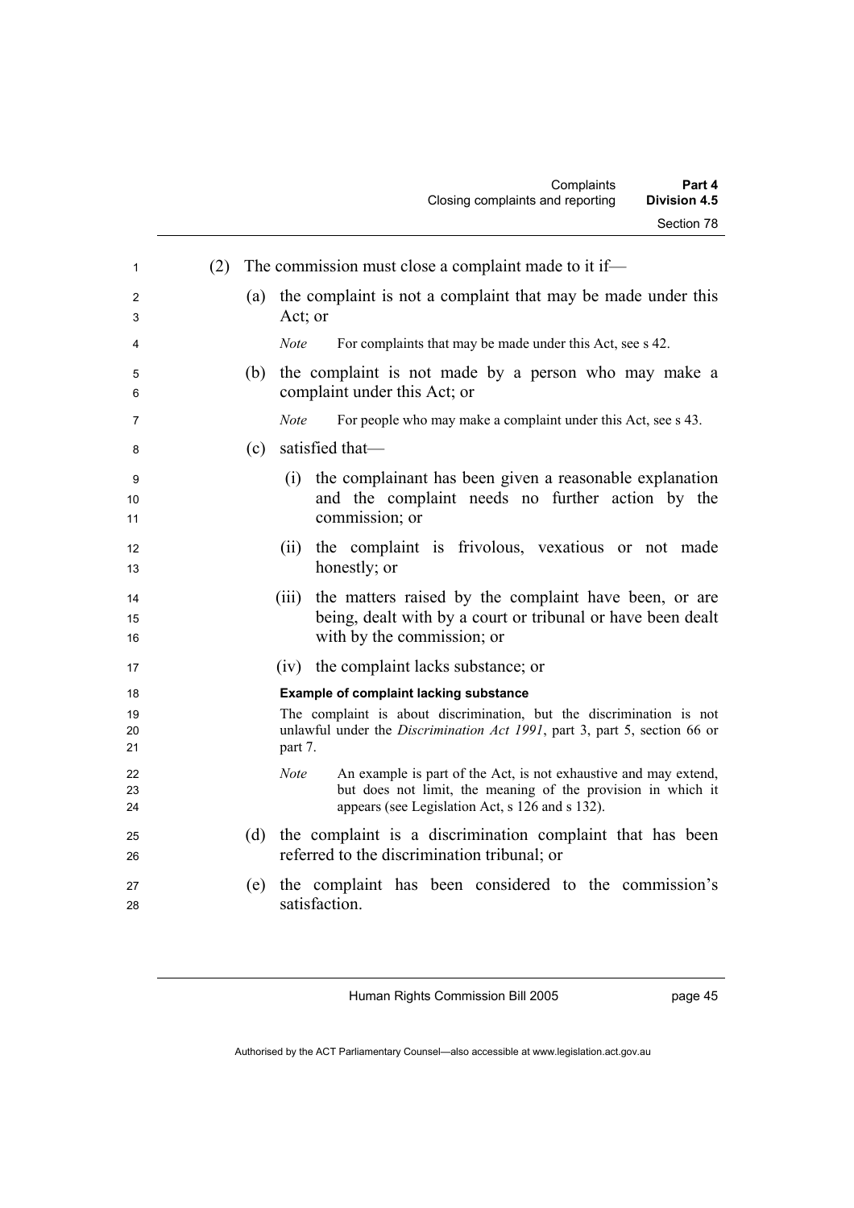(2) The commission must close a complaint made to it if—

(a) the complaint is not a complaint that may be made under this Act; or

*Note* For complaints that may be made under this Act, see s 42.

(b) the complaint is not made by a person who may make a complaint under this Act; or

*Note* For people who may make a complaint under this Act, see s 43.

(c) satisfied that—

(i) the complainant has been given a reasonable explanation and the complaint needs no further action by the commission; or

(ii) the complaint is frivolous, vexatious or not made honestly; or

(iii) the matters raised by the complaint have been, or are being, dealt with by a court or tribunal or have been dealt with by the commission; or

(iv) the complaint lacks substance; or

**Example of complaint lacking substance**

The complaint is about discrimination, but the discrimination is not unlawful under the *Discrimination Act 1991*, part 3, part 5, section 66 or part 7.

*Note* An example is part of the Act, is not exhaustive and may extend, but does not limit, the meaning of the provision in which it appears (see Legislation Act, s 126 and s 132).

(d) the complaint is a discrimination complaint that has been referred to the discrimination tribunal; or

(e) the complaint has been considered to the commission's satisfaction.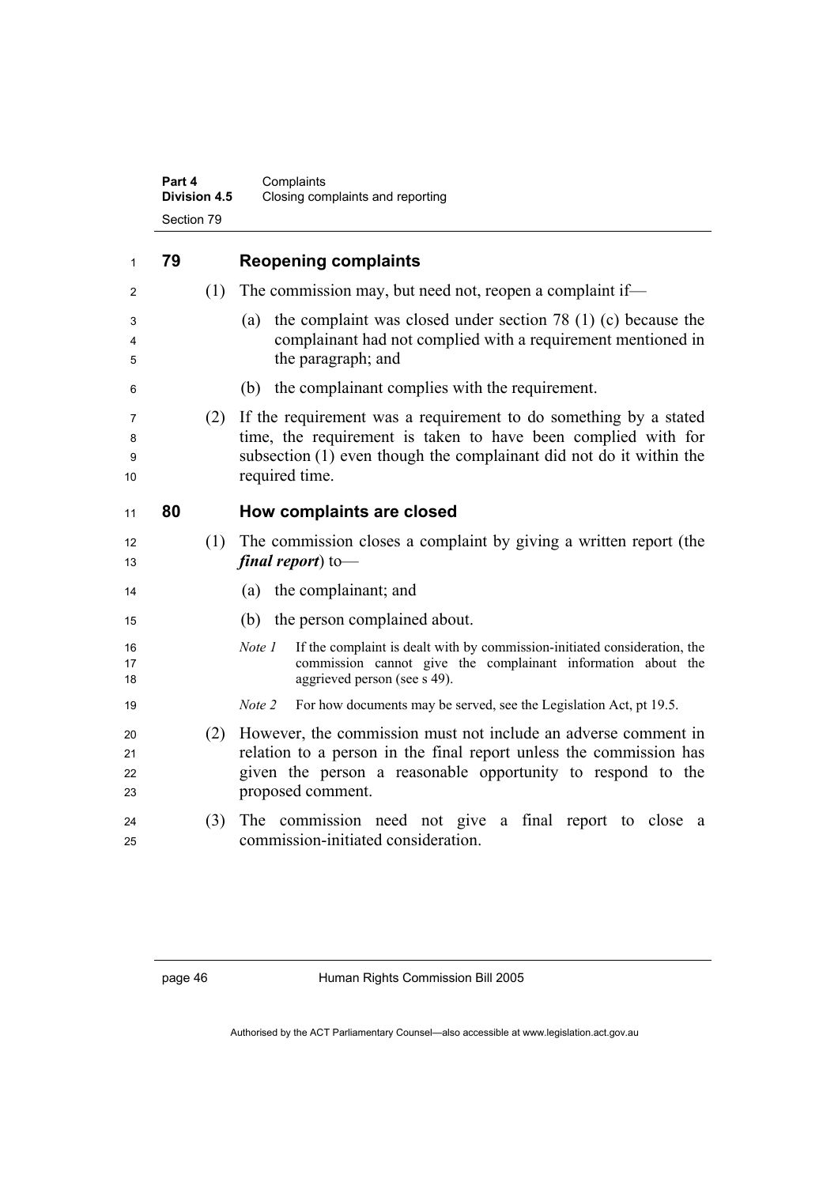## 79 Reopening complaints

(1) The commission may, but need not, reopen a complaint if—

(a) the complaint was closed under section 78 (1) (c) because the complainant had not complied with a requirement mentioned in the paragraph; and

(b) the complainant complies with the requirement.

(2) If the requirement was a requirement to do something by a stated time, the requirement is taken to have been complied with for subsection (1) even though the complainant did not do it within the required time.

## 80 How complaints are closed

(1) The commission closes a complaint by giving a written report (the ***final report***) to—

(a) the complainant; and

(b) the person complained about.

*Note 1* If the complaint is dealt with by commission-initiated consideration, the commission cannot give the complainant information about the aggrieved person (see s 49).

*Note 2* For how documents may be served, see the Legislation Act, pt 19.5.

(2) However, the commission must not include an adverse comment in relation to a person in the final report unless the commission has given the person a reasonable opportunity to respond to the proposed comment.

(3) The commission need not give a final report to close a commission-initiated consideration.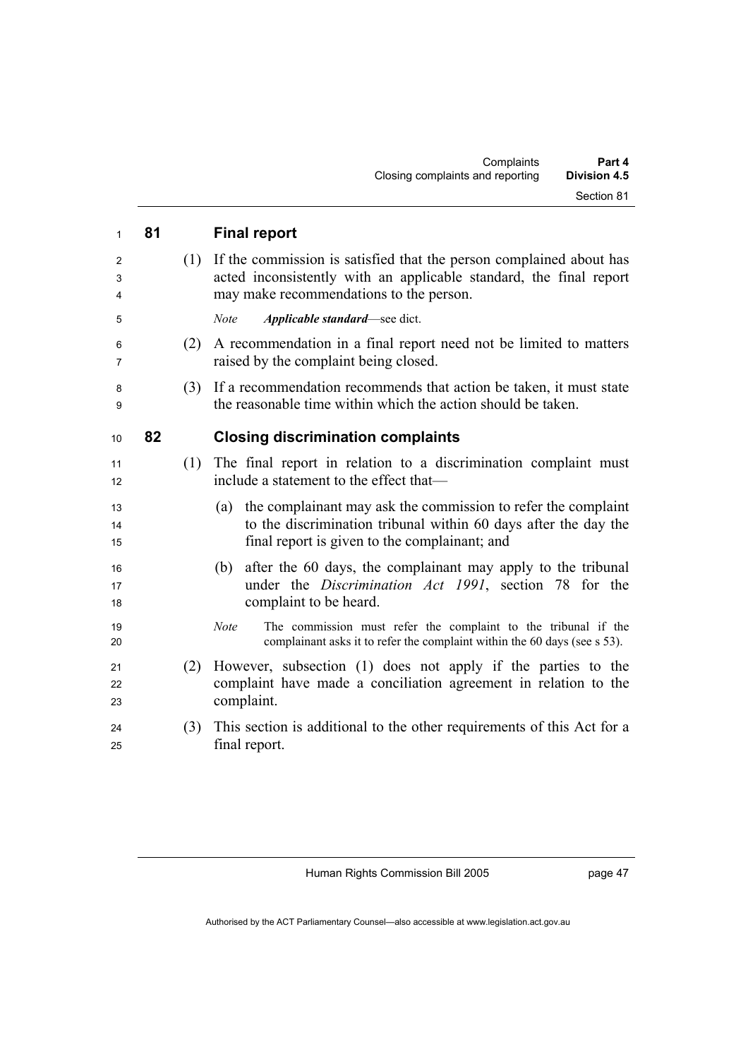## 81 Final report

(1) If the commission is satisfied that the person complained about has acted inconsistently with an applicable standard, the final report may make recommendations to the person.

*Note* ***Applicable standard***—see dict.

(2) A recommendation in a final report need not be limited to matters raised by the complaint being closed.

(3) If a recommendation recommends that action be taken, it must state the reasonable time within which the action should be taken.

## 82 Closing discrimination complaints

(1) The final report in relation to a discrimination complaint must include a statement to the effect that—

(a) the complainant may ask the commission to refer the complaint to the discrimination tribunal within 60 days after the day the final report is given to the complainant; and

(b) after the 60 days, the complainant may apply to the tribunal under the *Discrimination Act 1991*, section 78 for the complaint to be heard.

*Note* The commission must refer the complaint to the tribunal if the complainant asks it to refer the complaint within the 60 days (see s 53).

(2) However, subsection (1) does not apply if the parties to the complaint have made a conciliation agreement in relation to the complaint.

(3) This section is additional to the other requirements of this Act for a final report.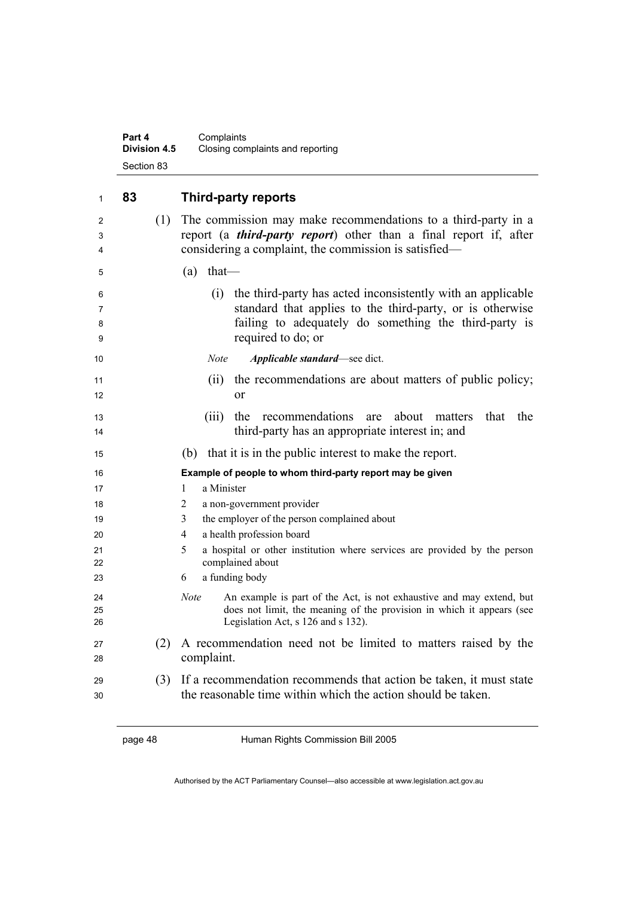## 83 Third-party reports

(1) The commission may make recommendations to a third-party in a report (a ***third-party report***) other than a final report if, after considering a complaint, the commission is satisfied—

(a) that—

(i) the third-party has acted inconsistently with an applicable standard that applies to the third-party, or is otherwise failing to adequately do something the third-party is required to do; or

*Note* ***Applicable standard***—see dict.

(ii) the recommendations are about matters of public policy; or

(iii) the recommendations are about matters that the third-party has an appropriate interest in; and

(b) that it is in the public interest to make the report.

**Example of people to whom third-party report may be given**

1. a Minister
2. a non-government provider
3. the employer of the person complained about
4. a health profession board
5. a hospital or other institution where services are provided by the person complained about
6. a funding body

*Note* An example is part of the Act, is not exhaustive and may extend, but does not limit, the meaning of the provision in which it appears (see Legislation Act, s 126 and s 132).

(2) A recommendation need not be limited to matters raised by the complaint.

(3) If a recommendation recommends that action be taken, it must state the reasonable time within which the action should be taken.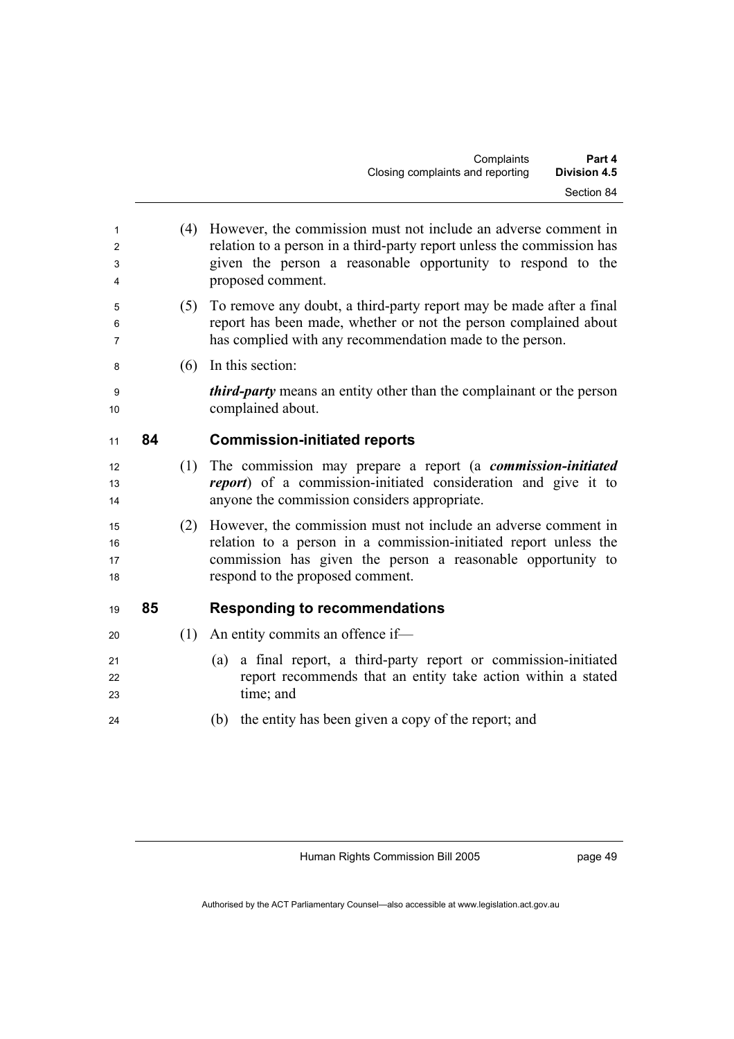(4) However, the commission must not include an adverse comment in relation to a person in a third-party report unless the commission has given the person a reasonable opportunity to respond to the proposed comment.

(5) To remove any doubt, a third-party report may be made after a final report has been made, whether or not the person complained about has complied with any recommendation made to the person.

(6) In this section:

***third-party*** means an entity other than the complainant or the person complained about.

## 84 Commission-initiated reports

(1) The commission may prepare a report (a ***commission-initiated report***) of a commission-initiated consideration and give it to anyone the commission considers appropriate.

(2) However, the commission must not include an adverse comment in relation to a person in a commission-initiated report unless the commission has given the person a reasonable opportunity to respond to the proposed comment.

## 85 Responding to recommendations

(1) An entity commits an offence if—

(a) a final report, a third-party report or commission-initiated report recommends that an entity take action within a stated time; and

(b) the entity has been given a copy of the report; and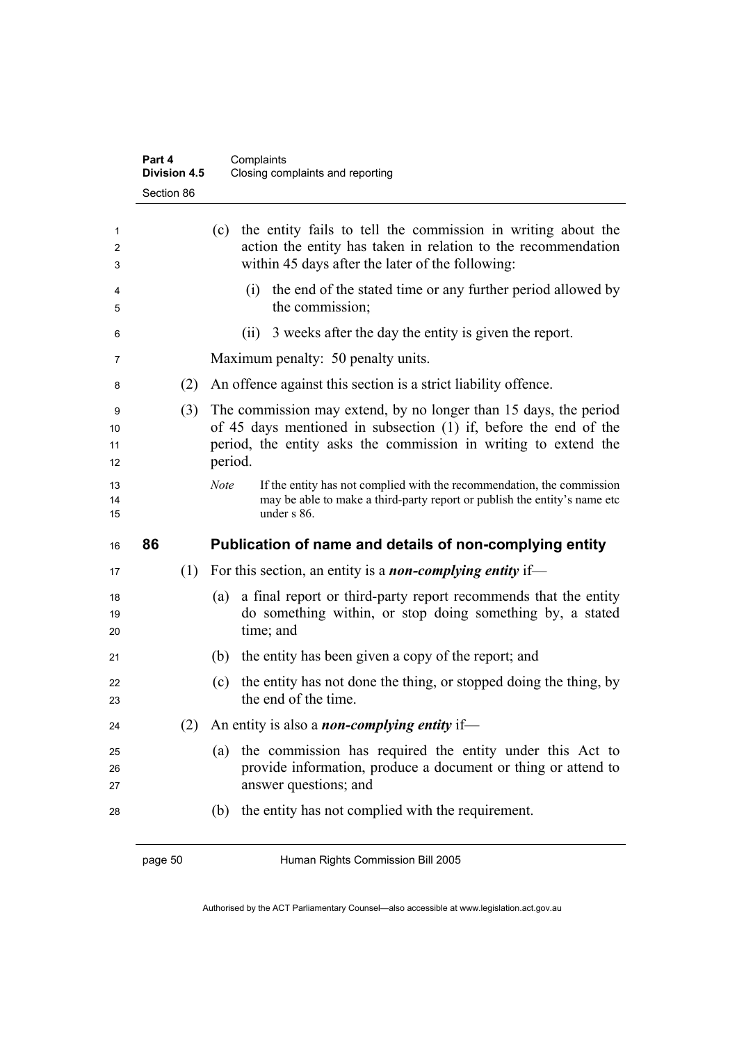(c) the entity fails to tell the commission in writing about the action the entity has taken in relation to the recommendation within 45 days after the later of the following:

  (i) the end of the stated time or any further period allowed by the commission;

  (ii) 3 weeks after the day the entity is given the report.

Maximum penalty: 50 penalty units.

(2) An offence against this section is a strict liability offence.

(3) The commission may extend, by no longer than 15 days, the period of 45 days mentioned in subsection (1) if, before the end of the period, the entity asks the commission in writing to extend the period.

*Note* If the entity has not complied with the recommendation, the commission may be able to make a third-party report or publish the entity's name etc under s 86.

## 86 Publication of name and details of non-complying entity

(1) For this section, an entity is a ***non-complying entity*** if—

(a) a final report or third-party report recommends that the entity do something within, or stop doing something by, a stated time; and

(b) the entity has been given a copy of the report; and

(c) the entity has not done the thing, or stopped doing the thing, by the end of the time.

(2) An entity is also a ***non-complying entity*** if—

(a) the commission has required the entity under this Act to provide information, produce a document or thing or attend to answer questions; and

(b) the entity has not complied with the requirement.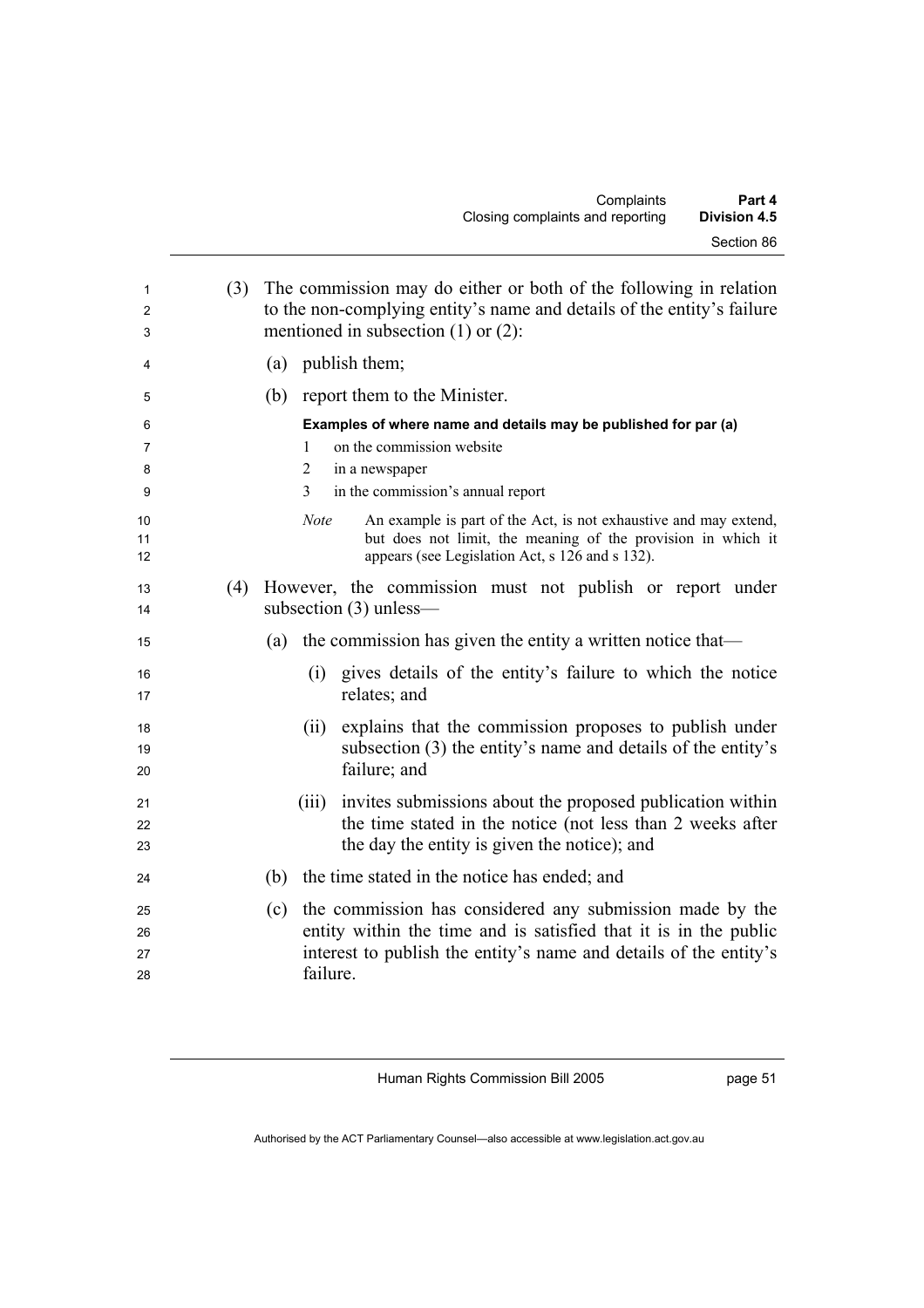(3) The commission may do either or both of the following in relation to the non-complying entity's name and details of the entity's failure mentioned in subsection (1) or (2):

(a) publish them;

(b) report them to the Minister.

**Examples of where name and details may be published for par (a)**

1 on the commission website

2 in a newspaper

3 in the commission's annual report

*Note* An example is part of the Act, is not exhaustive and may extend, but does not limit, the meaning of the provision in which it appears (see Legislation Act, s 126 and s 132).

(4) However, the commission must not publish or report under subsection (3) unless—

(a) the commission has given the entity a written notice that—

(i) gives details of the entity's failure to which the notice relates; and

(ii) explains that the commission proposes to publish under subsection (3) the entity's name and details of the entity's failure; and

(iii) invites submissions about the proposed publication within the time stated in the notice (not less than 2 weeks after the day the entity is given the notice); and

(b) the time stated in the notice has ended; and

(c) the commission has considered any submission made by the entity within the time and is satisfied that it is in the public interest to publish the entity's name and details of the entity's failure.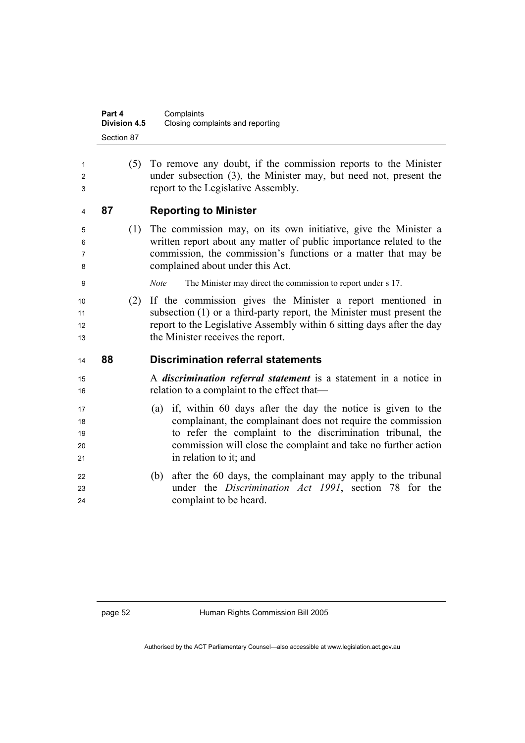(5) To remove any doubt, if the commission reports to the Minister under subsection (3), the Minister may, but need not, present the report to the Legislative Assembly.

## 87 Reporting to Minister

(1) The commission may, on its own initiative, give the Minister a written report about any matter of public importance related to the commission, the commission's functions or a matter that may be complained about under this Act.

*Note* The Minister may direct the commission to report under s 17.

(2) If the commission gives the Minister a report mentioned in subsection (1) or a third-party report, the Minister must present the report to the Legislative Assembly within 6 sitting days after the day the Minister receives the report.

## 88 Discrimination referral statements

A ***discrimination referral statement*** is a statement in a notice in relation to a complaint to the effect that—

(a) if, within 60 days after the day the notice is given to the complainant, the complainant does not require the commission to refer the complaint to the discrimination tribunal, the commission will close the complaint and take no further action in relation to it; and

(b) after the 60 days, the complainant may apply to the tribunal under the *Discrimination Act 1991*, section 78 for the complaint to be heard.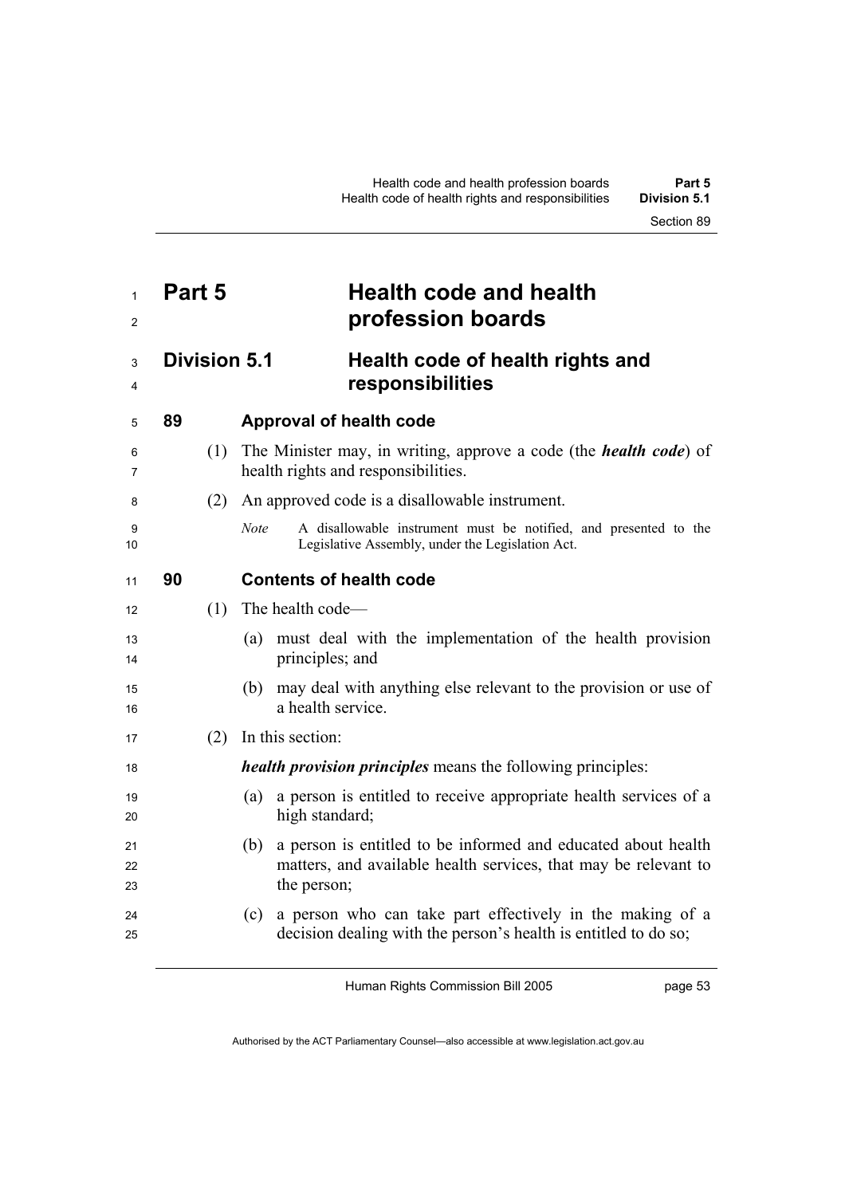# Part 5 Health code and health profession boards

## Division 5.1 Health code of health rights and responsibilities

### 89 Approval of health code

(1) The Minister may, in writing, approve a code (the ***health code***) of health rights and responsibilities.

(2) An approved code is a disallowable instrument.

*Note* A disallowable instrument must be notified, and presented to the Legislative Assembly, under the Legislation Act.

### 90 Contents of health code

(1) The health code—

(a) must deal with the implementation of the health provision principles; and

(b) may deal with anything else relevant to the provision or use of a health service.

(2) In this section:

***health provision principles*** means the following principles:

(a) a person is entitled to receive appropriate health services of a high standard;

(b) a person is entitled to be informed and educated about health matters, and available health services, that may be relevant to the person;

(c) a person who can take part effectively in the making of a decision dealing with the person's health is entitled to do so;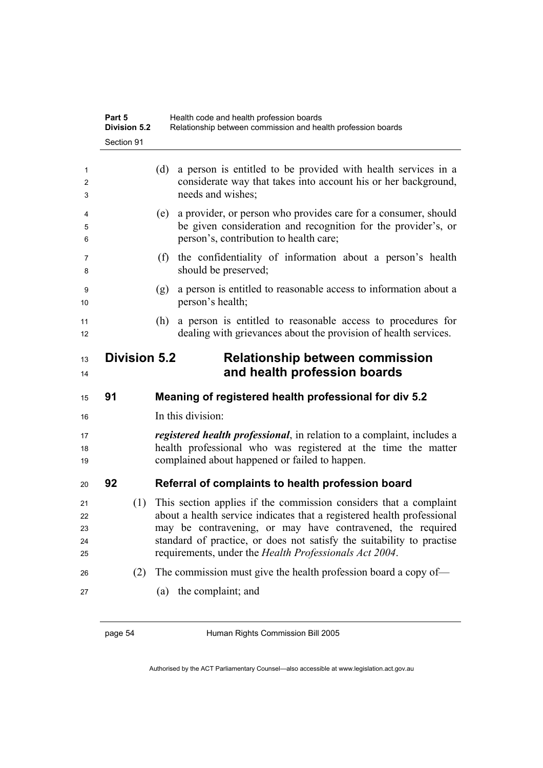(d) a person is entitled to be provided with health services in a considerate way that takes into account his or her background, needs and wishes;

(e) a provider, or person who provides care for a consumer, should be given consideration and recognition for the provider's, or person's, contribution to health care;

(f) the confidentiality of information about a person's health should be preserved;

(g) a person is entitled to reasonable access to information about a person's health;

(h) a person is entitled to reasonable access to procedures for dealing with grievances about the provision of health services.

## Division 5.2 Relationship between commission and health profession boards

### 91 Meaning of registered health professional for div 5.2

In this division:

***registered health professional***, in relation to a complaint, includes a health professional who was registered at the time the matter complained about happened or failed to happen.

### 92 Referral of complaints to health profession board

(1) This section applies if the commission considers that a complaint about a health service indicates that a registered health professional may be contravening, or may have contravened, the required standard of practice, or does not satisfy the suitability to practise requirements, under the *Health Professionals Act 2004*.

(2) The commission must give the health profession board a copy of—

(a) the complaint; and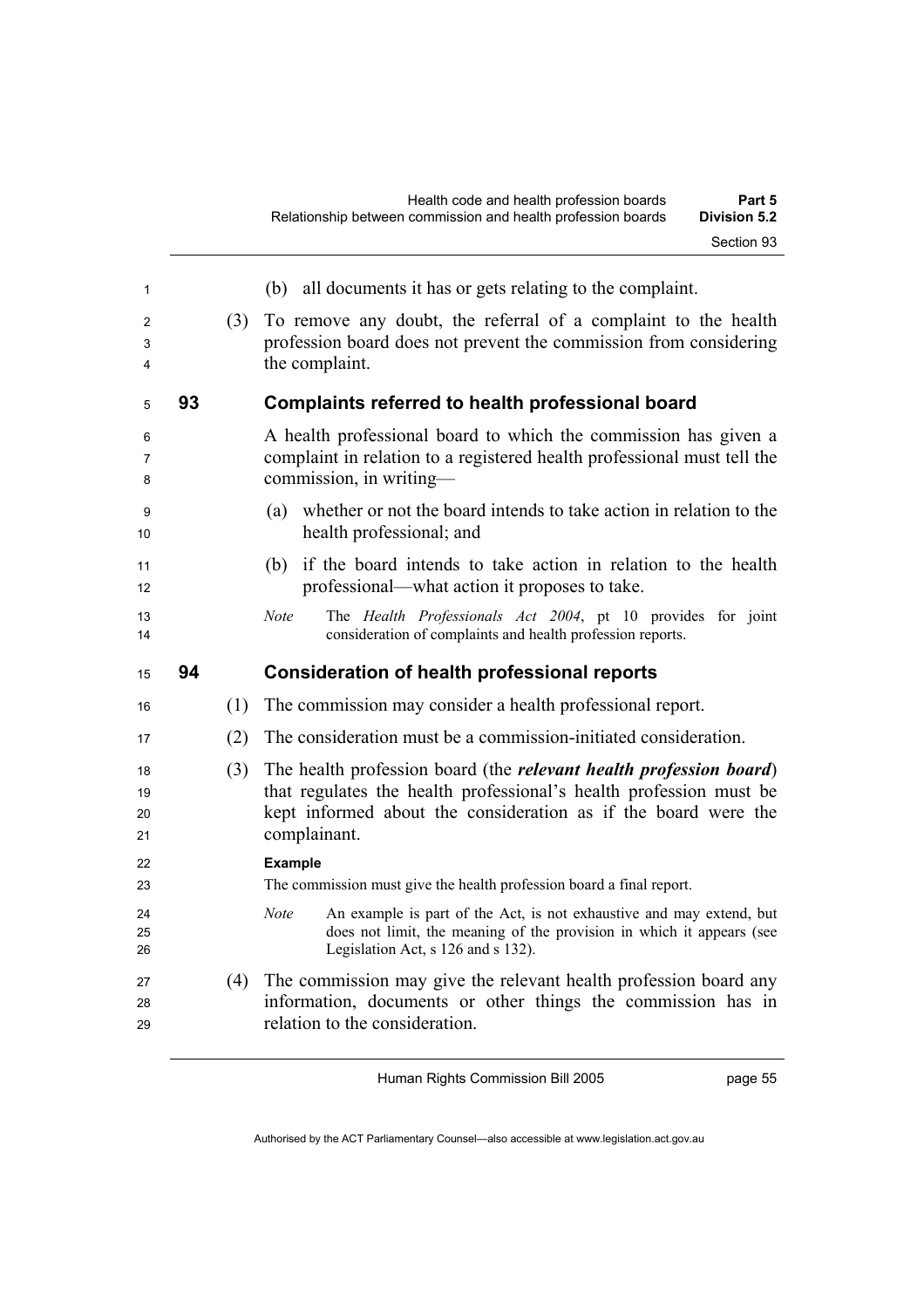(b) all documents it has or gets relating to the complaint.

(3) To remove any doubt, the referral of a complaint to the health profession board does not prevent the commission from considering the complaint.

### 93 Complaints referred to health professional board

A health professional board to which the commission has given a complaint in relation to a registered health professional must tell the commission, in writing—

(a) whether or not the board intends to take action in relation to the health professional; and

(b) if the board intends to take action in relation to the health professional—what action it proposes to take.

*Note* The *Health Professionals Act 2004*, pt 10 provides for joint consideration of complaints and health profession reports.

### 94 Consideration of health professional reports

(1) The commission may consider a health professional report.

(2) The consideration must be a commission-initiated consideration.

(3) The health profession board (the ***relevant health profession board***) that regulates the health professional's health profession must be kept informed about the consideration as if the board were the complainant.

**Example**

The commission must give the health profession board a final report.

*Note* An example is part of the Act, is not exhaustive and may extend, but does not limit, the meaning of the provision in which it appears (see Legislation Act, s 126 and s 132).

(4) The commission may give the relevant health profession board any information, documents or other things the commission has in relation to the consideration.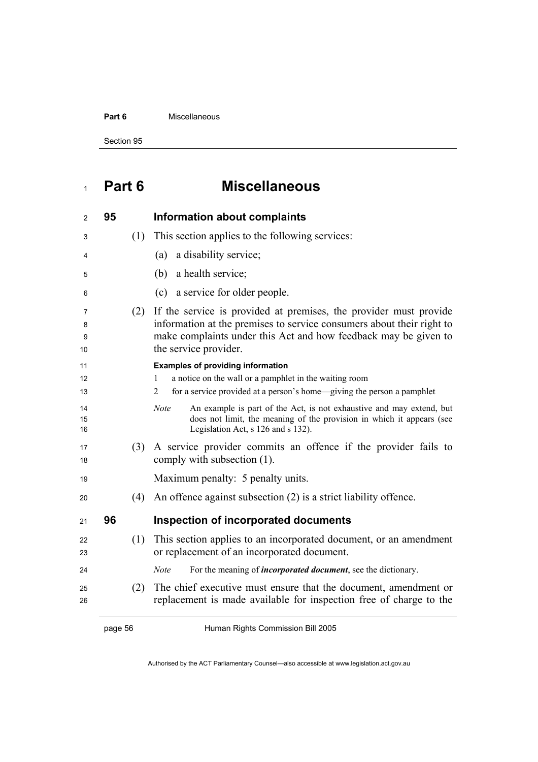# Part 6 Miscellaneous

## 95 Information about complaints

(1) This section applies to the following services:

(a) a disability service;

(b) a health service;

(c) a service for older people.

(2) If the service is provided at premises, the provider must provide information at the premises to service consumers about their right to make complaints under this Act and how feedback may be given to the service provider.

**Examples of providing information**

1 a notice on the wall or a pamphlet in the waiting room

2 for a service provided at a person's home—giving the person a pamphlet

*Note* An example is part of the Act, is not exhaustive and may extend, but does not limit, the meaning of the provision in which it appears (see Legislation Act, s 126 and s 132).

(3) A service provider commits an offence if the provider fails to comply with subsection (1).

Maximum penalty: 5 penalty units.

(4) An offence against subsection (2) is a strict liability offence.

## 96 Inspection of incorporated documents

(1) This section applies to an incorporated document, or an amendment or replacement of an incorporated document.

*Note* For the meaning of ***incorporated document***, see the dictionary.

(2) The chief executive must ensure that the document, amendment or replacement is made available for inspection free of charge to the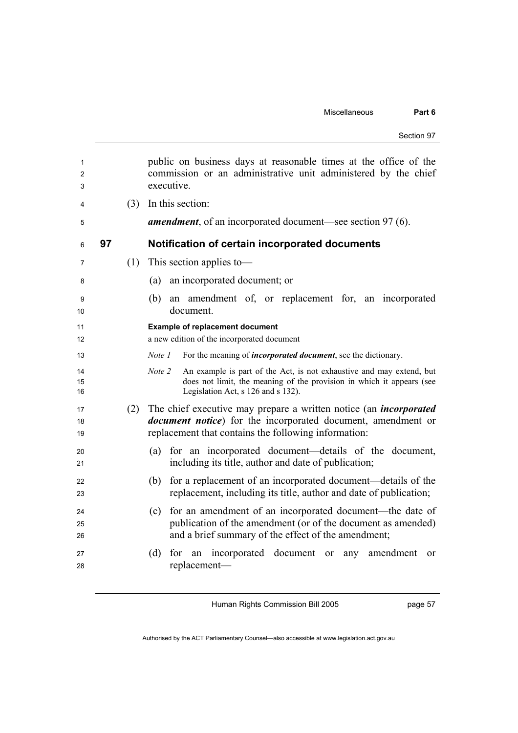public on business days at reasonable times at the office of the commission or an administrative unit administered by the chief executive.

(3) In this section:

***amendment***, of an incorporated document—see section 97 (6).

## 97 Notification of certain incorporated documents

(1) This section applies to—

(a) an incorporated document; or

(b) an amendment of, or replacement for, an incorporated document.

**Example of replacement document**

a new edition of the incorporated document

*Note 1* For the meaning of ***incorporated document***, see the dictionary.

*Note 2* An example is part of the Act, is not exhaustive and may extend, but does not limit, the meaning of the provision in which it appears (see Legislation Act, s 126 and s 132).

(2) The chief executive may prepare a written notice (an ***incorporated document notice***) for the incorporated document, amendment or replacement that contains the following information:

(a) for an incorporated document—details of the document, including its title, author and date of publication;

(b) for a replacement of an incorporated document—details of the replacement, including its title, author and date of publication;

(c) for an amendment of an incorporated document—the date of publication of the amendment (or of the document as amended) and a brief summary of the effect of the amendment;

(d) for an incorporated document or any amendment or replacement—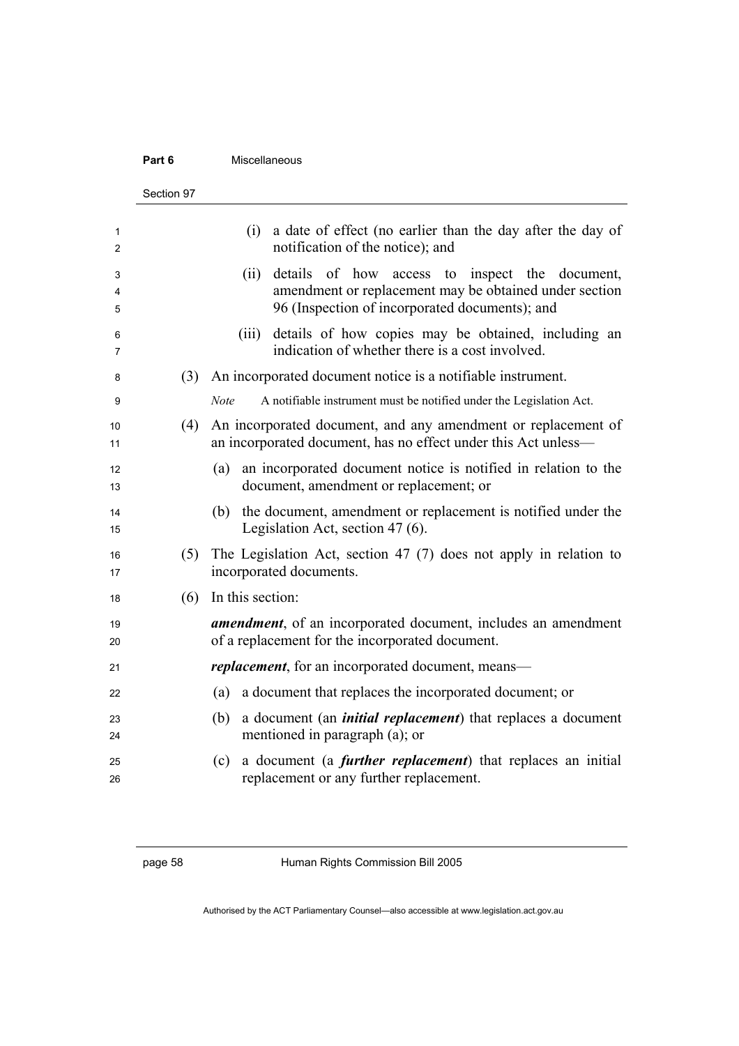(i) a date of effect (no earlier than the day after the day of notification of the notice); and

(ii) details of how access to inspect the document, amendment or replacement may be obtained under section 96 (Inspection of incorporated documents); and

(iii) details of how copies may be obtained, including an indication of whether there is a cost involved.

(3) An incorporated document notice is a notifiable instrument.

*Note* A notifiable instrument must be notified under the Legislation Act.

(4) An incorporated document, and any amendment or replacement of an incorporated document, has no effect under this Act unless—

(a) an incorporated document notice is notified in relation to the document, amendment or replacement; or

(b) the document, amendment or replacement is notified under the Legislation Act, section 47 (6).

(5) The Legislation Act, section 47 (7) does not apply in relation to incorporated documents.

(6) In this section:

***amendment***, of an incorporated document, includes an amendment of a replacement for the incorporated document.

***replacement***, for an incorporated document, means—

(a) a document that replaces the incorporated document; or

(b) a document (an ***initial replacement***) that replaces a document mentioned in paragraph (a); or

(c) a document (a ***further replacement***) that replaces an initial replacement or any further replacement.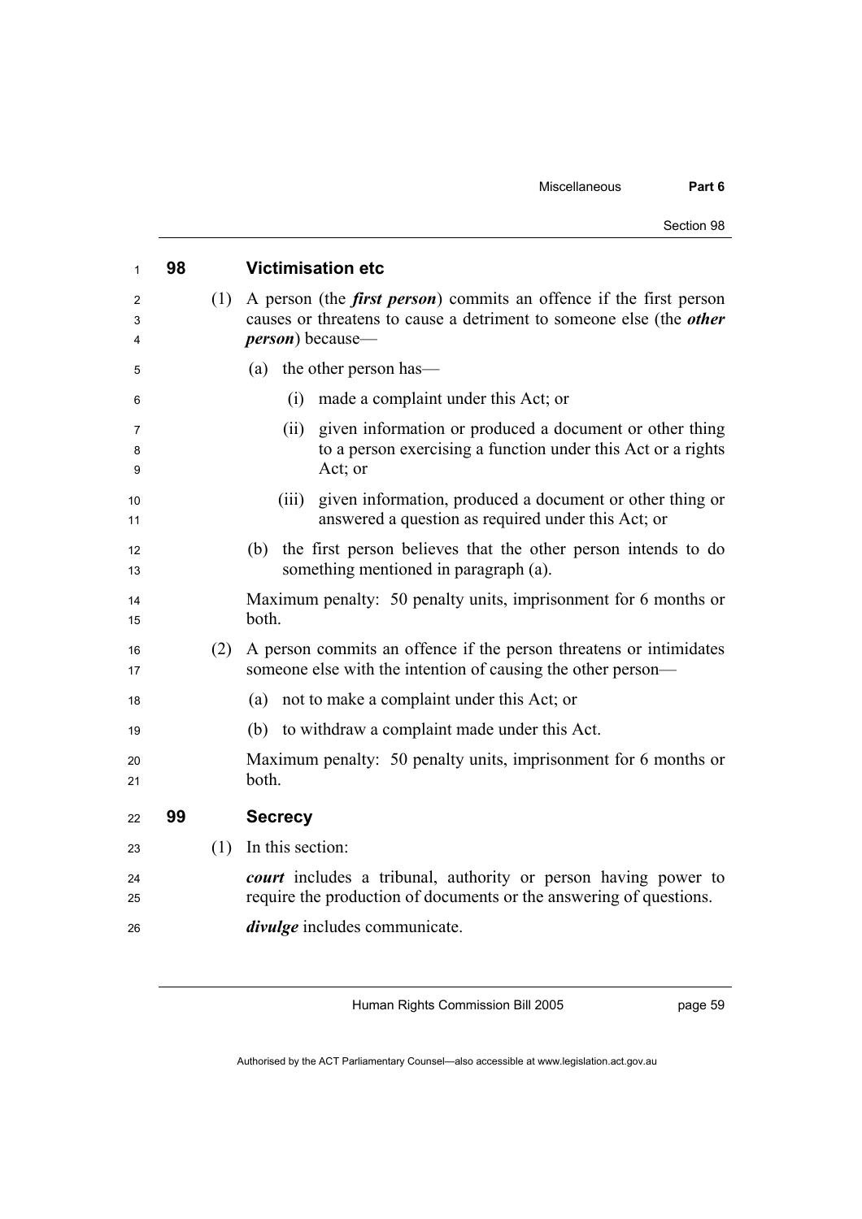## 98 Victimisation etc

(1) A person (the ***first person***) commits an offence if the first person causes or threatens to cause a detriment to someone else (the ***other person***) because—

(a) the other person has—

(i) made a complaint under this Act; or

(ii) given information or produced a document or other thing to a person exercising a function under this Act or a rights Act; or

(iii) given information, produced a document or other thing or answered a question as required under this Act; or

(b) the first person believes that the other person intends to do something mentioned in paragraph (a).

Maximum penalty: 50 penalty units, imprisonment for 6 months or both.

(2) A person commits an offence if the person threatens or intimidates someone else with the intention of causing the other person—

(a) not to make a complaint under this Act; or

(b) to withdraw a complaint made under this Act.

Maximum penalty: 50 penalty units, imprisonment for 6 months or both.

## 99 Secrecy

(1) In this section:

***court*** includes a tribunal, authority or person having power to require the production of documents or the answering of questions.

***divulge*** includes communicate.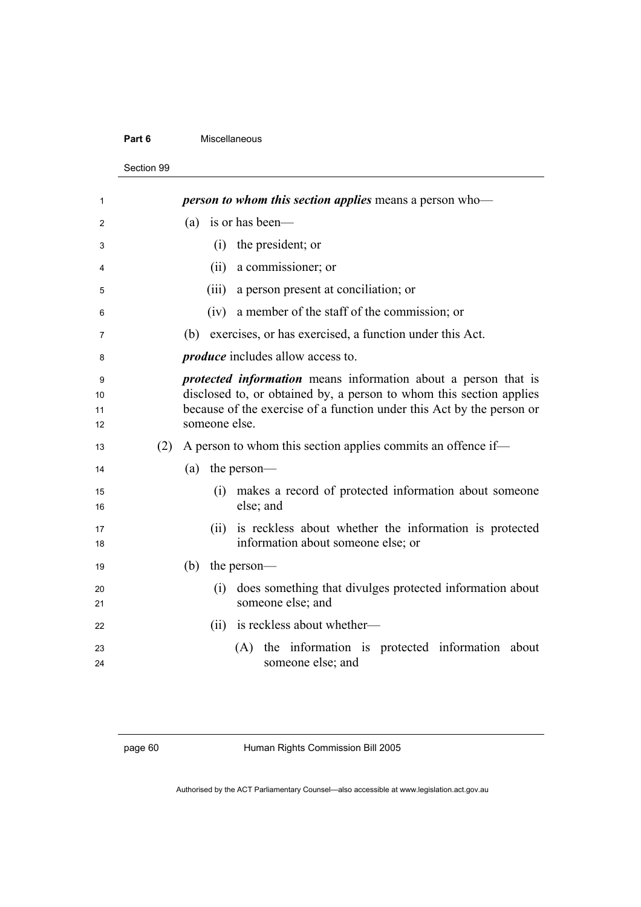***person to whom this section applies*** means a person who—

(a) is or has been—

(i) the president; or

(ii) a commissioner; or

(iii) a person present at conciliation; or

(iv) a member of the staff of the commission; or

(b) exercises, or has exercised, a function under this Act.

***produce*** includes allow access to.

***protected information*** means information about a person that is disclosed to, or obtained by, a person to whom this section applies because of the exercise of a function under this Act by the person or someone else.

(2) A person to whom this section applies commits an offence if—

(a) the person—

(i) makes a record of protected information about someone else; and

(ii) is reckless about whether the information is protected information about someone else; or

(b) the person—

(i) does something that divulges protected information about someone else; and

(ii) is reckless about whether—

(A) the information is protected information about someone else; and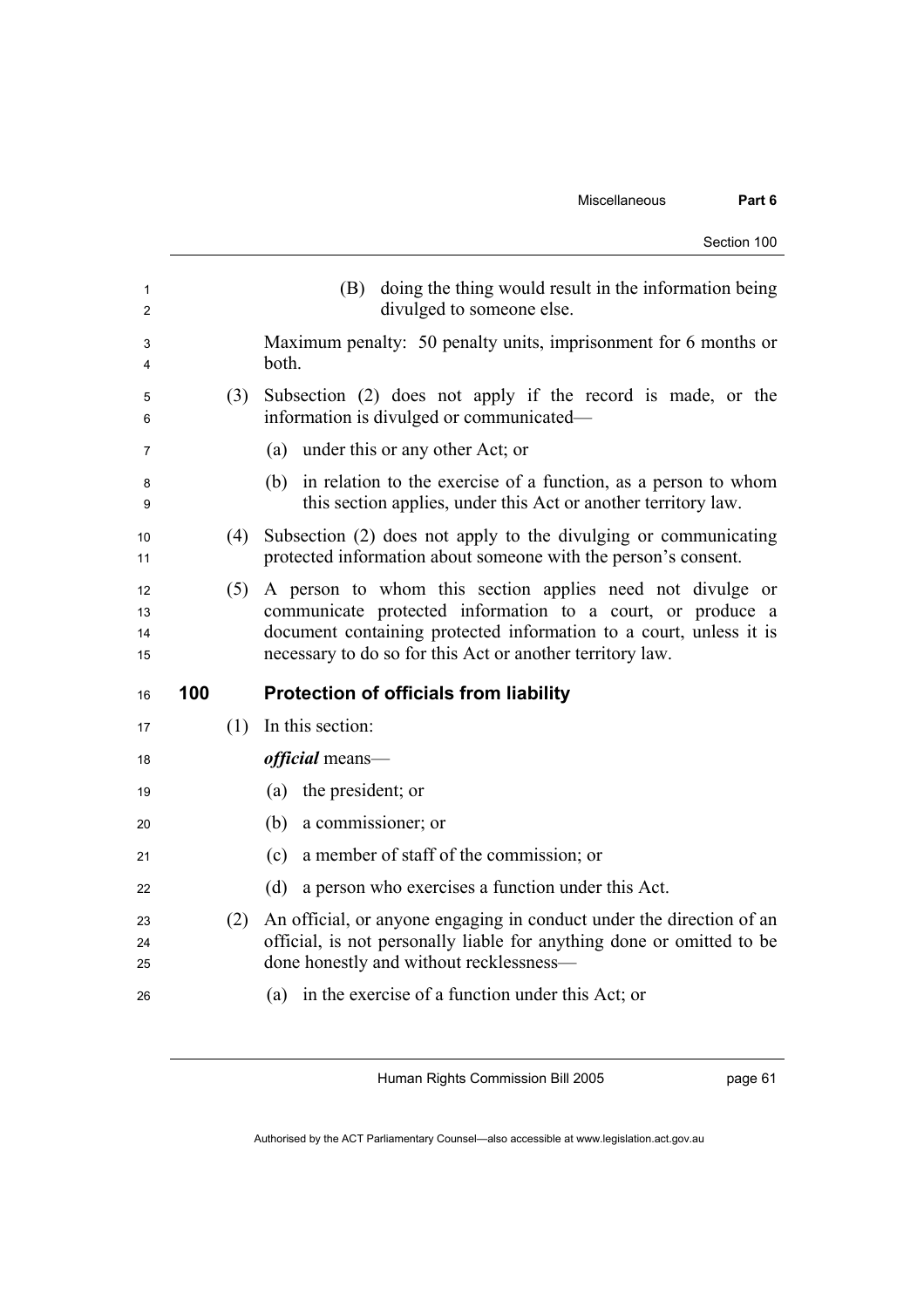(B) doing the thing would result in the information being divulged to someone else.

Maximum penalty: 50 penalty units, imprisonment for 6 months or both.

(3) Subsection (2) does not apply if the record is made, or the information is divulged or communicated—

(a) under this or any other Act; or

(b) in relation to the exercise of a function, as a person to whom this section applies, under this Act or another territory law.

(4) Subsection (2) does not apply to the divulging or communicating protected information about someone with the person's consent.

(5) A person to whom this section applies need not divulge or communicate protected information to a court, or produce a document containing protected information to a court, unless it is necessary to do so for this Act or another territory law.

## 100 Protection of officials from liability

(1) In this section:

***official*** means—

(a) the president; or

(b) a commissioner; or

(c) a member of staff of the commission; or

(d) a person who exercises a function under this Act.

(2) An official, or anyone engaging in conduct under the direction of an official, is not personally liable for anything done or omitted to be done honestly and without recklessness—

(a) in the exercise of a function under this Act; or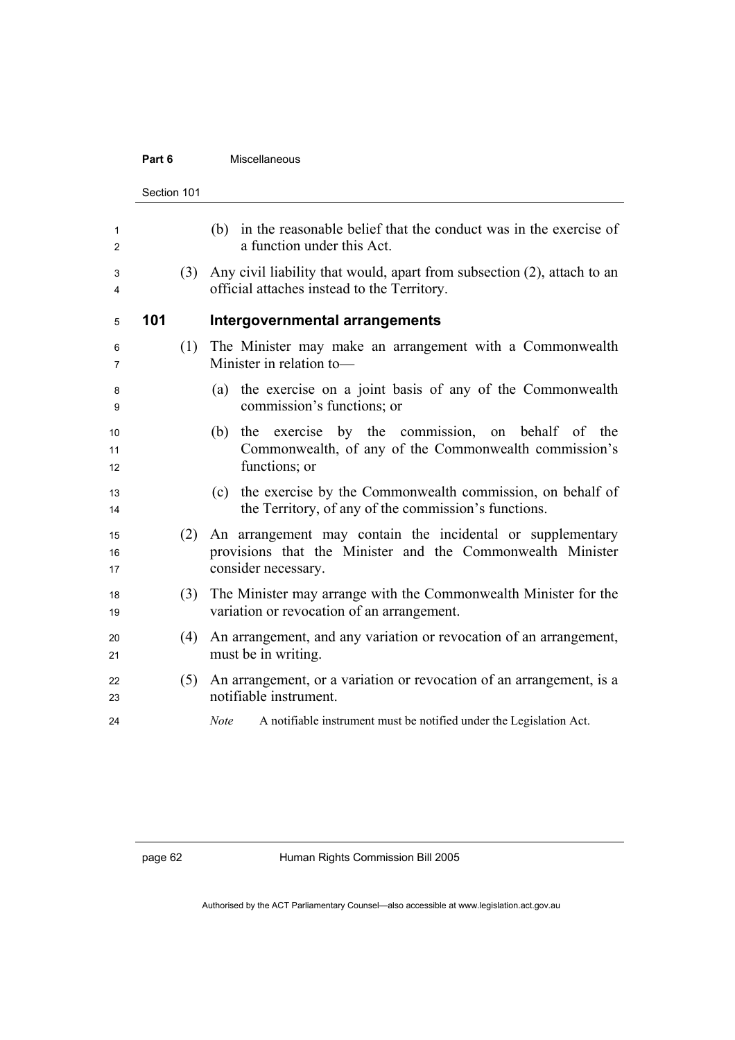(b) in the reasonable belief that the conduct was in the exercise of a function under this Act.

(3) Any civil liability that would, apart from subsection (2), attach to an official attaches instead to the Territory.

### 101 Intergovernmental arrangements

(1) The Minister may make an arrangement with a Commonwealth Minister in relation to—

(a) the exercise on a joint basis of any of the Commonwealth commission's functions; or

(b) the exercise by the commission, on behalf of the Commonwealth, of any of the Commonwealth commission's functions; or

(c) the exercise by the Commonwealth commission, on behalf of the Territory, of any of the commission's functions.

(2) An arrangement may contain the incidental or supplementary provisions that the Minister and the Commonwealth Minister consider necessary.

(3) The Minister may arrange with the Commonwealth Minister for the variation or revocation of an arrangement.

(4) An arrangement, and any variation or revocation of an arrangement, must be in writing.

(5) An arrangement, or a variation or revocation of an arrangement, is a notifiable instrument.

*Note* A notifiable instrument must be notified under the Legislation Act.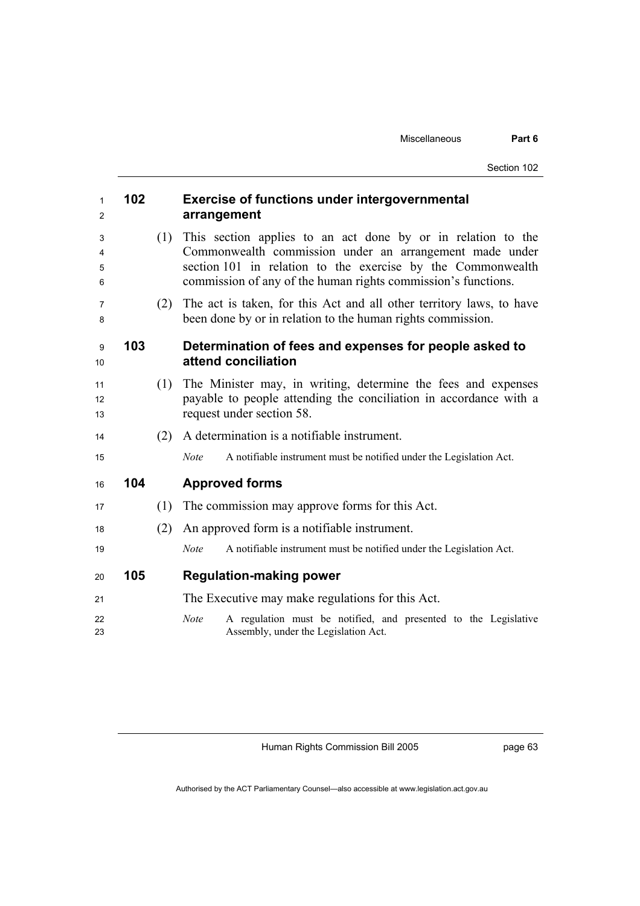## 102 Exercise of functions under intergovernmental arrangement

(1) This section applies to an act done by or in relation to the Commonwealth commission under an arrangement made under section 101 in relation to the exercise by the Commonwealth commission of any of the human rights commission's functions.

(2) The act is taken, for this Act and all other territory laws, to have been done by or in relation to the human rights commission.

## 103 Determination of fees and expenses for people asked to attend conciliation

(1) The Minister may, in writing, determine the fees and expenses payable to people attending the conciliation in accordance with a request under section 58.

(2) A determination is a notifiable instrument.

*Note* A notifiable instrument must be notified under the Legislation Act.

## 104 Approved forms

(1) The commission may approve forms for this Act.

(2) An approved form is a notifiable instrument.

*Note* A notifiable instrument must be notified under the Legislation Act.

## 105 Regulation-making power

The Executive may make regulations for this Act.

*Note* A regulation must be notified, and presented to the Legislative Assembly, under the Legislation Act.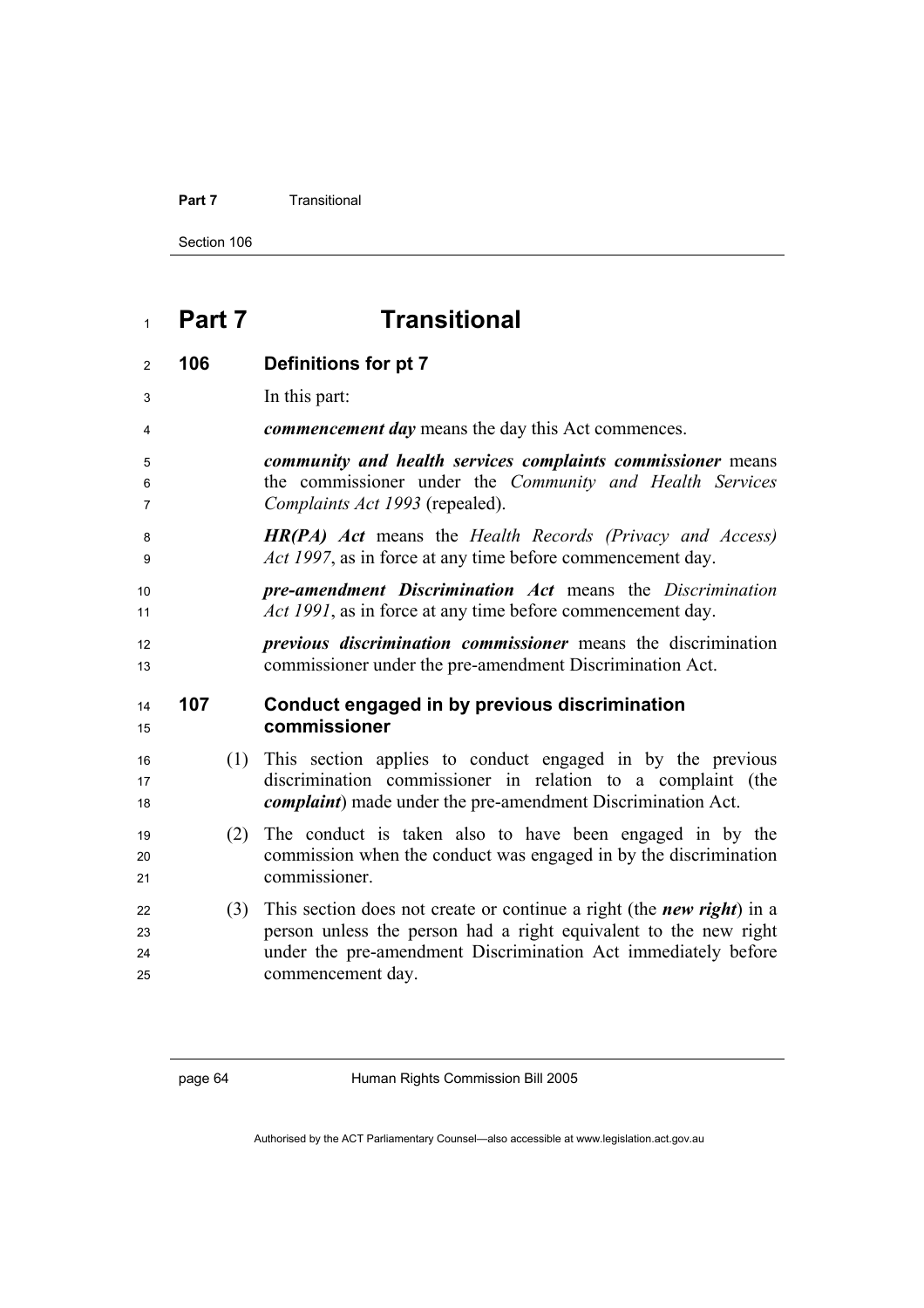# Part 7 Transitional

## 106 Definitions for pt 7

In this part:

***commencement day*** means the day this Act commences.

***community and health services complaints commissioner*** means the commissioner under the *Community and Health Services Complaints Act 1993* (repealed).

***HR(PA) Act*** means the *Health Records (Privacy and Access) Act 1997*, as in force at any time before commencement day.

***pre-amendment Discrimination Act*** means the *Discrimination Act 1991*, as in force at any time before commencement day.

***previous discrimination commissioner*** means the discrimination commissioner under the pre-amendment Discrimination Act.

## 107 Conduct engaged in by previous discrimination commissioner

(1) This section applies to conduct engaged in by the previous discrimination commissioner in relation to a complaint (the ***complaint***) made under the pre-amendment Discrimination Act.

(2) The conduct is taken also to have been engaged in by the commission when the conduct was engaged in by the discrimination commissioner.

(3) This section does not create or continue a right (the ***new right***) in a person unless the person had a right equivalent to the new right under the pre-amendment Discrimination Act immediately before commencement day.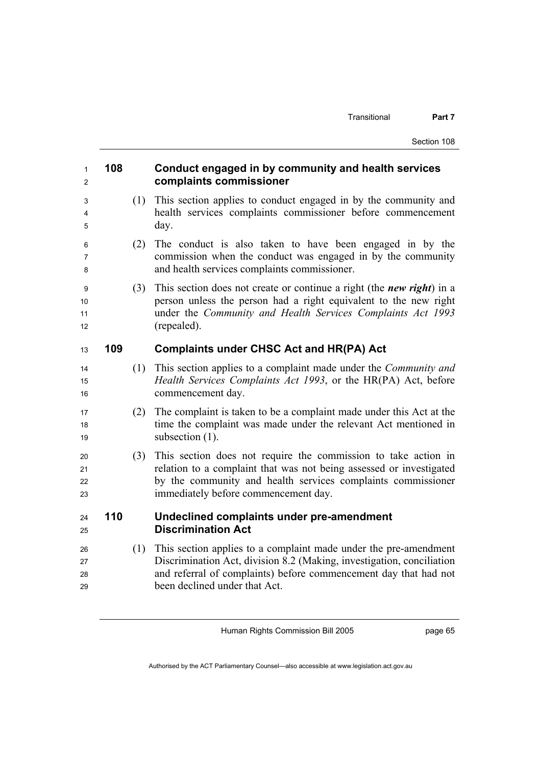## 108 Conduct engaged in by community and health services complaints commissioner

(1) This section applies to conduct engaged in by the community and health services complaints commissioner before commencement day.

(2) The conduct is also taken to have been engaged in by the commission when the conduct was engaged in by the community and health services complaints commissioner.

(3) This section does not create or continue a right (the ***new right***) in a person unless the person had a right equivalent to the new right under the *Community and Health Services Complaints Act 1993* (repealed).

## 109 Complaints under CHSC Act and HR(PA) Act

(1) This section applies to a complaint made under the *Community and Health Services Complaints Act 1993*, or the HR(PA) Act, before commencement day.

(2) The complaint is taken to be a complaint made under this Act at the time the complaint was made under the relevant Act mentioned in subsection (1).

(3) This section does not require the commission to take action in relation to a complaint that was not being assessed or investigated by the community and health services complaints commissioner immediately before commencement day.

## 110 Undeclined complaints under pre-amendment Discrimination Act

(1) This section applies to a complaint made under the pre-amendment Discrimination Act, division 8.2 (Making, investigation, conciliation and referral of complaints) before commencement day that had not been declined under that Act.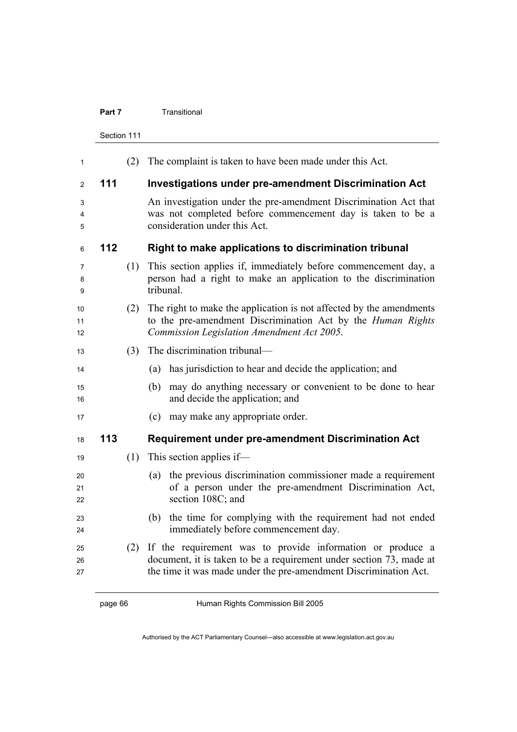(2) The complaint is taken to have been made under this Act.

### 111 Investigations under pre-amendment Discrimination Act

An investigation under the pre-amendment Discrimination Act that was not completed before commencement day is taken to be a consideration under this Act.

### 112 Right to make applications to discrimination tribunal

(1) This section applies if, immediately before commencement day, a person had a right to make an application to the discrimination tribunal.

(2) The right to make the application is not affected by the amendments to the pre-amendment Discrimination Act by the *Human Rights Commission Legislation Amendment Act 2005*.

(3) The discrimination tribunal—

(a) has jurisdiction to hear and decide the application; and

(b) may do anything necessary or convenient to be done to hear and decide the application; and

(c) may make any appropriate order.

### 113 Requirement under pre-amendment Discrimination Act

(1) This section applies if—

(a) the previous discrimination commissioner made a requirement of a person under the pre-amendment Discrimination Act, section 108C; and

(b) the time for complying with the requirement had not ended immediately before commencement day.

(2) If the requirement was to provide information or produce a document, it is taken to be a requirement under section 73, made at the time it was made under the pre-amendment Discrimination Act.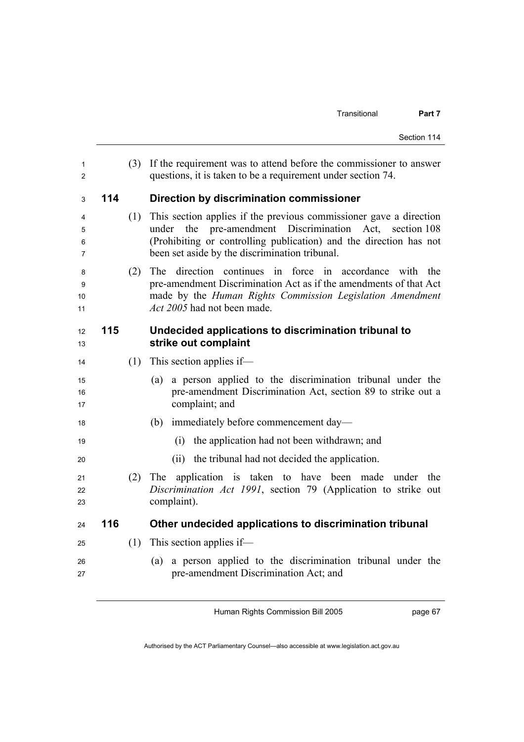(3) If the requirement was to attend before the commissioner to answer questions, it is taken to be a requirement under section 74.

### 114 Direction by discrimination commissioner

(1) This section applies if the previous commissioner gave a direction under the pre-amendment Discrimination Act, section 108 (Prohibiting or controlling publication) and the direction has not been set aside by the discrimination tribunal.

(2) The direction continues in force in accordance with the pre-amendment Discrimination Act as if the amendments of that Act made by the *Human Rights Commission Legislation Amendment Act 2005* had not been made.

### 115 Undecided applications to discrimination tribunal to strike out complaint

(1) This section applies if—

(a) a person applied to the discrimination tribunal under the pre-amendment Discrimination Act, section 89 to strike out a complaint; and

(b) immediately before commencement day—

(i) the application had not been withdrawn; and

(ii) the tribunal had not decided the application.

(2) The application is taken to have been made under the *Discrimination Act 1991*, section 79 (Application to strike out complaint).

### 116 Other undecided applications to discrimination tribunal

(1) This section applies if—

(a) a person applied to the discrimination tribunal under the pre-amendment Discrimination Act; and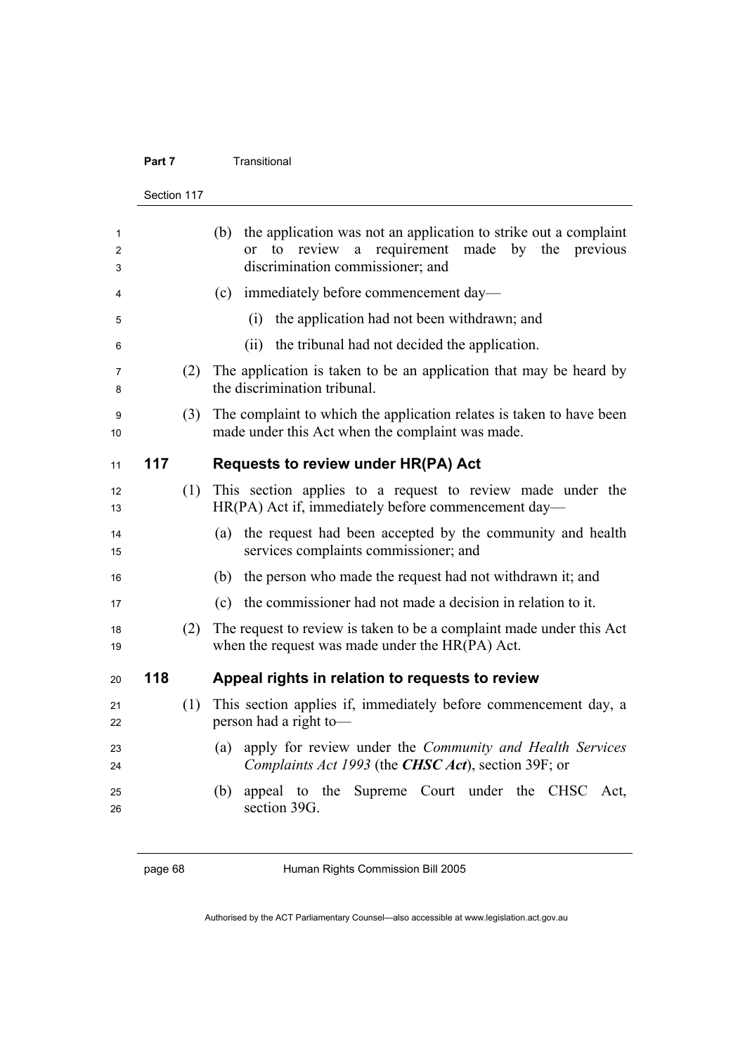(b) the application was not an application to strike out a complaint or to review a requirement made by the previous discrimination commissioner; and

(c) immediately before commencement day—

(i) the application had not been withdrawn; and

(ii) the tribunal had not decided the application.

(2) The application is taken to be an application that may be heard by the discrimination tribunal.

(3) The complaint to which the application relates is taken to have been made under this Act when the complaint was made.

## 117 Requests to review under HR(PA) Act

(1) This section applies to a request to review made under the HR(PA) Act if, immediately before commencement day—

(a) the request had been accepted by the community and health services complaints commissioner; and

(b) the person who made the request had not withdrawn it; and

(c) the commissioner had not made a decision in relation to it.

(2) The request to review is taken to be a complaint made under this Act when the request was made under the HR(PA) Act.

## 118 Appeal rights in relation to requests to review

(1) This section applies if, immediately before commencement day, a person had a right to—

(a) apply for review under the *Community and Health Services Complaints Act 1993* (the ***CHSC Act***), section 39F; or

(b) appeal to the Supreme Court under the CHSC Act, section 39G.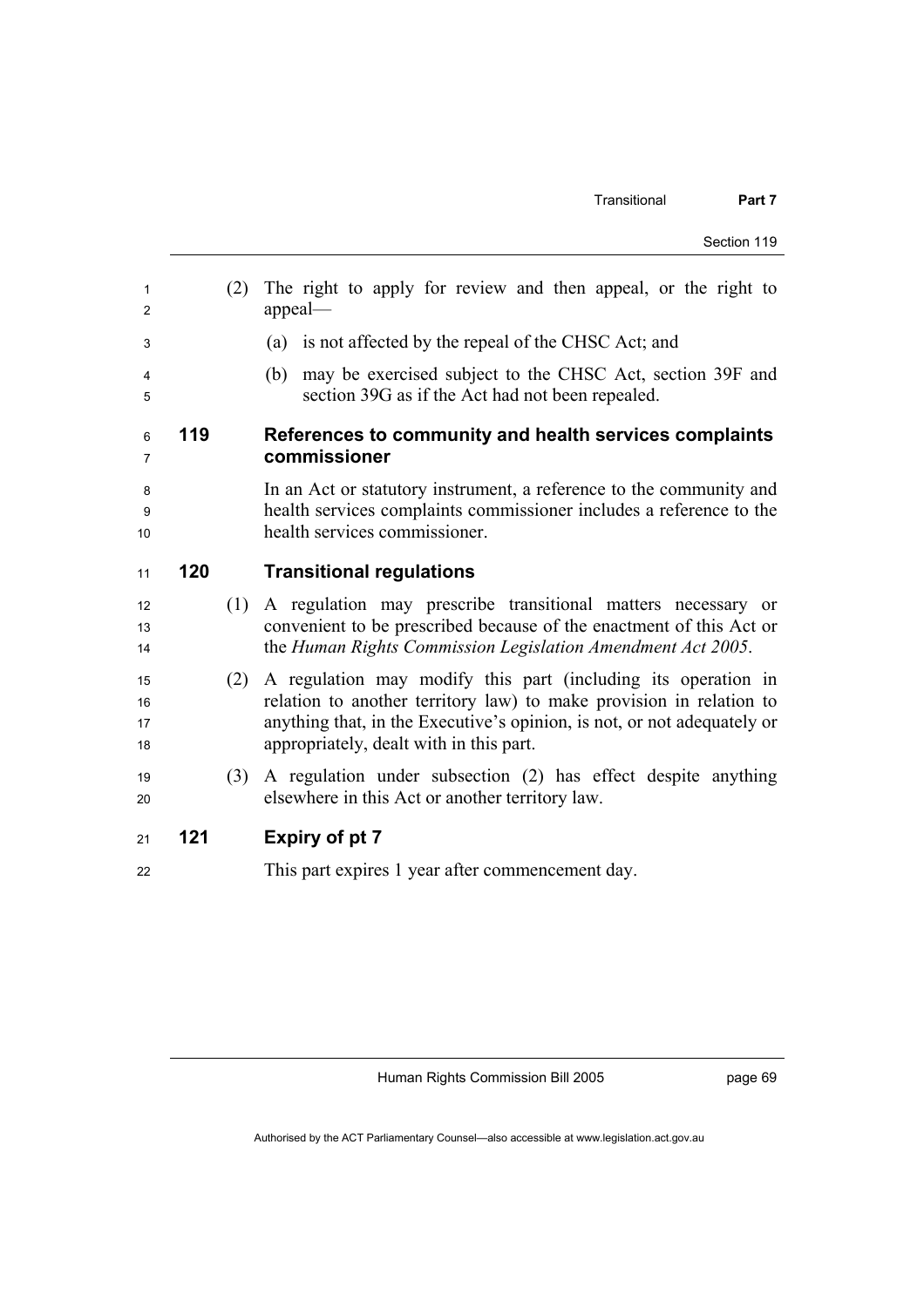(2) The right to apply for review and then appeal, or the right to appeal—

(a) is not affected by the repeal of the CHSC Act; and

(b) may be exercised subject to the CHSC Act, section 39F and section 39G as if the Act had not been repealed.

### 119 References to community and health services complaints commissioner

In an Act or statutory instrument, a reference to the community and health services complaints commissioner includes a reference to the health services commissioner.

### 120 Transitional regulations

(1) A regulation may prescribe transitional matters necessary or convenient to be prescribed because of the enactment of this Act or the *Human Rights Commission Legislation Amendment Act 2005*.

(2) A regulation may modify this part (including its operation in relation to another territory law) to make provision in relation to anything that, in the Executive's opinion, is not, or not adequately or appropriately, dealt with in this part.

(3) A regulation under subsection (2) has effect despite anything elsewhere in this Act or another territory law.

### 121 Expiry of pt 7

This part expires 1 year after commencement day.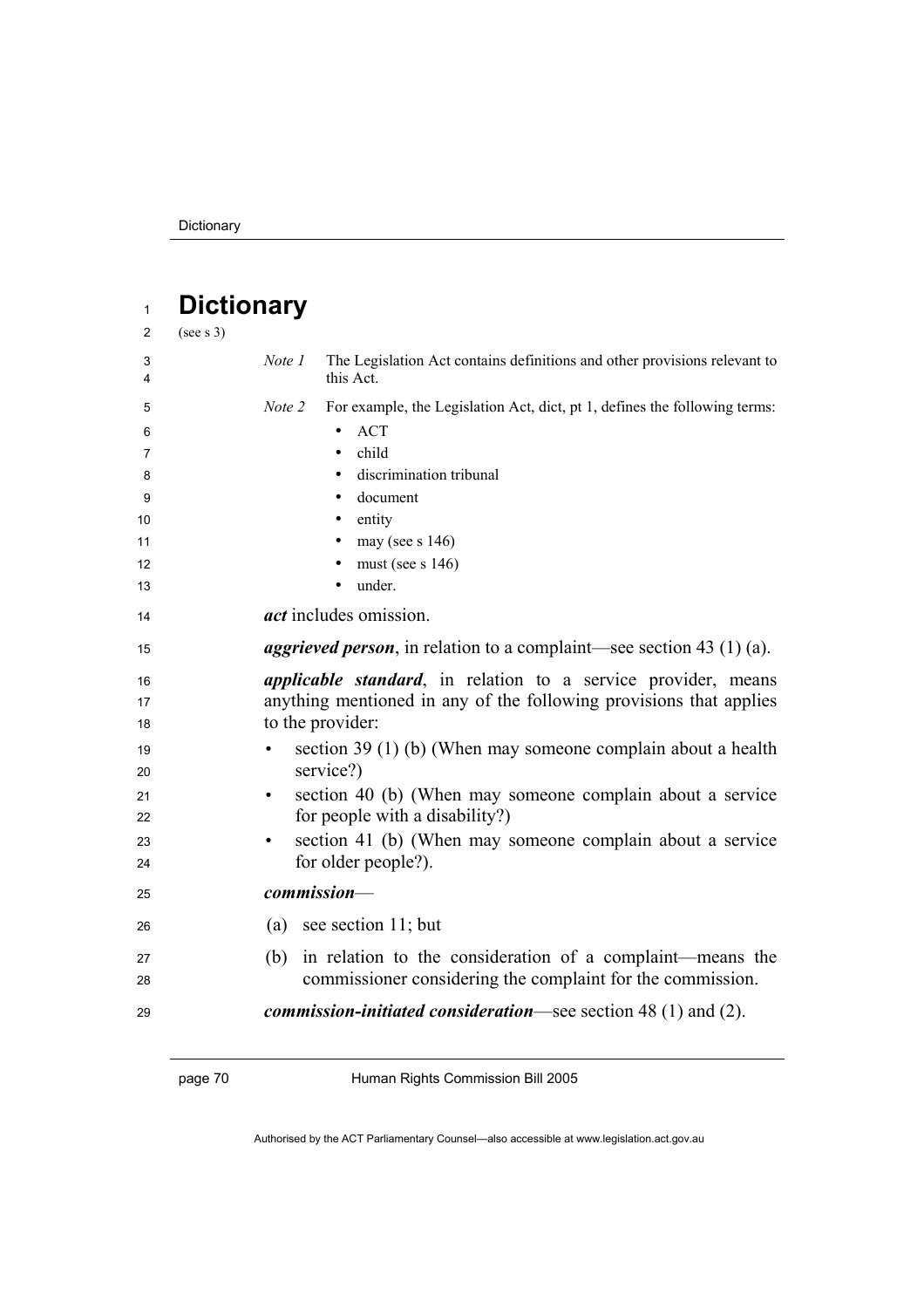# Dictionary

(see s 3)

*Note 1* The Legislation Act contains definitions and other provisions relevant to this Act.

*Note 2* For example, the Legislation Act, dict, pt 1, defines the following terms:

- ACT
- child
- discrimination tribunal
- document
- entity
- may (see s 146)
- must (see s 146)
- under.

***act*** includes omission.

***aggrieved person***, in relation to a complaint—see section 43 (1) (a).

***applicable standard***, in relation to a service provider, means anything mentioned in any of the following provisions that applies to the provider:

- section 39 (1) (b) (When may someone complain about a health service?)
- section 40 (b) (When may someone complain about a service for people with a disability?)
- section 41 (b) (When may someone complain about a service for older people?).

***commission***—

(a) see section 11; but

(b) in relation to the consideration of a complaint—means the commissioner considering the complaint for the commission.

***commission-initiated consideration***—see section 48 (1) and (2).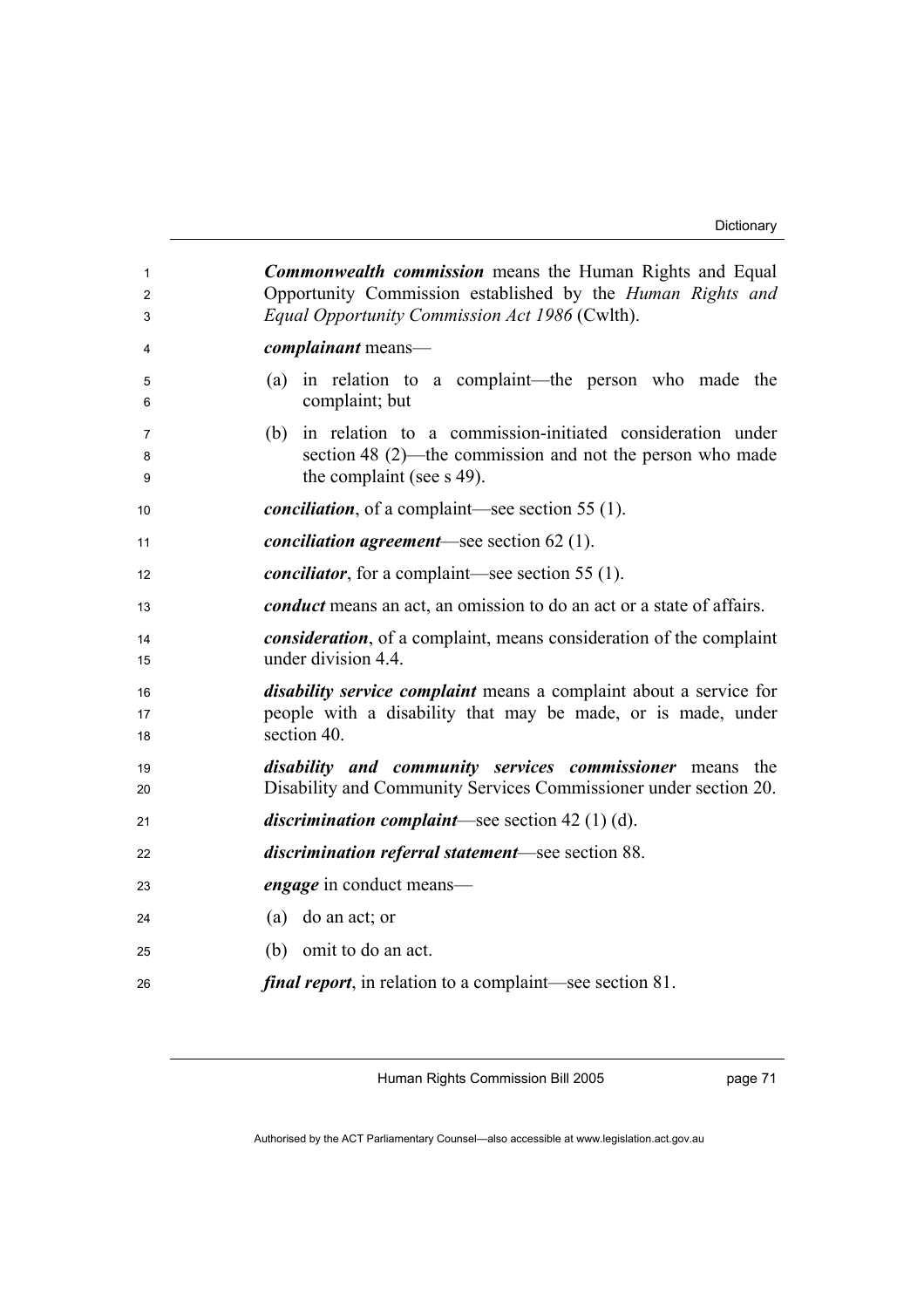***Commonwealth commission*** means the Human Rights and Equal Opportunity Commission established by the *Human Rights and Equal Opportunity Commission Act 1986* (Cwlth).

***complainant*** means—

(a) in relation to a complaint—the person who made the complaint; but

(b) in relation to a commission-initiated consideration under section 48 (2)—the commission and not the person who made the complaint (see s 49).

***conciliation***, of a complaint—see section 55 (1).

***conciliation agreement***—see section 62 (1).

***conciliator***, for a complaint—see section 55 (1).

***conduct*** means an act, an omission to do an act or a state of affairs.

***consideration***, of a complaint, means consideration of the complaint under division 4.4.

***disability service complaint*** means a complaint about a service for people with a disability that may be made, or is made, under section 40.

***disability and community services commissioner*** means the Disability and Community Services Commissioner under section 20.

***discrimination complaint***—see section 42 (1) (d).

***discrimination referral statement***—see section 88.

***engage*** in conduct means—

(a) do an act; or

(b) omit to do an act.

***final report***, in relation to a complaint—see section 81.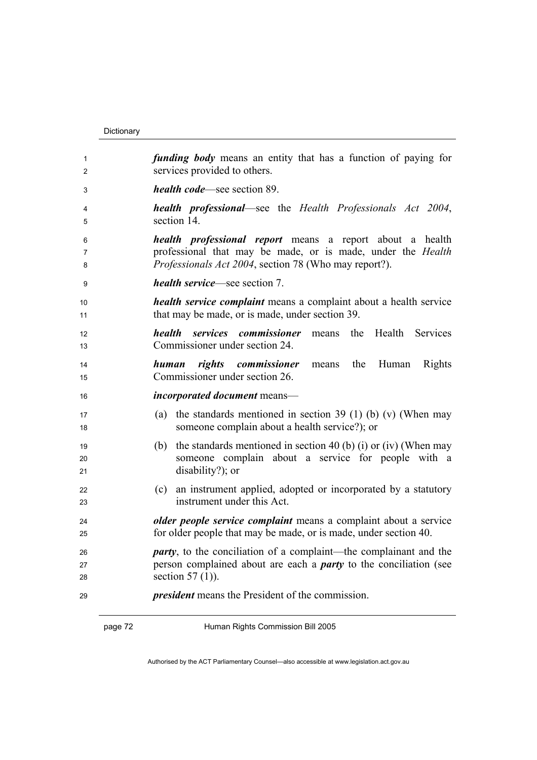***funding body*** means an entity that has a function of paying for services provided to others.

***health code***—see section 89.

***health professional***—see the *Health Professionals Act 2004*, section 14.

***health professional report*** means a report about a health professional that may be made, or is made, under the *Health Professionals Act 2004*, section 78 (Who may report?).

***health service***—see section 7.

***health service complaint*** means a complaint about a health service that may be made, or is made, under section 39.

***health services commissioner*** means the Health Services Commissioner under section 24.

***human rights commissioner*** means the Human Rights Commissioner under section 26.

***incorporated document*** means—

(a) the standards mentioned in section 39 (1) (b) (v) (When may someone complain about a health service?); or

(b) the standards mentioned in section 40 (b) (i) or (iv) (When may someone complain about a service for people with a disability?); or

(c) an instrument applied, adopted or incorporated by a statutory instrument under this Act.

***older people service complaint*** means a complaint about a service for older people that may be made, or is made, under section 40.

***party***, to the conciliation of a complaint—the complainant and the person complained about are each a ***party*** to the conciliation (see section 57 (1)).

***president*** means the President of the commission.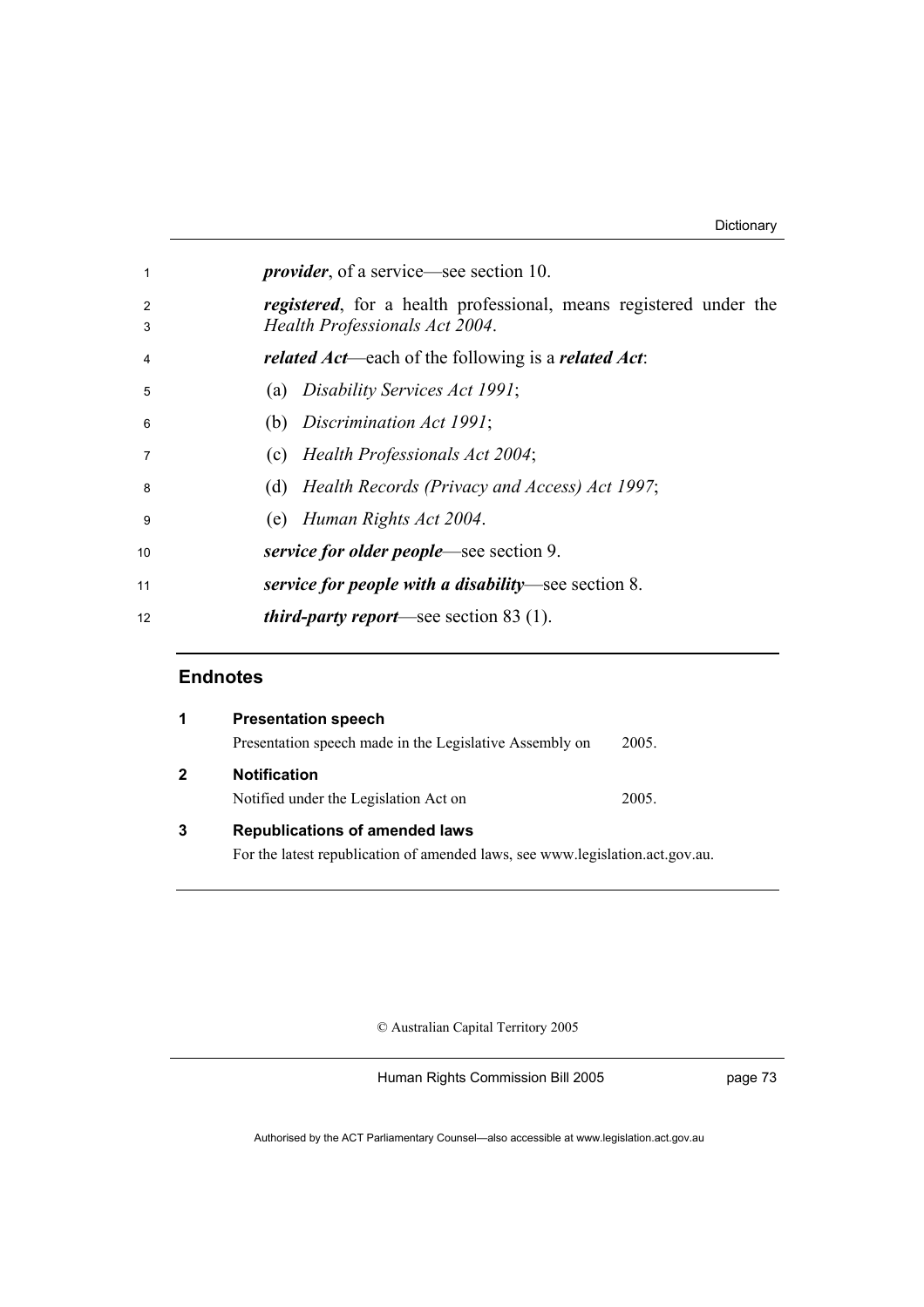***provider***, of a service—see section 10.

***registered***, for a health professional, means registered under the *Health Professionals Act 2004*.

***related Act***—each of the following is a ***related Act***:

(a) *Disability Services Act 1991*;

(b) *Discrimination Act 1991*;

(c) *Health Professionals Act 2004*;

(d) *Health Records (Privacy and Access) Act 1997*;

(e) *Human Rights Act 2004*.

***service for older people***—see section 9.

***service for people with a disability***—see section 8.

***third-party report***—see section 83 (1).

## Endnotes

**1 Presentation speech**

Presentation speech made in the Legislative Assembly on 2005.

**2 Notification**

Notified under the Legislation Act on 2005.

**3 Republications of amended laws**

For the latest republication of amended laws, see www.legislation.act.gov.au.

© Australian Capital Territory 2005